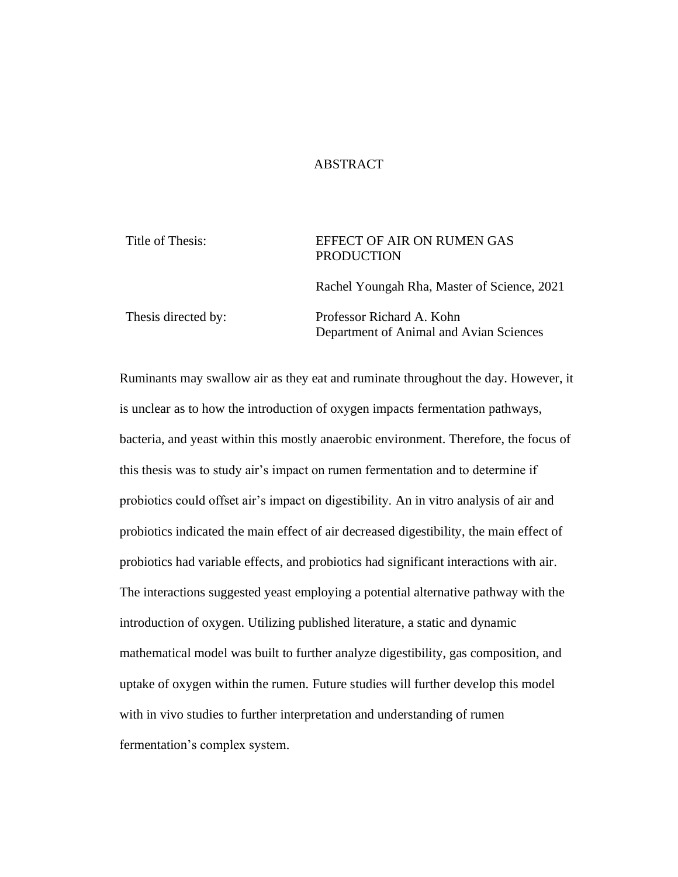# ABSTRACT

| | |
|---|---|
| Title of Thesis: | EFFECT OF AIR ON RUMEN GAS PRODUCTION |
| | Rachel Youngah Rha, Master of Science, 2021 |
| Thesis directed by: | Professor Richard A. Kohn<br>Department of Animal and Avian Sciences |

Ruminants may swallow air as they eat and ruminate throughout the day. However, it is unclear as to how the introduction of oxygen impacts fermentation pathways, bacteria, and yeast within this mostly anaerobic environment. Therefore, the focus of this thesis was to study air's impact on rumen fermentation and to determine if probiotics could offset air's impact on digestibility. An in vitro analysis of air and probiotics indicated the main effect of air decreased digestibility, the main effect of probiotics had variable effects, and probiotics had significant interactions with air. The interactions suggested yeast employing a potential alternative pathway with the introduction of oxygen. Utilizing published literature, a static and dynamic mathematical model was built to further analyze digestibility, gas composition, and uptake of oxygen within the rumen. Future studies will further develop this model with in vivo studies to further interpretation and understanding of rumen fermentation's complex system.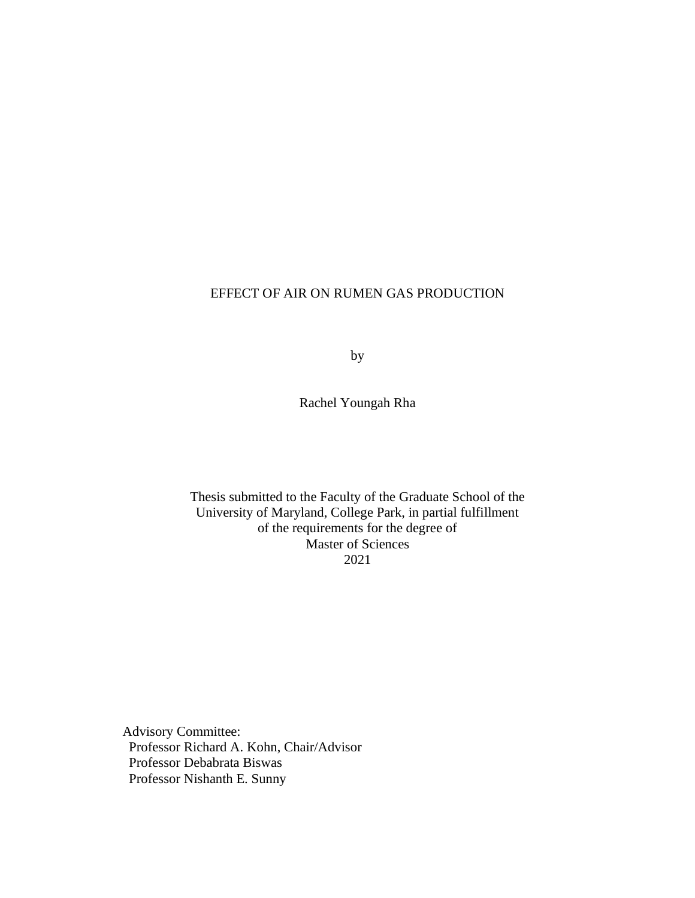# EFFECT OF AIR ON RUMEN GAS PRODUCTION

by

Rachel Youngah Rha

Thesis submitted to the Faculty of the Graduate School of the
University of Maryland, College Park, in partial fulfillment
of the requirements for the degree of
Master of Sciences
2021

Advisory Committee:
Professor Richard A. Kohn, Chair/Advisor
Professor Debabrata Biswas
Professor Nishanth E. Sunny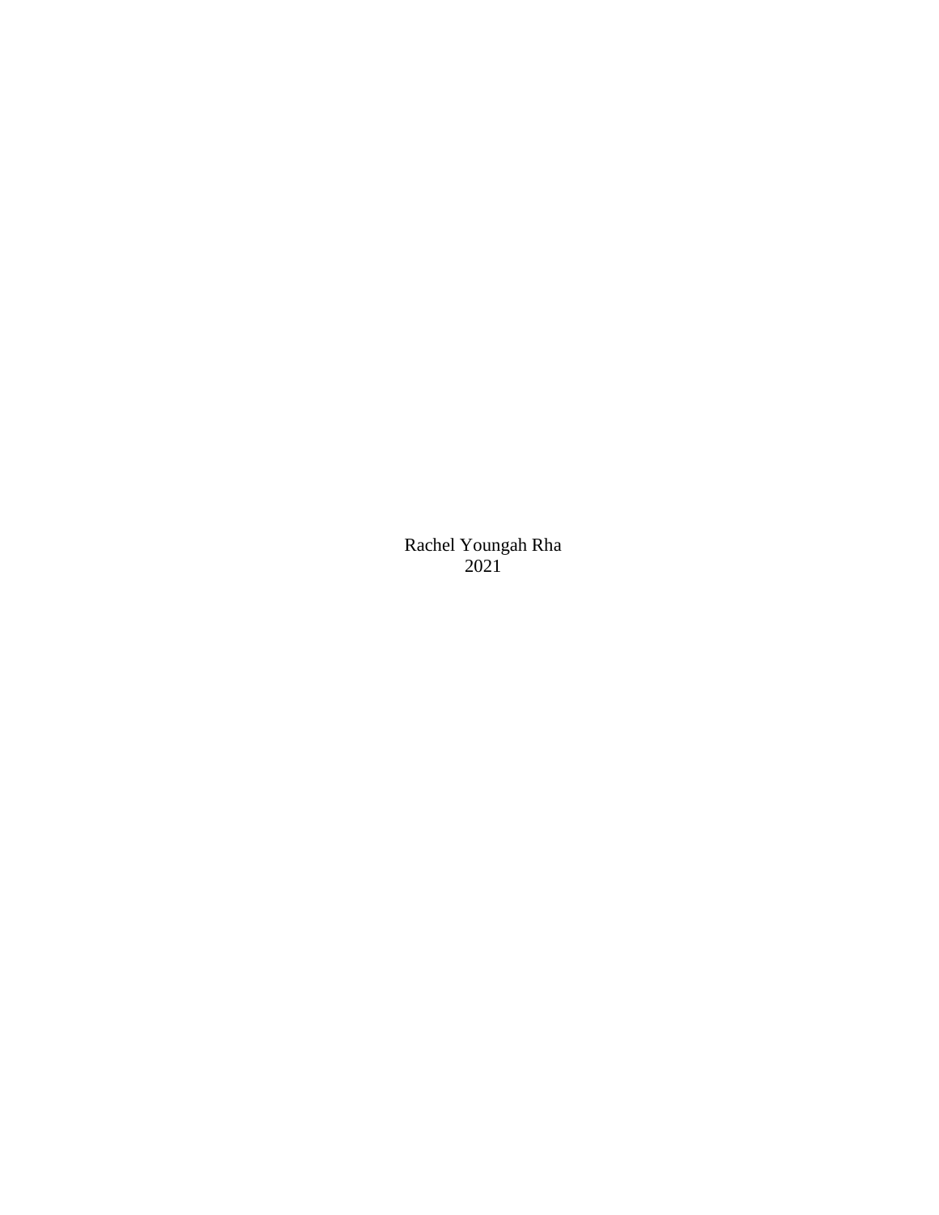Rachel Youngah Rha
2021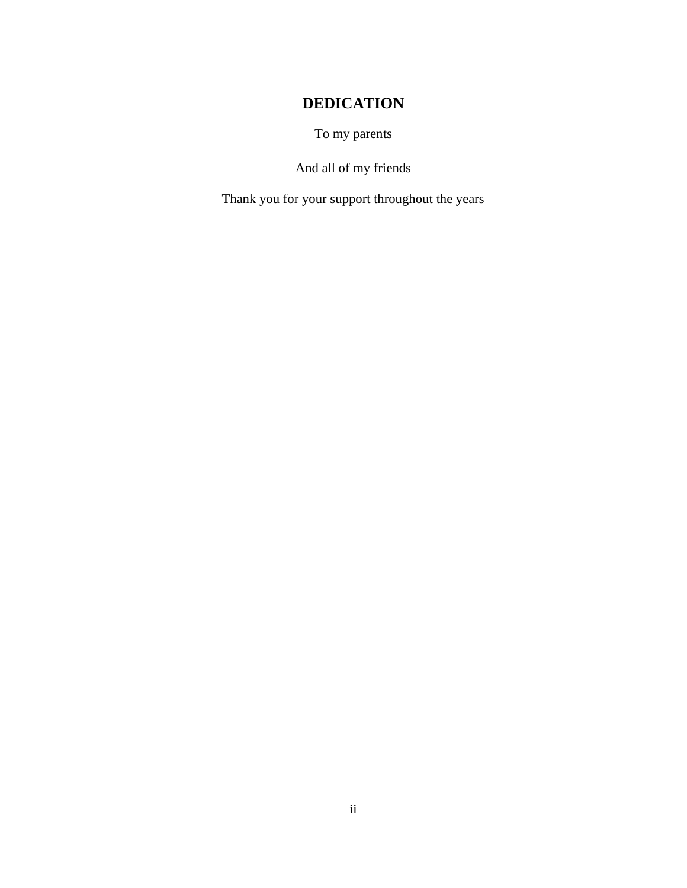# DEDICATION

To my parents

And all of my friends

Thank you for your support throughout the years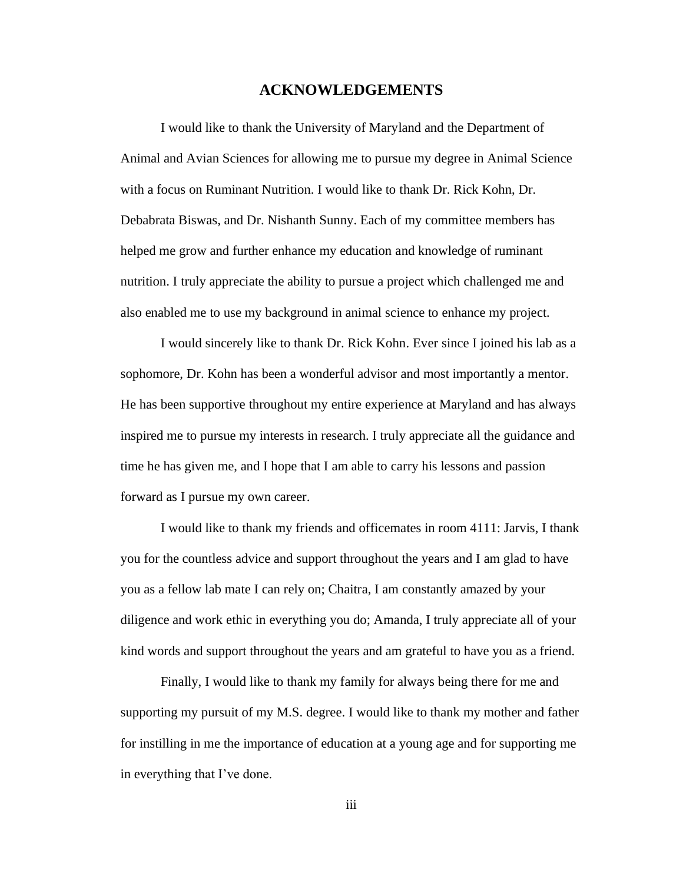# ACKNOWLEDGEMENTS

I would like to thank the University of Maryland and the Department of Animal and Avian Sciences for allowing me to pursue my degree in Animal Science with a focus on Ruminant Nutrition. I would like to thank Dr. Rick Kohn, Dr. Debabrata Biswas, and Dr. Nishanth Sunny. Each of my committee members has helped me grow and further enhance my education and knowledge of ruminant nutrition. I truly appreciate the ability to pursue a project which challenged me and also enabled me to use my background in animal science to enhance my project.

I would sincerely like to thank Dr. Rick Kohn. Ever since I joined his lab as a sophomore, Dr. Kohn has been a wonderful advisor and most importantly a mentor. He has been supportive throughout my entire experience at Maryland and has always inspired me to pursue my interests in research. I truly appreciate all the guidance and time he has given me, and I hope that I am able to carry his lessons and passion forward as I pursue my own career.

I would like to thank my friends and officemates in room 4111: Jarvis, I thank you for the countless advice and support throughout the years and I am glad to have you as a fellow lab mate I can rely on; Chaitra, I am constantly amazed by your diligence and work ethic in everything you do; Amanda, I truly appreciate all of your kind words and support throughout the years and am grateful to have you as a friend.

Finally, I would like to thank my family for always being there for me and supporting my pursuit of my M.S. degree. I would like to thank my mother and father for instilling in me the importance of education at a young age and for supporting me in everything that I've done.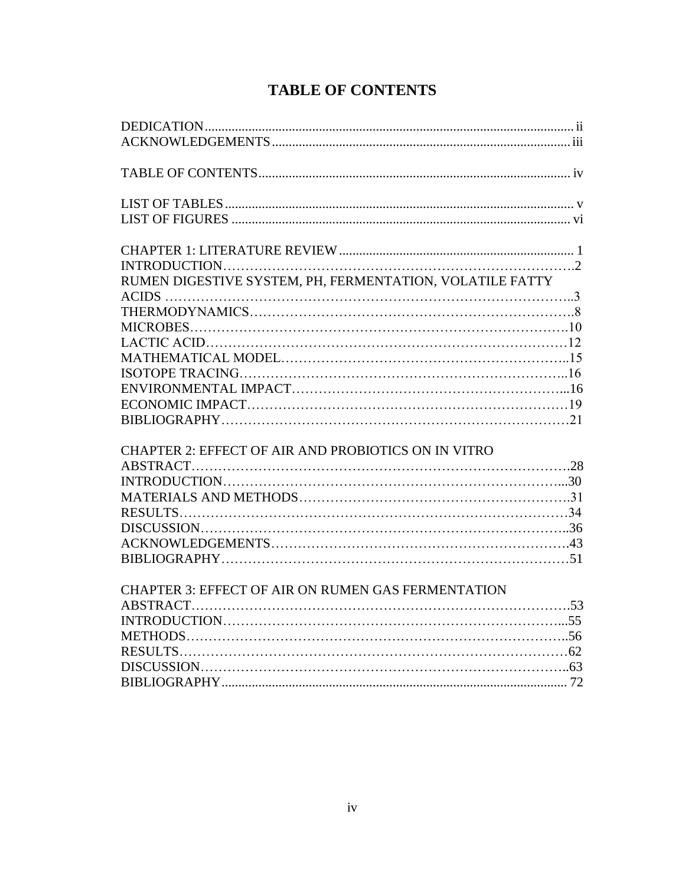# TABLE OF CONTENTS

DEDICATION............................................................................................................ ii
ACKNOWLEDGEMENTS........................................................................................ iii

TABLE OF CONTENTS............................................................................................ iv

LIST OF TABLES....................................................................................................... v
LIST OF FIGURES .................................................................................................... vi

CHAPTER 1: LITERATURE REVIEW...................................................................... 1
INTRODUCTION……………………………………………………………………….2
RUMEN DIGESTIVE SYSTEM, PH, FERMENTATION, VOLATILE FATTY ACIDS ………………………………………………………………………..3
THERMODYNAMICS…………………………………………………………………….8
MICROBES……………………………………………………………………….10
LACTIC ACID…………………………………………………………………12
MATHEMATICAL MODEL……………………………………………………..15
ISOTOPE TRACING……………………………………………………………..16
ENVIRONMENTAL IMPACT…………………………………………………...16
ECONOMIC IMPACT………………………………………………………….19
BIBLIOGRAPHY…………………………………………………………………21

CHAPTER 2: EFFECT OF AIR AND PROBIOTICS ON IN VITRO
ABSTRACT……………………………………………………………………….28
INTRODUCTION…………………………………………………………………...30
MATERIALS AND METHODS…………………………………………………….31
RESULTS………………………………………………………………………….34
DISCUSSION……………………………………………………………………..36
ACKNOWLEDGEMENTS…………………………………………………………….43
BIBLIOGRAPHY………………………………………………………………….51

CHAPTER 3: EFFECT OF AIR ON RUMEN GAS FERMENTATION
ABSTRACT……………………………………………………………………….53
INTRODUCTION…………………………………………………………………...55
METHODS…………………………………………………………………………..56
RESULTS……………………………………………………………………………62
DISCUSSION………………………………………………………………………..63
BIBLIOGRAPHY...................................................................................................... 72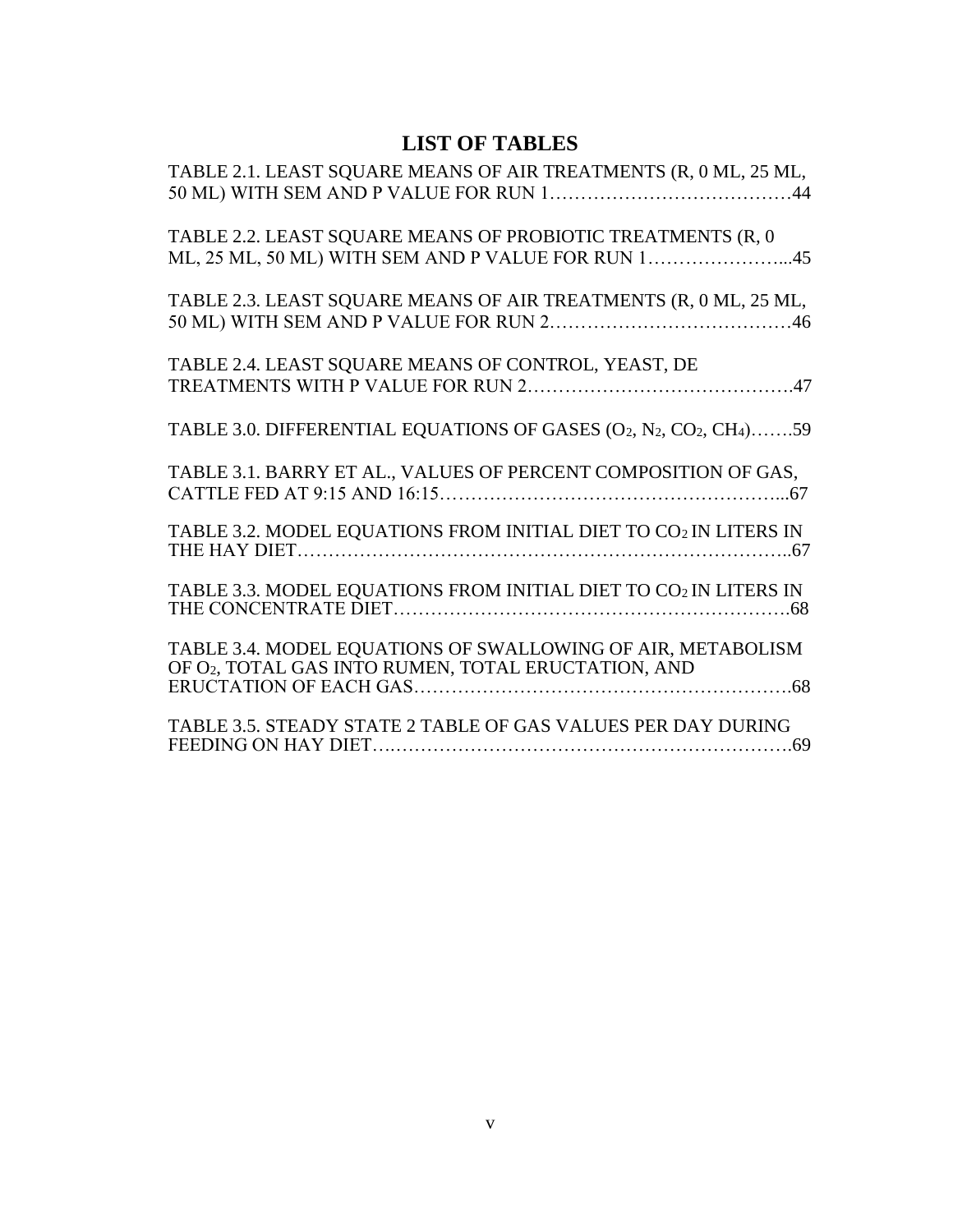# LIST OF TABLES

TABLE 2.1. LEAST SQUARE MEANS OF AIR TREATMENTS (R, 0 ML, 25 ML, 50 ML) WITH SEM AND P VALUE FOR RUN 1…………………………………44

TABLE 2.2. LEAST SQUARE MEANS OF PROBIOTIC TREATMENTS (R, 0 ML, 25 ML, 50 ML) WITH SEM AND P VALUE FOR RUN 1…………………...45

TABLE 2.3. LEAST SQUARE MEANS OF AIR TREATMENTS (R, 0 ML, 25 ML, 50 ML) WITH SEM AND P VALUE FOR RUN 2…………………………………46

TABLE 2.4. LEAST SQUARE MEANS OF CONTROL, YEAST, DE TREATMENTS WITH P VALUE FOR RUN 2…………………………………….47

TABLE 3.0. DIFFERENTIAL EQUATIONS OF GASES ($O_2$, $N_2$, $CO_2$, $CH_4$)…….59

TABLE 3.1. BARRY ET AL., VALUES OF PERCENT COMPOSITION OF GAS, CATTLE FED AT 9:15 AND 16:15……………………………………………...67

TABLE 3.2. MODEL EQUATIONS FROM INITIAL DIET TO $CO_2$ IN LITERS IN THE HAY DIET…………………………………………………………………..67

TABLE 3.3. MODEL EQUATIONS FROM INITIAL DIET TO $CO_2$ IN LITERS IN THE CONCENTRATE DIET…………………………………………………….68

TABLE 3.4. MODEL EQUATIONS OF SWALLOWING OF AIR, METABOLISM OF $O_2$, TOTAL GAS INTO RUMEN, TOTAL ERUCTATION, AND ERUCTATION OF EACH GAS…………………………………………………….68

TABLE 3.5. STEADY STATE 2 TABLE OF GAS VALUES PER DAY DURING FEEDING ON HAY DIET….…………………………………………………….69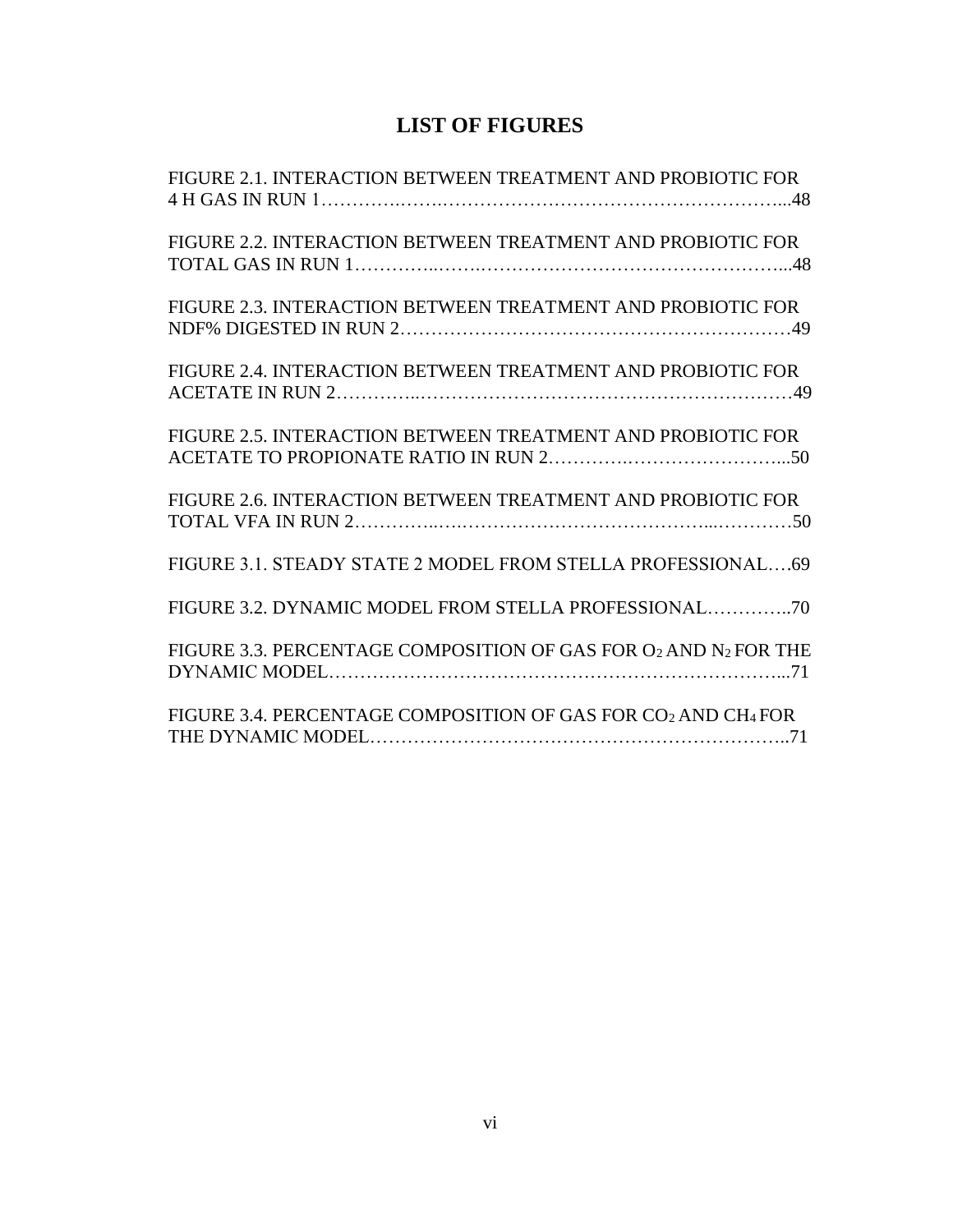# LIST OF FIGURES

FIGURE 2.1. INTERACTION BETWEEN TREATMENT AND PROBIOTIC FOR 4 H GAS IN RUN 1………….…….……………………………………………...48

FIGURE 2.2. INTERACTION BETWEEN TREATMENT AND PROBIOTIC FOR TOTAL GAS IN RUN 1…………..…….…………………………………………...48

FIGURE 2.3. INTERACTION BETWEEN TREATMENT AND PROBIOTIC FOR NDF% DIGESTED IN RUN 2…………………………………………………………49

FIGURE 2.4. INTERACTION BETWEEN TREATMENT AND PROBIOTIC FOR ACETATE IN RUN 2…………..……………………………………………………49

FIGURE 2.5. INTERACTION BETWEEN TREATMENT AND PROBIOTIC FOR ACETATE TO PROPIONATE RATIO IN RUN 2………….……………………...50

FIGURE 2.6. INTERACTION BETWEEN TREATMENT AND PROBIOTIC FOR TOTAL VFA IN RUN 2…………..….…………………………………...…………50

FIGURE 3.1. STEADY STATE 2 MODEL FROM STELLA PROFESSIONAL….69

FIGURE 3.2. DYNAMIC MODEL FROM STELLA PROFESSIONAL…………..70

FIGURE 3.3. PERCENTAGE COMPOSITION OF GAS FOR $O_2$ AND $N_2$ FOR THE DYNAMIC MODEL……………………………………………………………...71

FIGURE 3.4. PERCENTAGE COMPOSITION OF GAS FOR $CO_2$ AND $CH_4$ FOR THE DYNAMIC MODEL………………………………………………………..71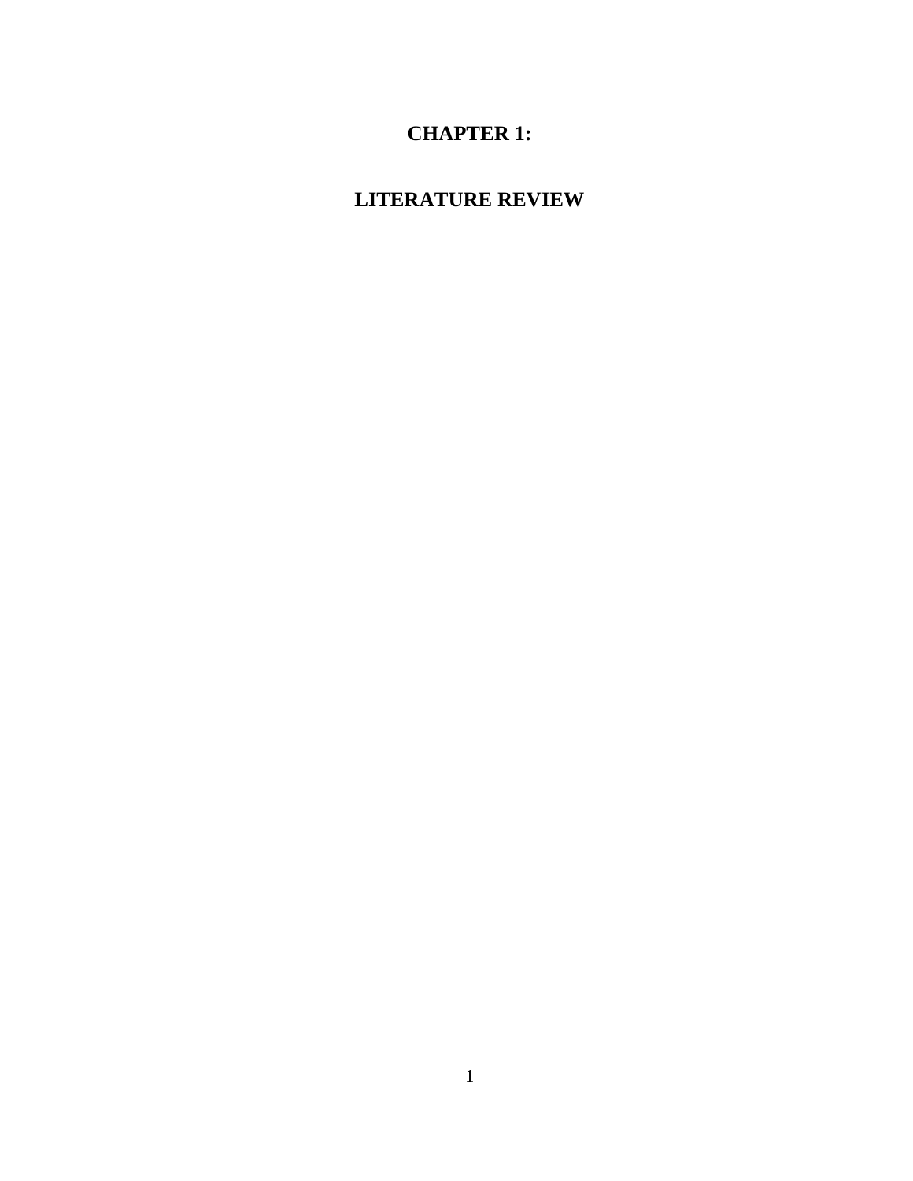# CHAPTER 1:

# LITERATURE REVIEW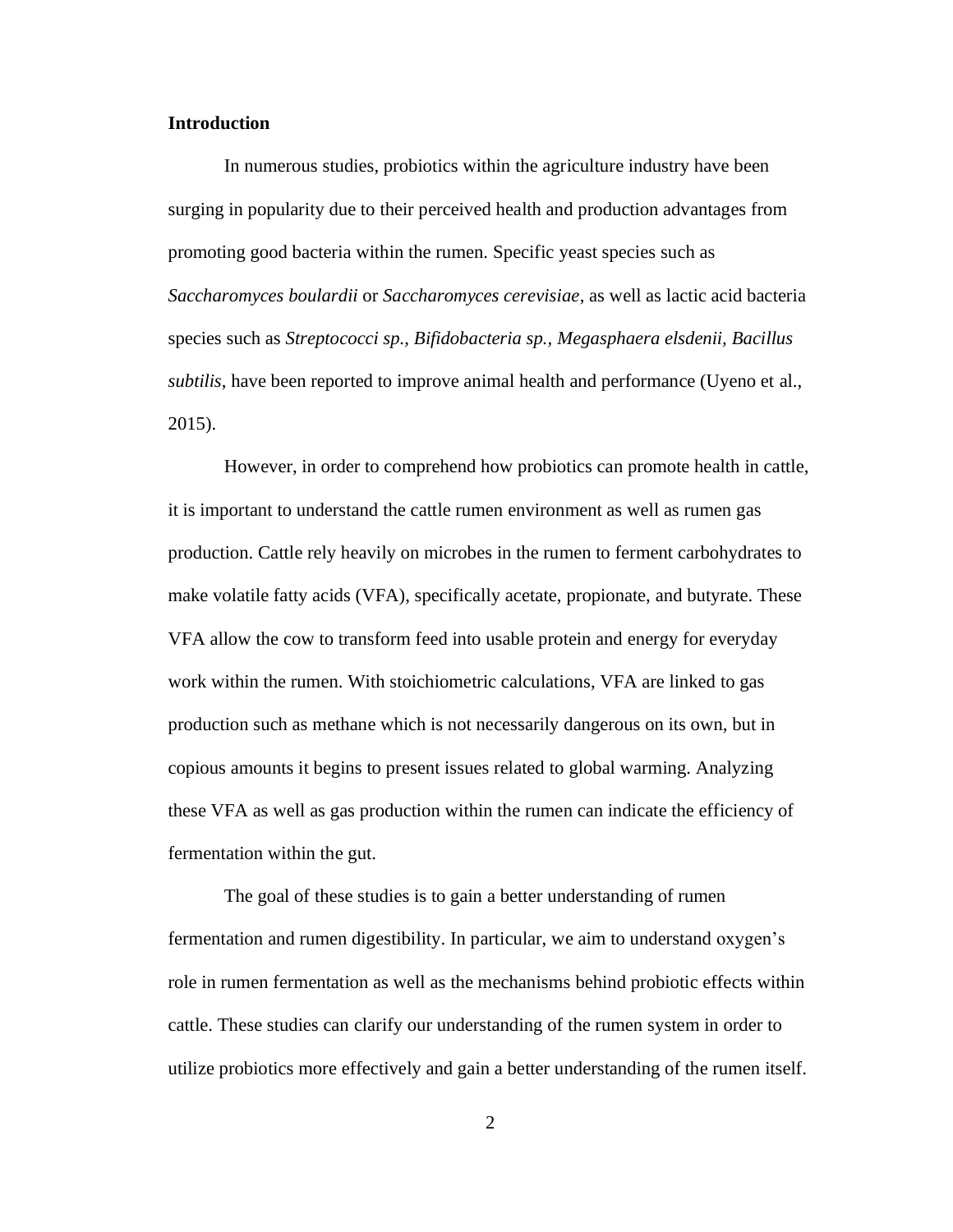**Introduction**

In numerous studies, probiotics within the agriculture industry have been surging in popularity due to their perceived health and production advantages from promoting good bacteria within the rumen. Specific yeast species such as *Saccharomyces boulardii* or *Saccharomyces cerevisiae*, as well as lactic acid bacteria species such as *Streptococci sp., Bifidobacteria sp., Megasphaera elsdenii, Bacillus subtilis*, have been reported to improve animal health and performance (Uyeno et al., 2015).

However, in order to comprehend how probiotics can promote health in cattle, it is important to understand the cattle rumen environment as well as rumen gas production. Cattle rely heavily on microbes in the rumen to ferment carbohydrates to make volatile fatty acids (VFA), specifically acetate, propionate, and butyrate. These VFA allow the cow to transform feed into usable protein and energy for everyday work within the rumen. With stoichiometric calculations, VFA are linked to gas production such as methane which is not necessarily dangerous on its own, but in copious amounts it begins to present issues related to global warming. Analyzing these VFA as well as gas production within the rumen can indicate the efficiency of fermentation within the gut.

The goal of these studies is to gain a better understanding of rumen fermentation and rumen digestibility. In particular, we aim to understand oxygen's role in rumen fermentation as well as the mechanisms behind probiotic effects within cattle. These studies can clarify our understanding of the rumen system in order to utilize probiotics more effectively and gain a better understanding of the rumen itself.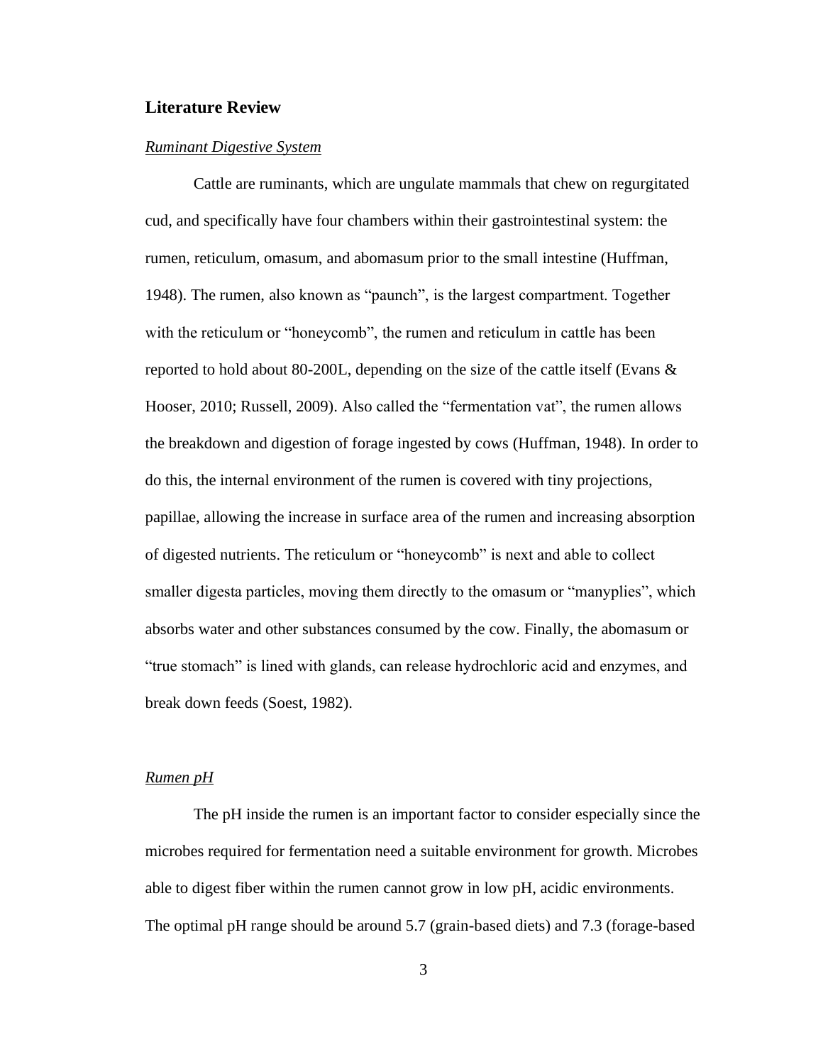## Literature Review

### *Ruminant Digestive System*

Cattle are ruminants, which are ungulate mammals that chew on regurgitated cud, and specifically have four chambers within their gastrointestinal system: the rumen, reticulum, omasum, and abomasum prior to the small intestine (Huffman, 1948). The rumen, also known as "paunch", is the largest compartment. Together with the reticulum or "honeycomb", the rumen and reticulum in cattle has been reported to hold about 80-200L, depending on the size of the cattle itself (Evans & Hooser, 2010; Russell, 2009). Also called the "fermentation vat", the rumen allows the breakdown and digestion of forage ingested by cows (Huffman, 1948). In order to do this, the internal environment of the rumen is covered with tiny projections, papillae, allowing the increase in surface area of the rumen and increasing absorption of digested nutrients. The reticulum or "honeycomb" is next and able to collect smaller digesta particles, moving them directly to the omasum or "manyplies", which absorbs water and other substances consumed by the cow. Finally, the abomasum or "true stomach" is lined with glands, can release hydrochloric acid and enzymes, and break down feeds (Soest, 1982).

### *Rumen pH*

The pH inside the rumen is an important factor to consider especially since the microbes required for fermentation need a suitable environment for growth. Microbes able to digest fiber within the rumen cannot grow in low pH, acidic environments. The optimal pH range should be around 5.7 (grain-based diets) and 7.3 (forage-based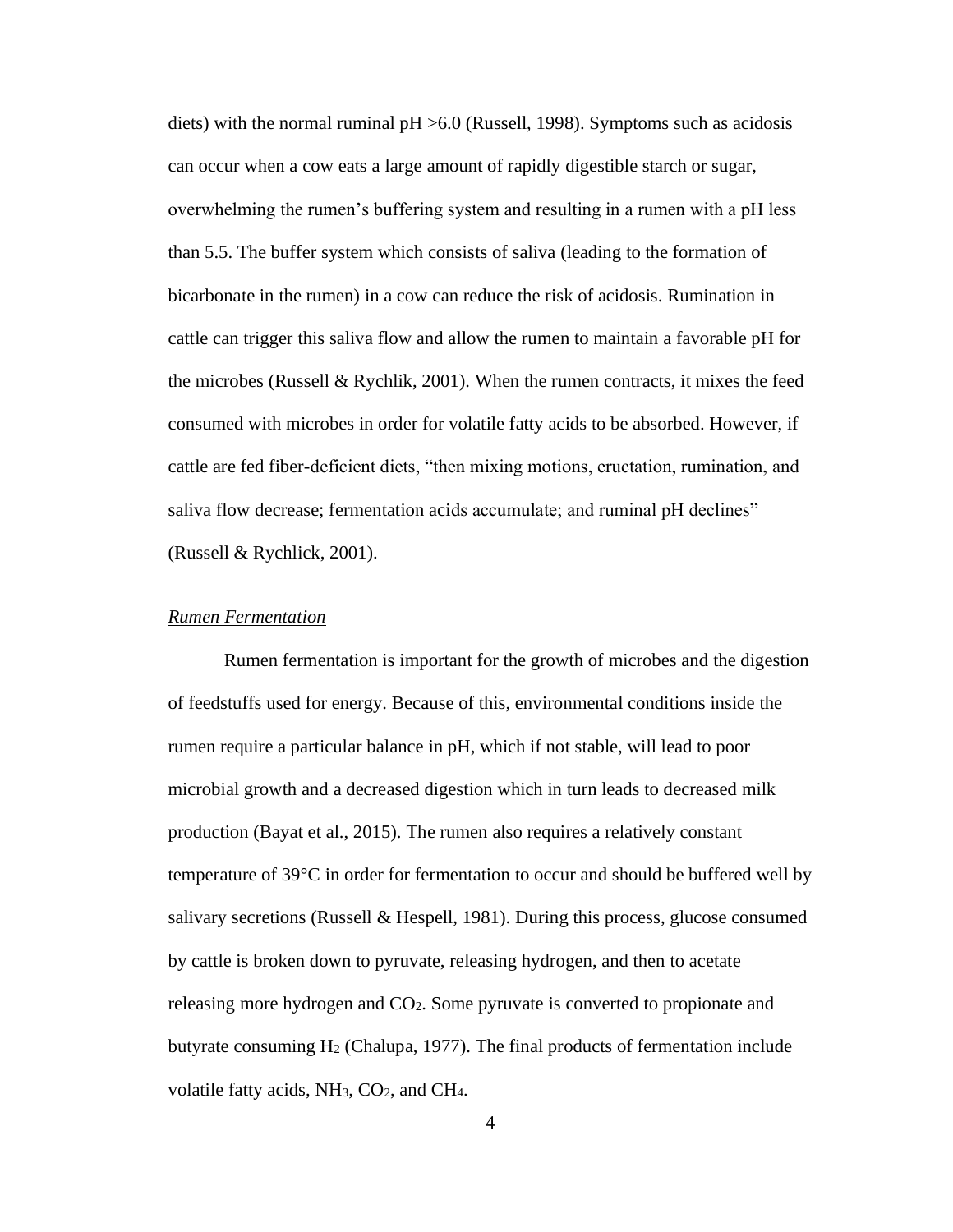diets) with the normal ruminal pH >6.0 (Russell, 1998). Symptoms such as acidosis can occur when a cow eats a large amount of rapidly digestible starch or sugar, overwhelming the rumen's buffering system and resulting in a rumen with a pH less than 5.5. The buffer system which consists of saliva (leading to the formation of bicarbonate in the rumen) in a cow can reduce the risk of acidosis. Rumination in cattle can trigger this saliva flow and allow the rumen to maintain a favorable pH for the microbes (Russell & Rychlik, 2001). When the rumen contracts, it mixes the feed consumed with microbes in order for volatile fatty acids to be absorbed. However, if cattle are fed fiber-deficient diets, "then mixing motions, eructation, rumination, and saliva flow decrease; fermentation acids accumulate; and ruminal pH declines" (Russell & Rychlick, 2001).

*Rumen Fermentation*

Rumen fermentation is important for the growth of microbes and the digestion of feedstuffs used for energy. Because of this, environmental conditions inside the rumen require a particular balance in pH, which if not stable, will lead to poor microbial growth and a decreased digestion which in turn leads to decreased milk production (Bayat et al., 2015). The rumen also requires a relatively constant temperature of 39°C in order for fermentation to occur and should be buffered well by salivary secretions (Russell & Hespell, 1981). During this process, glucose consumed by cattle is broken down to pyruvate, releasing hydrogen, and then to acetate releasing more hydrogen and $CO_2$. Some pyruvate is converted to propionate and butyrate consuming $H_2$ (Chalupa, 1977). The final products of fermentation include volatile fatty acids, $NH_3$, $CO_2$, and $CH_4$.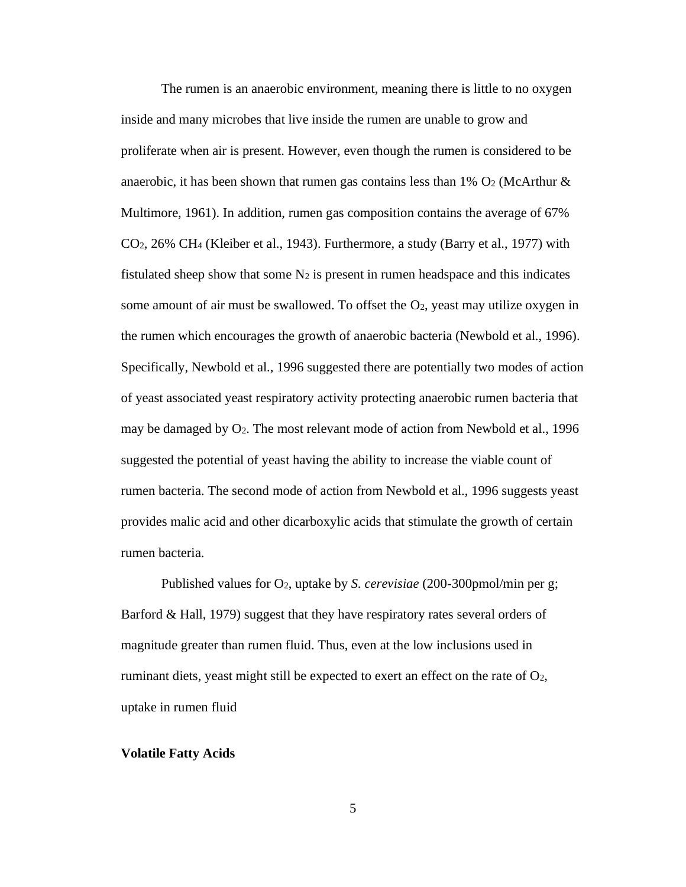The rumen is an anaerobic environment, meaning there is little to no oxygen inside and many microbes that live inside the rumen are unable to grow and proliferate when air is present. However, even though the rumen is considered to be anaerobic, it has been shown that rumen gas contains less than 1% $O_2$ (McArthur & Multimore, 1961). In addition, rumen gas composition contains the average of 67% $CO_2$, 26% $CH_4$ (Kleiber et al., 1943). Furthermore, a study (Barry et al., 1977) with fistulated sheep show that some $N_2$ is present in rumen headspace and this indicates some amount of air must be swallowed. To offset the $O_2$, yeast may utilize oxygen in the rumen which encourages the growth of anaerobic bacteria (Newbold et al., 1996). Specifically, Newbold et al., 1996 suggested there are potentially two modes of action of yeast associated yeast respiratory activity protecting anaerobic rumen bacteria that may be damaged by $O_2$. The most relevant mode of action from Newbold et al., 1996 suggested the potential of yeast having the ability to increase the viable count of rumen bacteria. The second mode of action from Newbold et al., 1996 suggests yeast provides malic acid and other dicarboxylic acids that stimulate the growth of certain rumen bacteria.

Published values for $O_2$, uptake by *S. cerevisiae* (200-300pmol/min per g; Barford & Hall, 1979) suggest that they have respiratory rates several orders of magnitude greater than rumen fluid. Thus, even at the low inclusions used in ruminant diets, yeast might still be expected to exert an effect on the rate of $O_2$, uptake in rumen fluid

**Volatile Fatty Acids**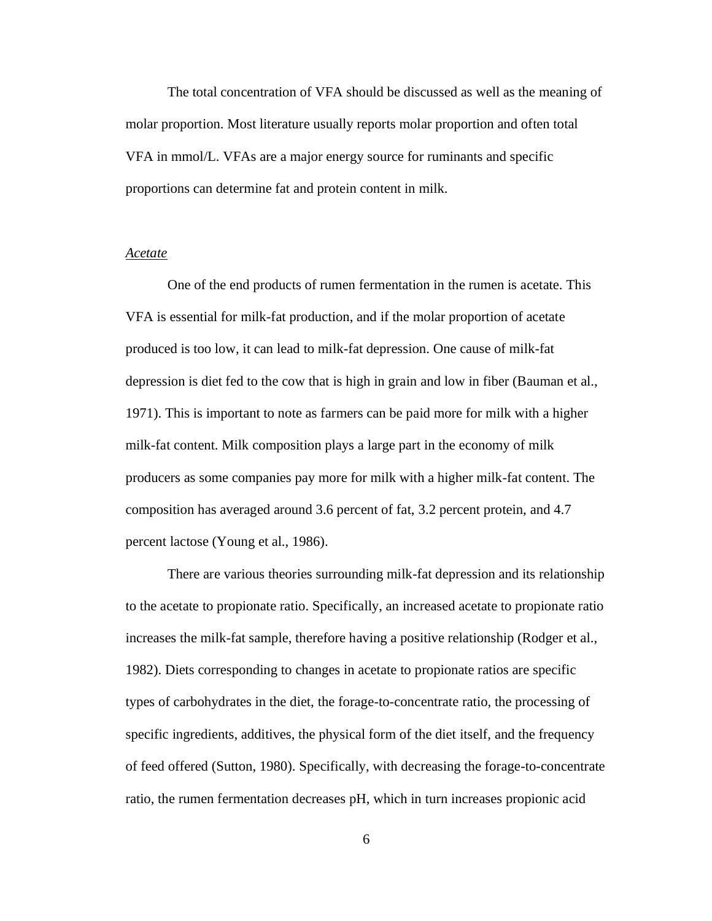The total concentration of VFA should be discussed as well as the meaning of molar proportion. Most literature usually reports molar proportion and often total VFA in mmol/L. VFAs are a major energy source for ruminants and specific proportions can determine fat and protein content in milk.

### *Acetate*

One of the end products of rumen fermentation in the rumen is acetate. This VFA is essential for milk-fat production, and if the molar proportion of acetate produced is too low, it can lead to milk-fat depression. One cause of milk-fat depression is diet fed to the cow that is high in grain and low in fiber (Bauman et al., 1971). This is important to note as farmers can be paid more for milk with a higher milk-fat content. Milk composition plays a large part in the economy of milk producers as some companies pay more for milk with a higher milk-fat content. The composition has averaged around 3.6 percent of fat, 3.2 percent protein, and 4.7 percent lactose (Young et al., 1986).

There are various theories surrounding milk-fat depression and its relationship to the acetate to propionate ratio. Specifically, an increased acetate to propionate ratio increases the milk-fat sample, therefore having a positive relationship (Rodger et al., 1982). Diets corresponding to changes in acetate to propionate ratios are specific types of carbohydrates in the diet, the forage-to-concentrate ratio, the processing of specific ingredients, additives, the physical form of the diet itself, and the frequency of feed offered (Sutton, 1980). Specifically, with decreasing the forage-to-concentrate ratio, the rumen fermentation decreases pH, which in turn increases propionic acid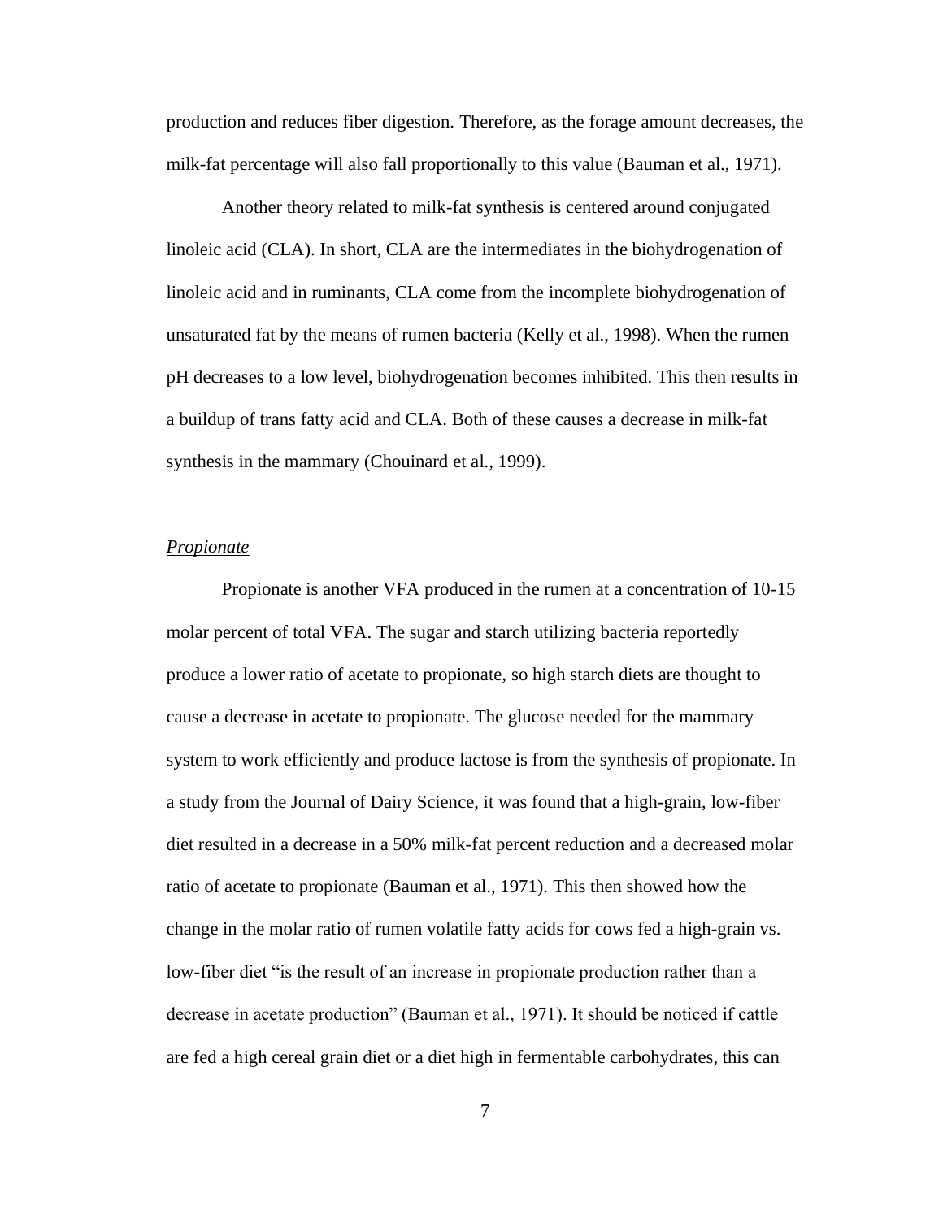production and reduces fiber digestion. Therefore, as the forage amount decreases, the milk-fat percentage will also fall proportionally to this value (Bauman et al., 1971).

Another theory related to milk-fat synthesis is centered around conjugated linoleic acid (CLA). In short, CLA are the intermediates in the biohydrogenation of linoleic acid and in ruminants, CLA come from the incomplete biohydrogenation of unsaturated fat by the means of rumen bacteria (Kelly et al., 1998). When the rumen pH decreases to a low level, biohydrogenation becomes inhibited. This then results in a buildup of trans fatty acid and CLA. Both of these causes a decrease in milk-fat synthesis in the mammary (Chouinard et al., 1999).

*Propionate*

Propionate is another VFA produced in the rumen at a concentration of 10-15 molar percent of total VFA. The sugar and starch utilizing bacteria reportedly produce a lower ratio of acetate to propionate, so high starch diets are thought to cause a decrease in acetate to propionate. The glucose needed for the mammary system to work efficiently and produce lactose is from the synthesis of propionate. In a study from the Journal of Dairy Science, it was found that a high-grain, low-fiber diet resulted in a decrease in a 50% milk-fat percent reduction and a decreased molar ratio of acetate to propionate (Bauman et al., 1971). This then showed how the change in the molar ratio of rumen volatile fatty acids for cows fed a high-grain vs. low-fiber diet "is the result of an increase in propionate production rather than a decrease in acetate production" (Bauman et al., 1971). It should be noticed if cattle are fed a high cereal grain diet or a diet high in fermentable carbohydrates, this can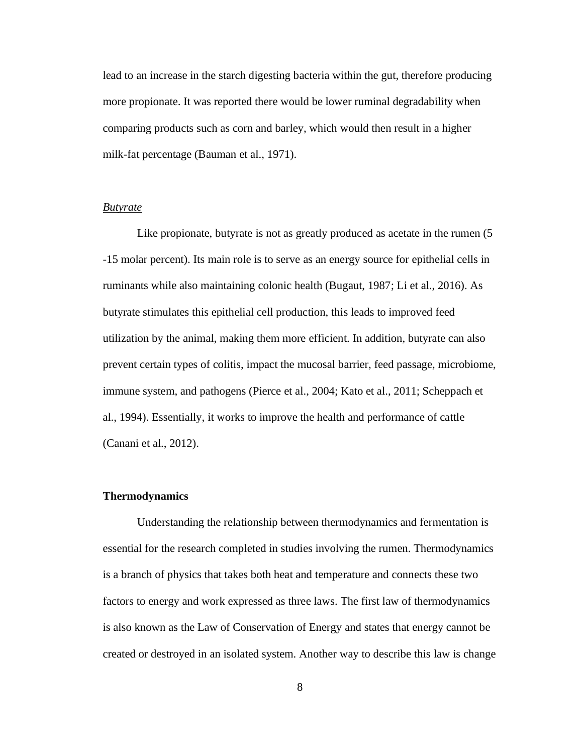lead to an increase in the starch digesting bacteria within the gut, therefore producing more propionate. It was reported there would be lower ruminal degradability when comparing products such as corn and barley, which would then result in a higher milk-fat percentage (Bauman et al., 1971).

### *Butyrate*

Like propionate, butyrate is not as greatly produced as acetate in the rumen (5 -15 molar percent). Its main role is to serve as an energy source for epithelial cells in ruminants while also maintaining colonic health (Bugaut, 1987; Li et al., 2016). As butyrate stimulates this epithelial cell production, this leads to improved feed utilization by the animal, making them more efficient. In addition, butyrate can also prevent certain types of colitis, impact the mucosal barrier, feed passage, microbiome, immune system, and pathogens (Pierce et al., 2004; Kato et al., 2011; Scheppach et al., 1994). Essentially, it works to improve the health and performance of cattle (Canani et al., 2012).

## **Thermodynamics**

Understanding the relationship between thermodynamics and fermentation is essential for the research completed in studies involving the rumen. Thermodynamics is a branch of physics that takes both heat and temperature and connects these two factors to energy and work expressed as three laws. The first law of thermodynamics is also known as the Law of Conservation of Energy and states that energy cannot be created or destroyed in an isolated system. Another way to describe this law is change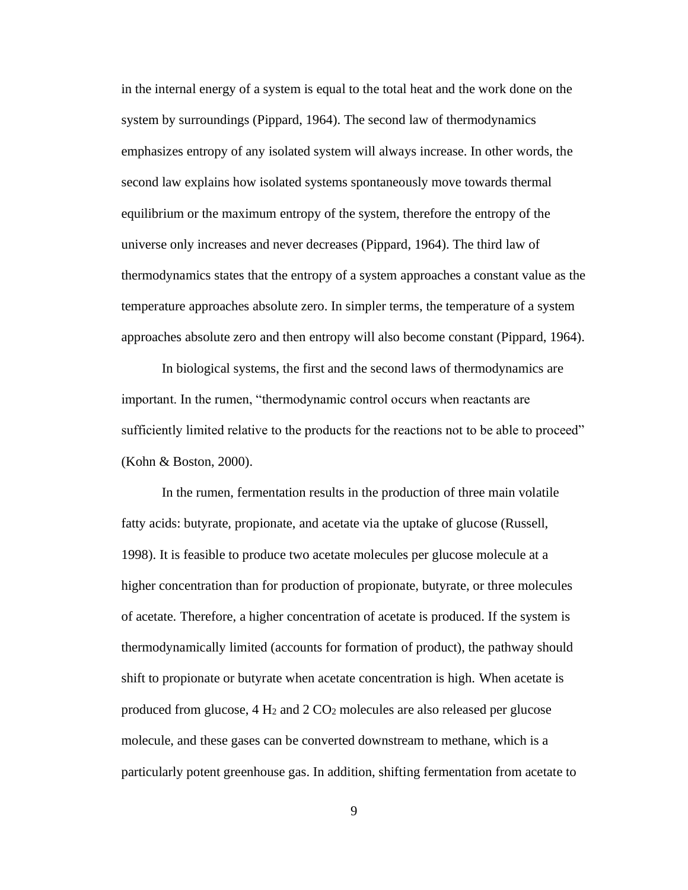in the internal energy of a system is equal to the total heat and the work done on the system by surroundings (Pippard, 1964). The second law of thermodynamics emphasizes entropy of any isolated system will always increase. In other words, the second law explains how isolated systems spontaneously move towards thermal equilibrium or the maximum entropy of the system, therefore the entropy of the universe only increases and never decreases (Pippard, 1964). The third law of thermodynamics states that the entropy of a system approaches a constant value as the temperature approaches absolute zero. In simpler terms, the temperature of a system approaches absolute zero and then entropy will also become constant (Pippard, 1964).

In biological systems, the first and the second laws of thermodynamics are important. In the rumen, "thermodynamic control occurs when reactants are sufficiently limited relative to the products for the reactions not to be able to proceed" (Kohn & Boston, 2000).

In the rumen, fermentation results in the production of three main volatile fatty acids: butyrate, propionate, and acetate via the uptake of glucose (Russell, 1998). It is feasible to produce two acetate molecules per glucose molecule at a higher concentration than for production of propionate, butyrate, or three molecules of acetate. Therefore, a higher concentration of acetate is produced. If the system is thermodynamically limited (accounts for formation of product), the pathway should shift to propionate or butyrate when acetate concentration is high. When acetate is produced from glucose, 4 $H_2$ and 2 $CO_2$ molecules are also released per glucose molecule, and these gases can be converted downstream to methane, which is a particularly potent greenhouse gas. In addition, shifting fermentation from acetate to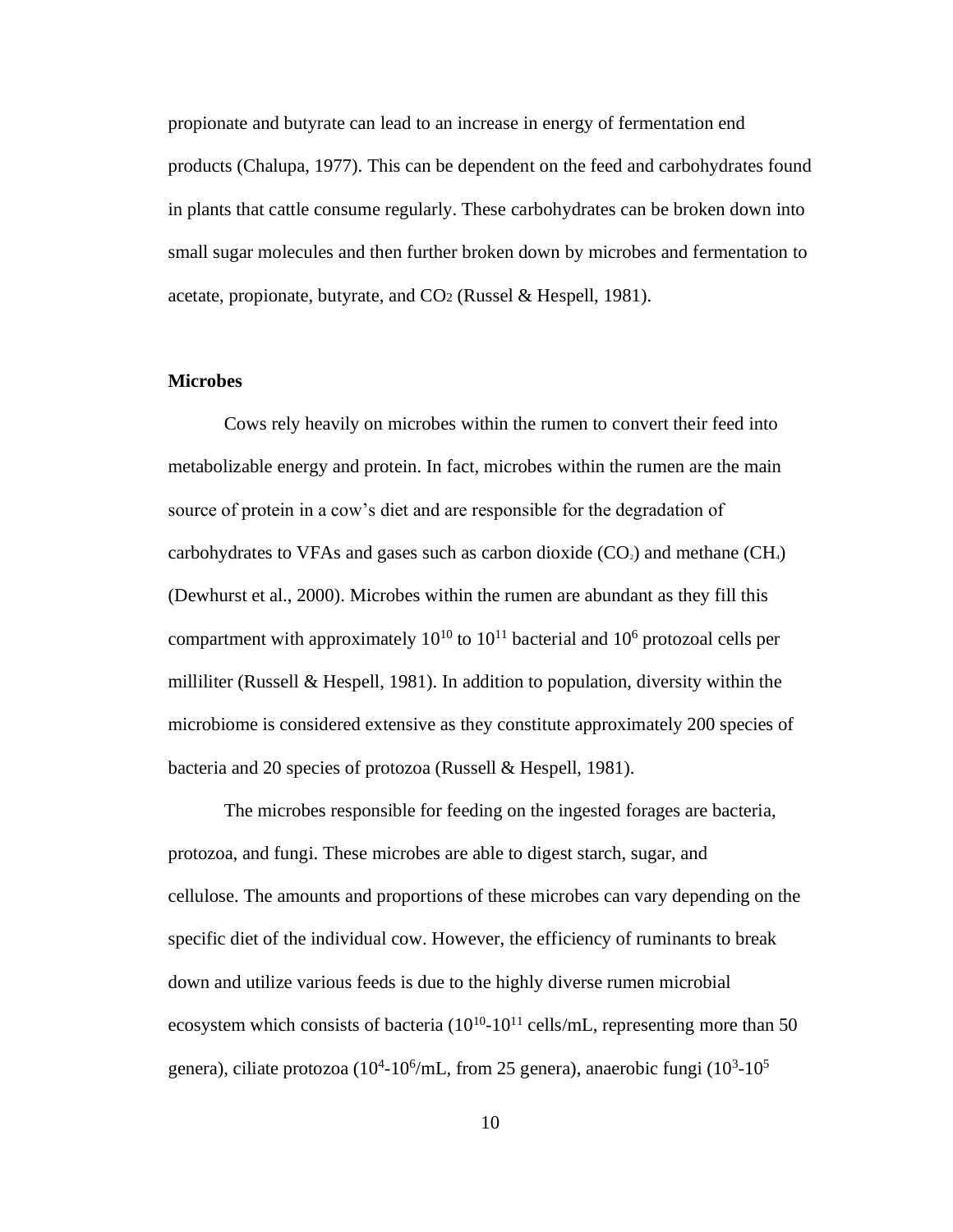propionate and butyrate can lead to an increase in energy of fermentation end products (Chalupa, 1977). This can be dependent on the feed and carbohydrates found in plants that cattle consume regularly. These carbohydrates can be broken down into small sugar molecules and then further broken down by microbes and fermentation to acetate, propionate, butyrate, and $CO_2$ (Russel & Hespell, 1981).

### Microbes

Cows rely heavily on microbes within the rumen to convert their feed into metabolizable energy and protein. In fact, microbes within the rumen are the main source of protein in a cow's diet and are responsible for the degradation of carbohydrates to VFAs and gases such as carbon dioxide ($CO_2$) and methane ($CH_4$) (Dewhurst et al., 2000). Microbes within the rumen are abundant as they fill this compartment with approximately $10^{10}$ to $10^{11}$ bacterial and $10^6$ protozoal cells per milliliter (Russell & Hespell, 1981). In addition to population, diversity within the microbiome is considered extensive as they constitute approximately 200 species of bacteria and 20 species of protozoa (Russell & Hespell, 1981).

The microbes responsible for feeding on the ingested forages are bacteria, protozoa, and fungi. These microbes are able to digest starch, sugar, and cellulose. The amounts and proportions of these microbes can vary depending on the specific diet of the individual cow. However, the efficiency of ruminants to break down and utilize various feeds is due to the highly diverse rumen microbial ecosystem which consists of bacteria ($10^{10}$-$10^{11}$ cells/mL, representing more than 50 genera), ciliate protozoa ($10^4$-$10^6$/mL, from 25 genera), anaerobic fungi ($10^3$-$10^5$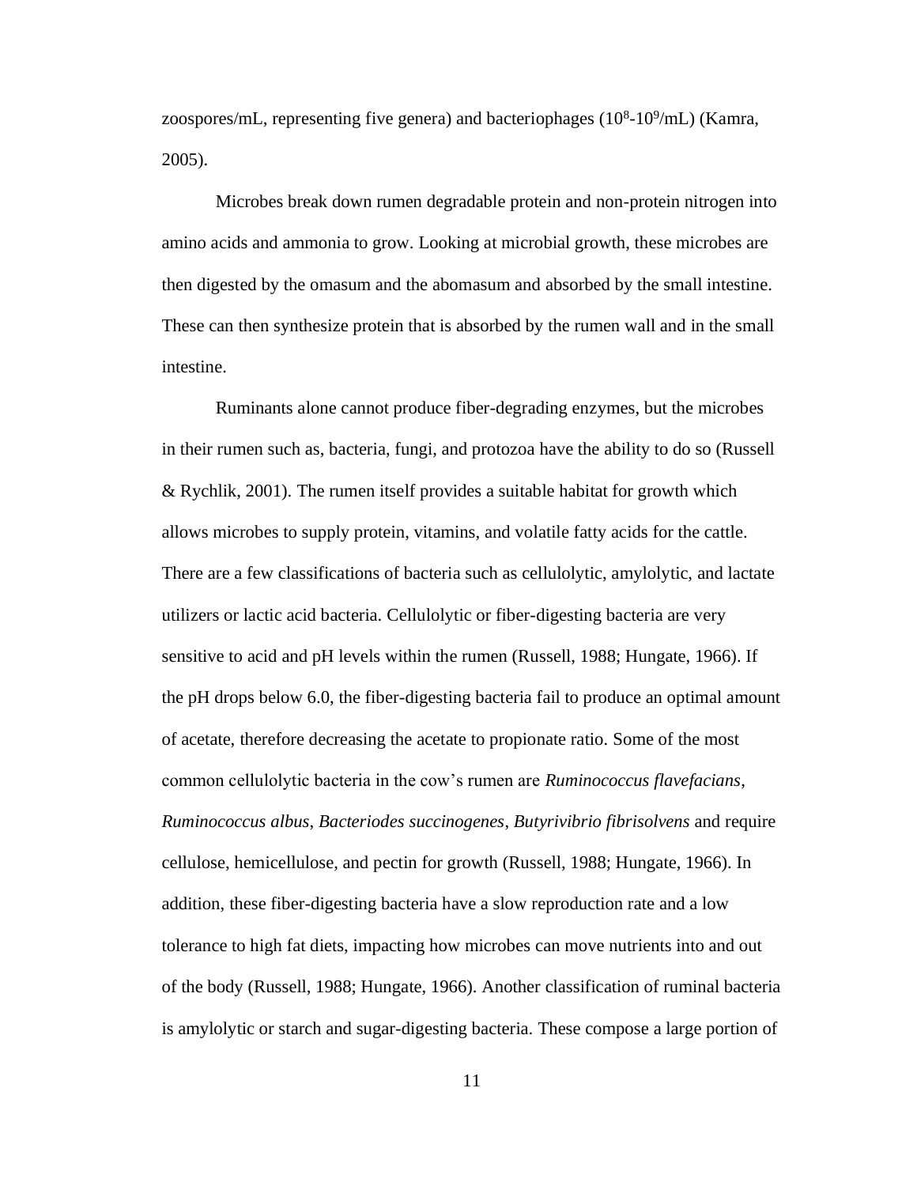zoospores/mL, representing five genera) and bacteriophages ($10^8$-$10^9$/mL) (Kamra, 2005).

Microbes break down rumen degradable protein and non-protein nitrogen into amino acids and ammonia to grow. Looking at microbial growth, these microbes are then digested by the omasum and the abomasum and absorbed by the small intestine. These can then synthesize protein that is absorbed by the rumen wall and in the small intestine.

Ruminants alone cannot produce fiber-degrading enzymes, but the microbes in their rumen such as, bacteria, fungi, and protozoa have the ability to do so (Russell & Rychlik, 2001). The rumen itself provides a suitable habitat for growth which allows microbes to supply protein, vitamins, and volatile fatty acids for the cattle. There are a few classifications of bacteria such as cellulolytic, amylolytic, and lactate utilizers or lactic acid bacteria. Cellulolytic or fiber-digesting bacteria are very sensitive to acid and pH levels within the rumen (Russell, 1988; Hungate, 1966). If the pH drops below 6.0, the fiber-digesting bacteria fail to produce an optimal amount of acetate, therefore decreasing the acetate to propionate ratio. Some of the most common cellulolytic bacteria in the cow's rumen are *Ruminococcus flavefacians*, *Ruminococcus albus*, *Bacteriodes succinogenes*, *Butyrivibrio fibrisolvens* and require cellulose, hemicellulose, and pectin for growth (Russell, 1988; Hungate, 1966). In addition, these fiber-digesting bacteria have a slow reproduction rate and a low tolerance to high fat diets, impacting how microbes can move nutrients into and out of the body (Russell, 1988; Hungate, 1966). Another classification of ruminal bacteria is amylolytic or starch and sugar-digesting bacteria. These compose a large portion of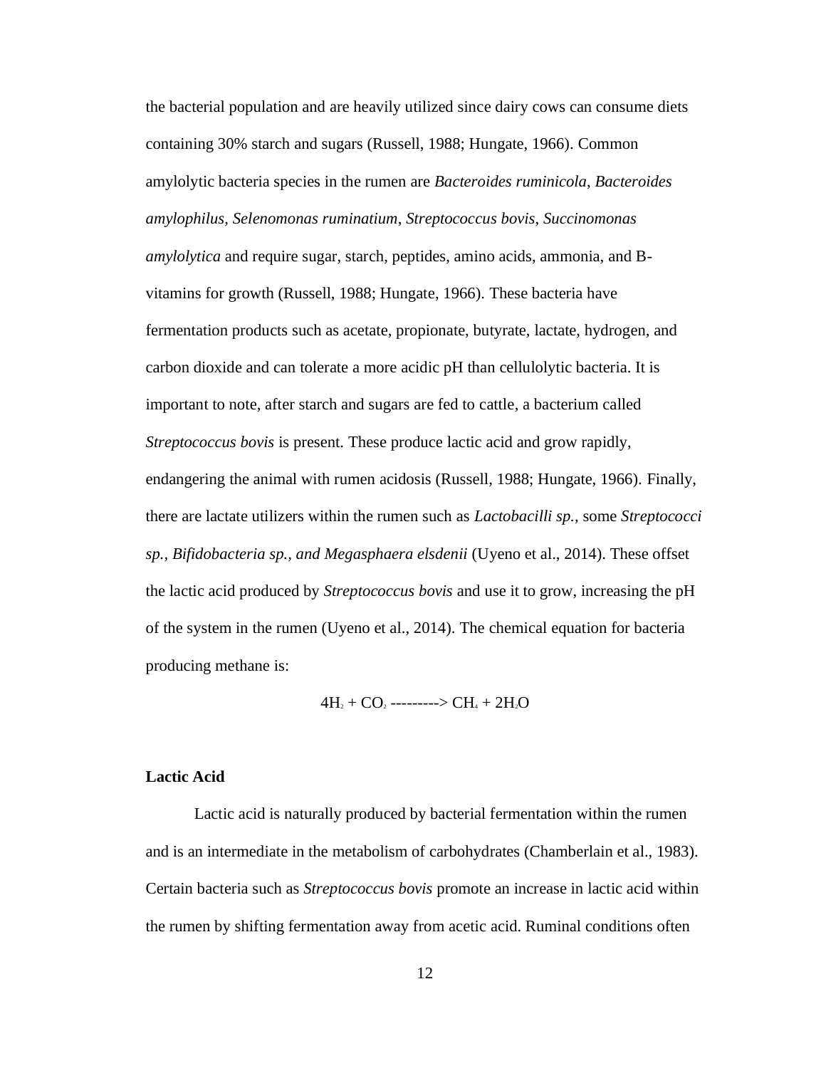the bacterial population and are heavily utilized since dairy cows can consume diets containing 30% starch and sugars (Russell, 1988; Hungate, 1966). Common amylolytic bacteria species in the rumen are *Bacteroides ruminicola*, *Bacteroides amylophilus*, *Selenomonas ruminatium*, *Streptococcus bovis*, *Succinomonas amylolytica* and require sugar, starch, peptides, amino acids, ammonia, and B-vitamins for growth (Russell, 1988; Hungate, 1966). These bacteria have fermentation products such as acetate, propionate, butyrate, lactate, hydrogen, and carbon dioxide and can tolerate a more acidic pH than cellulolytic bacteria. It is important to note, after starch and sugars are fed to cattle, a bacterium called *Streptococcus bovis* is present. These produce lactic acid and grow rapidly, endangering the animal with rumen acidosis (Russell, 1988; Hungate, 1966). Finally, there are lactate utilizers within the rumen such as *Lactobacilli sp.*, some *Streptococci sp., Bifidobacteria sp., and Megasphaera elsdenii* (Uyeno et al., 2014). These offset the lactic acid produced by *Streptococcus bovis* and use it to grow, increasing the pH of the system in the rumen (Uyeno et al., 2014). The chemical equation for bacteria producing methane is:

$$4H_2 + CO_2 \text{ ---------> } CH_4 + 2H_2O$$

**Lactic Acid**

Lactic acid is naturally produced by bacterial fermentation within the rumen and is an intermediate in the metabolism of carbohydrates (Chamberlain et al., 1983). Certain bacteria such as *Streptococcus bovis* promote an increase in lactic acid within the rumen by shifting fermentation away from acetic acid. Ruminal conditions often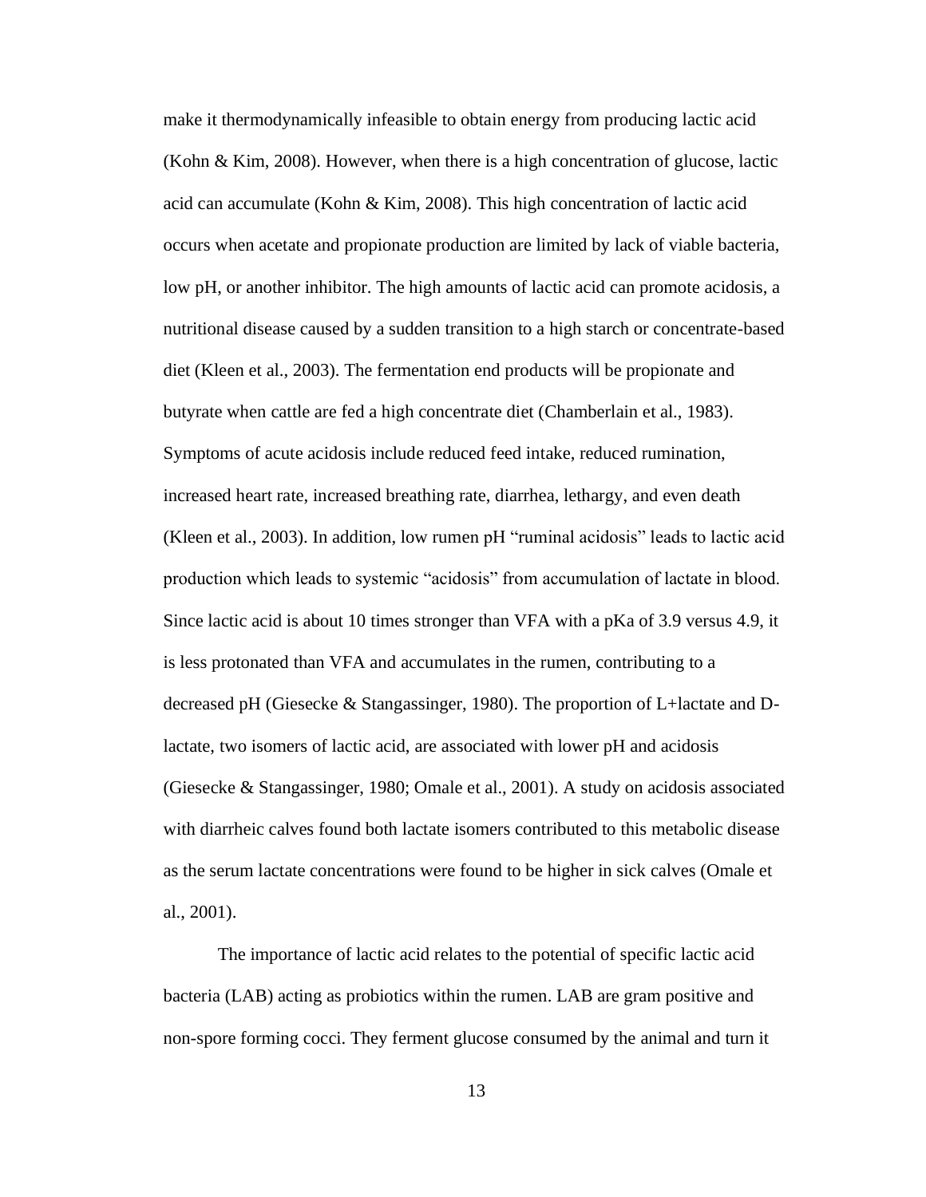make it thermodynamically infeasible to obtain energy from producing lactic acid (Kohn & Kim, 2008). However, when there is a high concentration of glucose, lactic acid can accumulate (Kohn & Kim, 2008). This high concentration of lactic acid occurs when acetate and propionate production are limited by lack of viable bacteria, low pH, or another inhibitor. The high amounts of lactic acid can promote acidosis, a nutritional disease caused by a sudden transition to a high starch or concentrate-based diet (Kleen et al., 2003). The fermentation end products will be propionate and butyrate when cattle are fed a high concentrate diet (Chamberlain et al., 1983). Symptoms of acute acidosis include reduced feed intake, reduced rumination, increased heart rate, increased breathing rate, diarrhea, lethargy, and even death (Kleen et al., 2003). In addition, low rumen pH "ruminal acidosis" leads to lactic acid production which leads to systemic "acidosis" from accumulation of lactate in blood. Since lactic acid is about 10 times stronger than VFA with a pKa of 3.9 versus 4.9, it is less protonated than VFA and accumulates in the rumen, contributing to a decreased pH (Giesecke & Stangassinger, 1980). The proportion of L+lactate and D-lactate, two isomers of lactic acid, are associated with lower pH and acidosis (Giesecke & Stangassinger, 1980; Omale et al., 2001). A study on acidosis associated with diarrheic calves found both lactate isomers contributed to this metabolic disease as the serum lactate concentrations were found to be higher in sick calves (Omale et al., 2001).

The importance of lactic acid relates to the potential of specific lactic acid bacteria (LAB) acting as probiotics within the rumen. LAB are gram positive and non-spore forming cocci. They ferment glucose consumed by the animal and turn it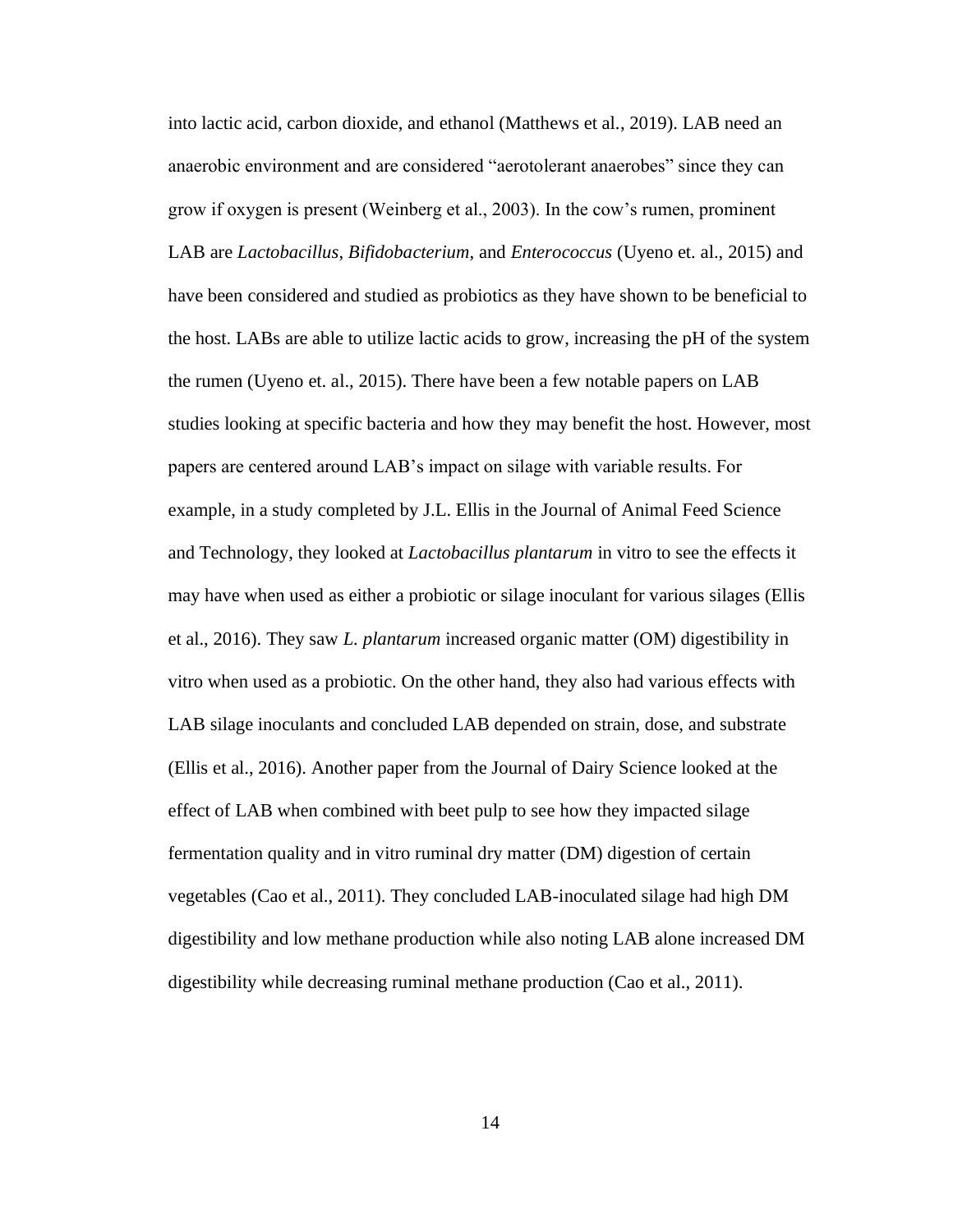into lactic acid, carbon dioxide, and ethanol (Matthews et al., 2019). LAB need an anaerobic environment and are considered "aerotolerant anaerobes" since they can grow if oxygen is present (Weinberg et al., 2003). In the cow's rumen, prominent LAB are *Lactobacillus*, *Bifidobacterium*, and *Enterococcus* (Uyeno et. al., 2015) and have been considered and studied as probiotics as they have shown to be beneficial to the host. LABs are able to utilize lactic acids to grow, increasing the pH of the system the rumen (Uyeno et. al., 2015). There have been a few notable papers on LAB studies looking at specific bacteria and how they may benefit the host. However, most papers are centered around LAB's impact on silage with variable results. For example, in a study completed by J.L. Ellis in the Journal of Animal Feed Science and Technology, they looked at *Lactobacillus plantarum* in vitro to see the effects it may have when used as either a probiotic or silage inoculant for various silages (Ellis et al., 2016). They saw *L. plantarum* increased organic matter (OM) digestibility in vitro when used as a probiotic. On the other hand, they also had various effects with LAB silage inoculants and concluded LAB depended on strain, dose, and substrate (Ellis et al., 2016). Another paper from the Journal of Dairy Science looked at the effect of LAB when combined with beet pulp to see how they impacted silage fermentation quality and in vitro ruminal dry matter (DM) digestion of certain vegetables (Cao et al., 2011). They concluded LAB-inoculated silage had high DM digestibility and low methane production while also noting LAB alone increased DM digestibility while decreasing ruminal methane production (Cao et al., 2011).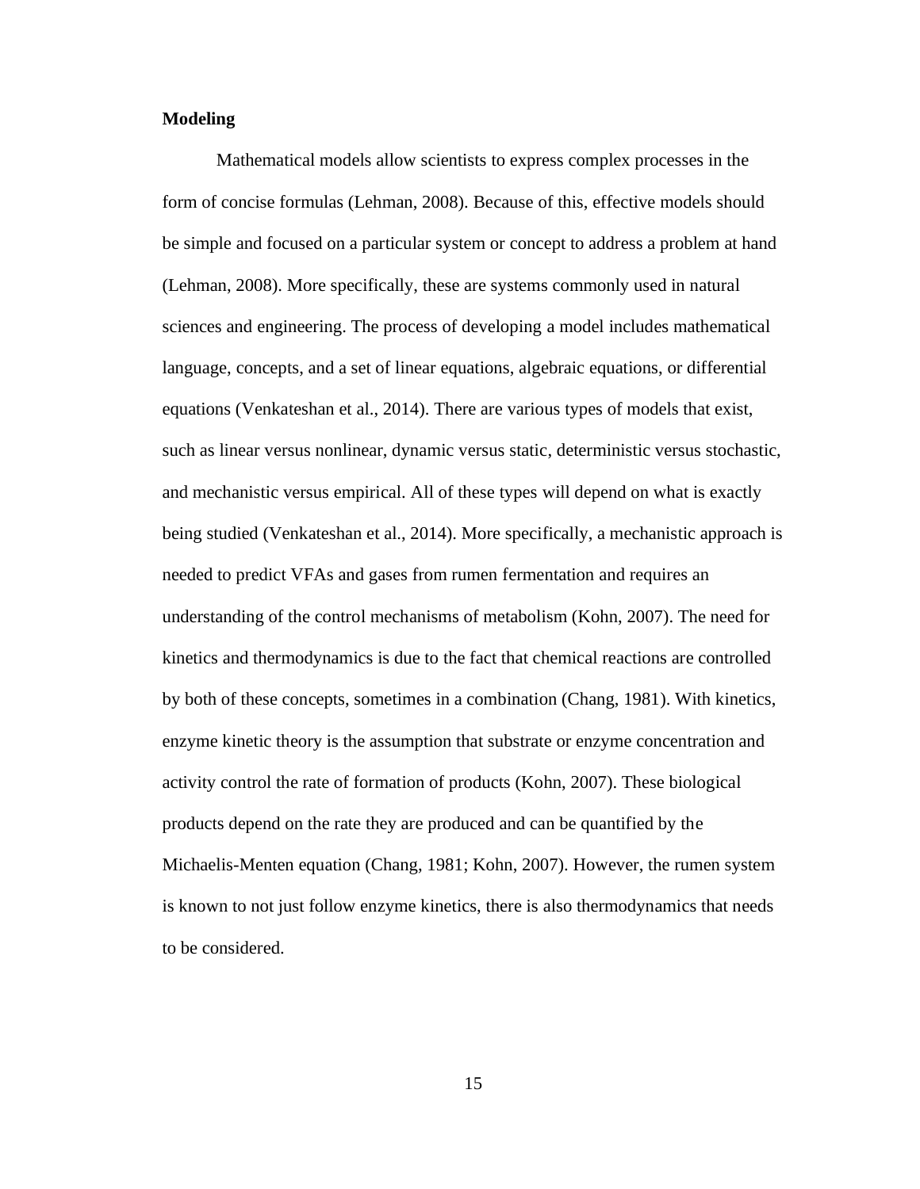**Modeling**

Mathematical models allow scientists to express complex processes in the form of concise formulas (Lehman, 2008). Because of this, effective models should be simple and focused on a particular system or concept to address a problem at hand (Lehman, 2008). More specifically, these are systems commonly used in natural sciences and engineering. The process of developing a model includes mathematical language, concepts, and a set of linear equations, algebraic equations, or differential equations (Venkateshan et al., 2014). There are various types of models that exist, such as linear versus nonlinear, dynamic versus static, deterministic versus stochastic, and mechanistic versus empirical. All of these types will depend on what is exactly being studied (Venkateshan et al., 2014). More specifically, a mechanistic approach is needed to predict VFAs and gases from rumen fermentation and requires an understanding of the control mechanisms of metabolism (Kohn, 2007). The need for kinetics and thermodynamics is due to the fact that chemical reactions are controlled by both of these concepts, sometimes in a combination (Chang, 1981). With kinetics, enzyme kinetic theory is the assumption that substrate or enzyme concentration and activity control the rate of formation of products (Kohn, 2007). These biological products depend on the rate they are produced and can be quantified by the Michaelis-Menten equation (Chang, 1981; Kohn, 2007). However, the rumen system is known to not just follow enzyme kinetics, there is also thermodynamics that needs to be considered.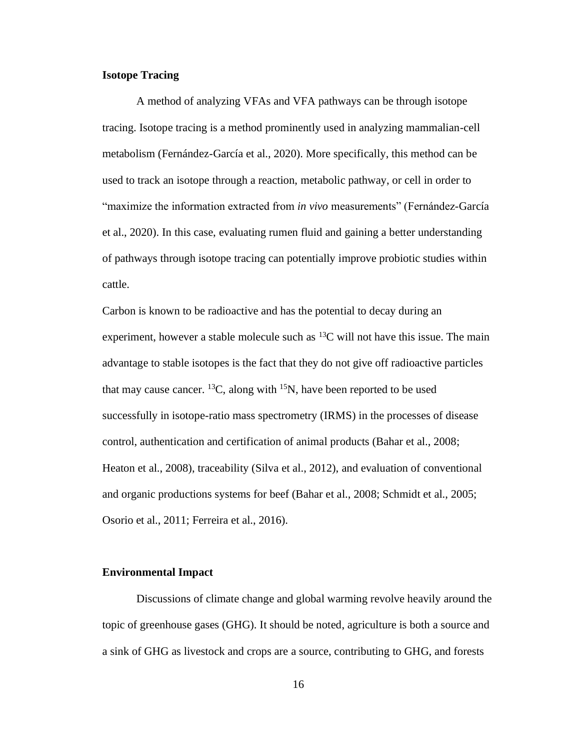**Isotope Tracing**

A method of analyzing VFAs and VFA pathways can be through isotope tracing. Isotope tracing is a method prominently used in analyzing mammalian-cell metabolism (Fernández-García et al., 2020). More specifically, this method can be used to track an isotope through a reaction, metabolic pathway, or cell in order to "maximize the information extracted from *in vivo* measurements" (Fernández-García et al., 2020). In this case, evaluating rumen fluid and gaining a better understanding of pathways through isotope tracing can potentially improve probiotic studies within cattle.

Carbon is known to be radioactive and has the potential to decay during an experiment, however a stable molecule such as $^{13}C$ will not have this issue. The main advantage to stable isotopes is the fact that they do not give off radioactive particles that may cause cancer. $^{13}C$, along with $^{15}N$, have been reported to be used successfully in isotope-ratio mass spectrometry (IRMS) in the processes of disease control, authentication and certification of animal products (Bahar et al., 2008; Heaton et al., 2008), traceability (Silva et al., 2012), and evaluation of conventional and organic productions systems for beef (Bahar et al., 2008; Schmidt et al., 2005; Osorio et al., 2011; Ferreira et al., 2016).

**Environmental Impact**

Discussions of climate change and global warming revolve heavily around the topic of greenhouse gases (GHG). It should be noted, agriculture is both a source and a sink of GHG as livestock and crops are a source, contributing to GHG, and forests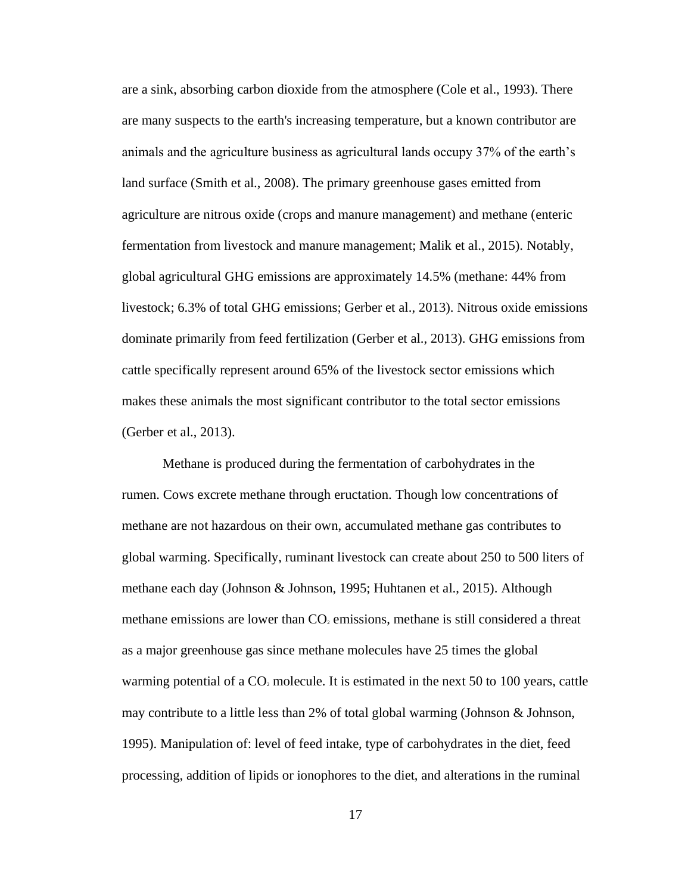are a sink, absorbing carbon dioxide from the atmosphere (Cole et al., 1993). There are many suspects to the earth's increasing temperature, but a known contributor are animals and the agriculture business as agricultural lands occupy 37% of the earth's land surface (Smith et al., 2008). The primary greenhouse gases emitted from agriculture are nitrous oxide (crops and manure management) and methane (enteric fermentation from livestock and manure management; Malik et al., 2015). Notably, global agricultural GHG emissions are approximately 14.5% (methane: 44% from livestock; 6.3% of total GHG emissions; Gerber et al., 2013). Nitrous oxide emissions dominate primarily from feed fertilization (Gerber et al., 2013). GHG emissions from cattle specifically represent around 65% of the livestock sector emissions which makes these animals the most significant contributor to the total sector emissions (Gerber et al., 2013).

Methane is produced during the fermentation of carbohydrates in the rumen. Cows excrete methane through eructation. Though low concentrations of methane are not hazardous on their own, accumulated methane gas contributes to global warming. Specifically, ruminant livestock can create about 250 to 500 liters of methane each day (Johnson & Johnson, 1995; Huhtanen et al., 2015). Although methane emissions are lower than $CO_2$ emissions, methane is still considered a threat as a major greenhouse gas since methane molecules have 25 times the global warming potential of a $CO_2$ molecule. It is estimated in the next 50 to 100 years, cattle may contribute to a little less than 2% of total global warming (Johnson & Johnson, 1995). Manipulation of: level of feed intake, type of carbohydrates in the diet, feed processing, addition of lipids or ionophores to the diet, and alterations in the ruminal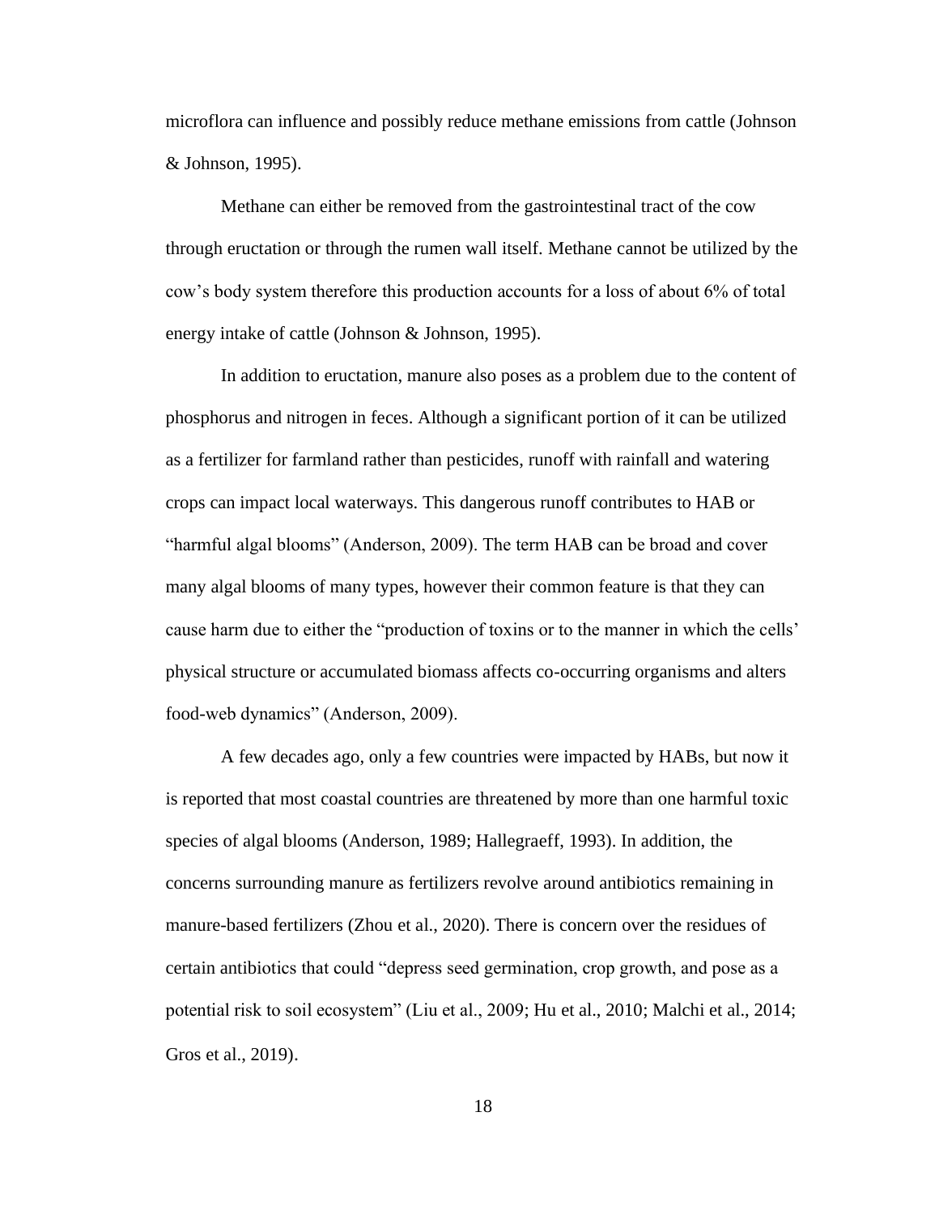microflora can influence and possibly reduce methane emissions from cattle (Johnson & Johnson, 1995).

Methane can either be removed from the gastrointestinal tract of the cow through eructation or through the rumen wall itself. Methane cannot be utilized by the cow's body system therefore this production accounts for a loss of about 6% of total energy intake of cattle (Johnson & Johnson, 1995).

In addition to eructation, manure also poses as a problem due to the content of phosphorus and nitrogen in feces. Although a significant portion of it can be utilized as a fertilizer for farmland rather than pesticides, runoff with rainfall and watering crops can impact local waterways. This dangerous runoff contributes to HAB or "harmful algal blooms" (Anderson, 2009). The term HAB can be broad and cover many algal blooms of many types, however their common feature is that they can cause harm due to either the "production of toxins or to the manner in which the cells' physical structure or accumulated biomass affects co-occurring organisms and alters food-web dynamics" (Anderson, 2009).

A few decades ago, only a few countries were impacted by HABs, but now it is reported that most coastal countries are threatened by more than one harmful toxic species of algal blooms (Anderson, 1989; Hallegraeff, 1993). In addition, the concerns surrounding manure as fertilizers revolve around antibiotics remaining in manure-based fertilizers (Zhou et al., 2020). There is concern over the residues of certain antibiotics that could "depress seed germination, crop growth, and pose as a potential risk to soil ecosystem" (Liu et al., 2009; Hu et al., 2010; Malchi et al., 2014; Gros et al., 2019).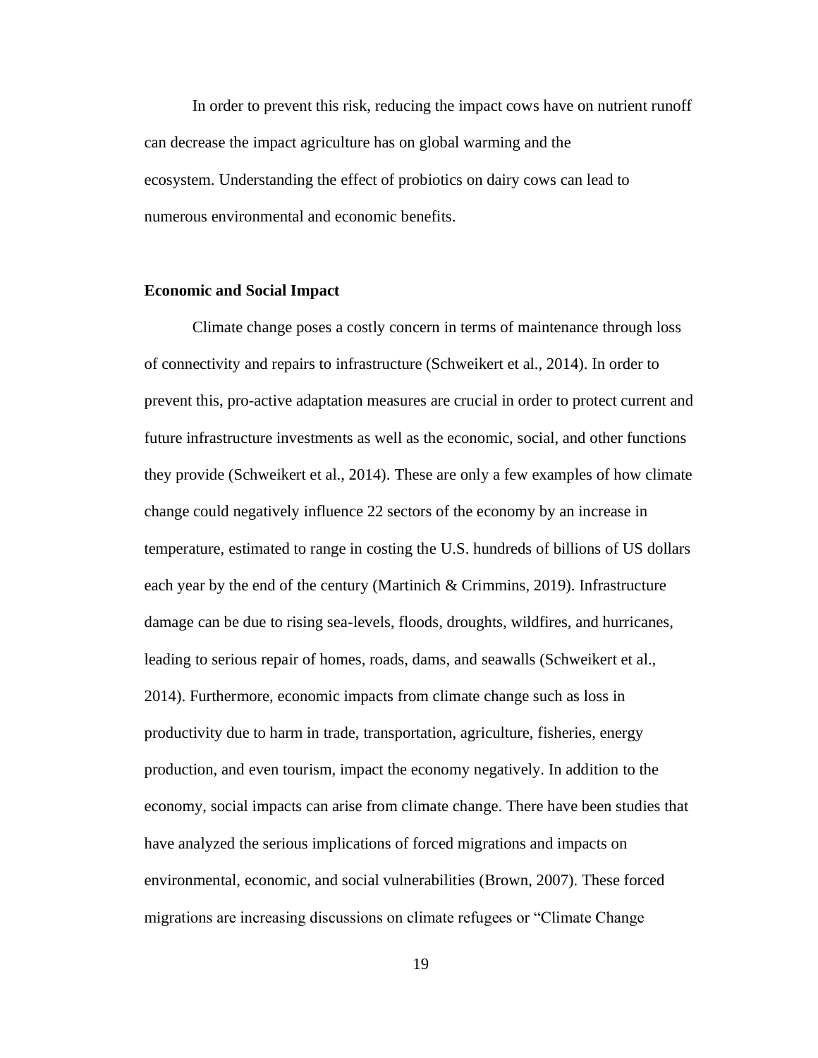In order to prevent this risk, reducing the impact cows have on nutrient runoff can decrease the impact agriculture has on global warming and the ecosystem. Understanding the effect of probiotics on dairy cows can lead to numerous environmental and economic benefits.

**Economic and Social Impact**

Climate change poses a costly concern in terms of maintenance through loss of connectivity and repairs to infrastructure (Schweikert et al., 2014). In order to prevent this, pro-active adaptation measures are crucial in order to protect current and future infrastructure investments as well as the economic, social, and other functions they provide (Schweikert et al., 2014). These are only a few examples of how climate change could negatively influence 22 sectors of the economy by an increase in temperature, estimated to range in costing the U.S. hundreds of billions of US dollars each year by the end of the century (Martinich & Crimmins, 2019). Infrastructure damage can be due to rising sea-levels, floods, droughts, wildfires, and hurricanes, leading to serious repair of homes, roads, dams, and seawalls (Schweikert et al., 2014). Furthermore, economic impacts from climate change such as loss in productivity due to harm in trade, transportation, agriculture, fisheries, energy production, and even tourism, impact the economy negatively. In addition to the economy, social impacts can arise from climate change. There have been studies that have analyzed the serious implications of forced migrations and impacts on environmental, economic, and social vulnerabilities (Brown, 2007). These forced migrations are increasing discussions on climate refugees or "Climate Change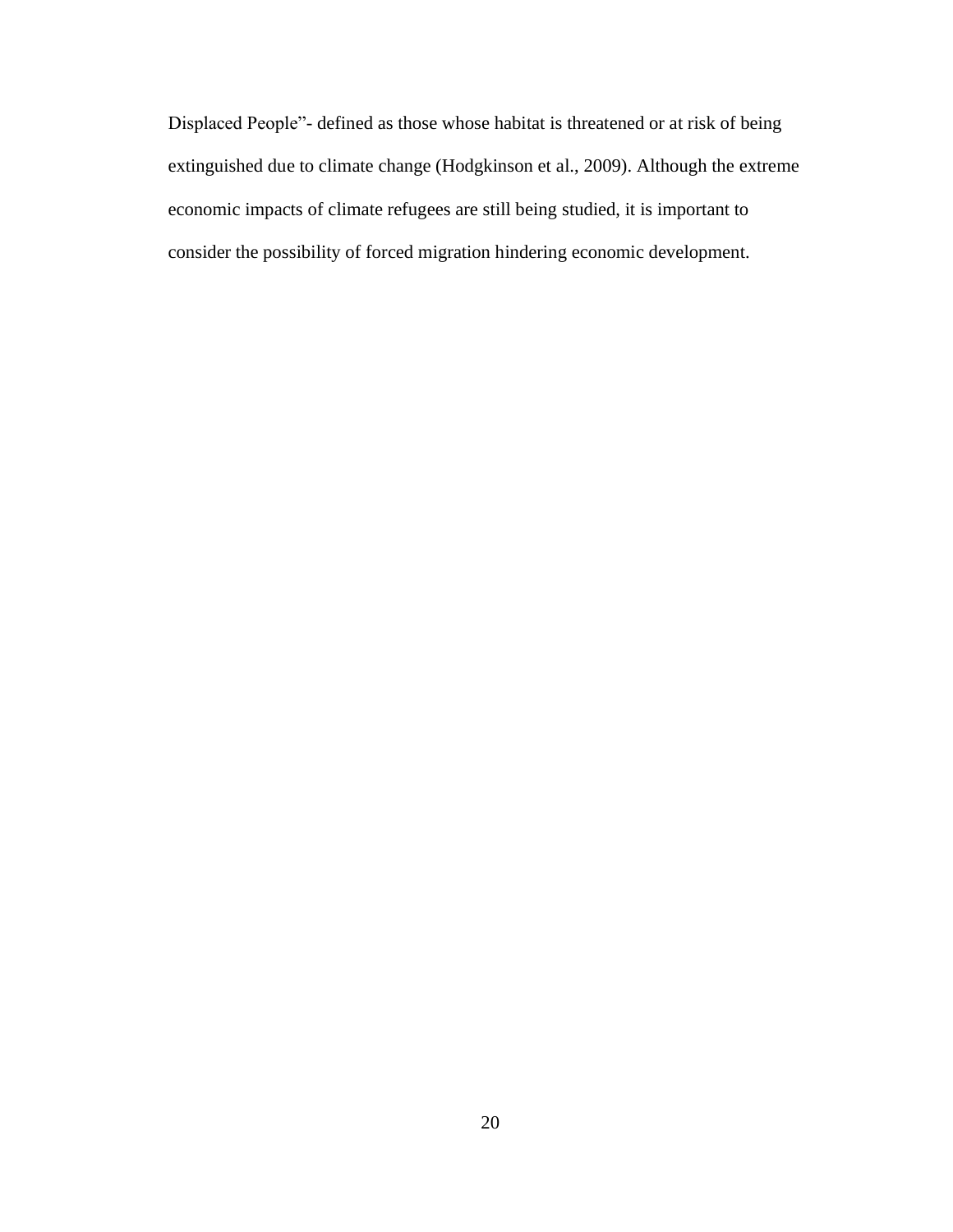Displaced People"- defined as those whose habitat is threatened or at risk of being extinguished due to climate change (Hodgkinson et al., 2009). Although the extreme economic impacts of climate refugees are still being studied, it is important to consider the possibility of forced migration hindering economic development.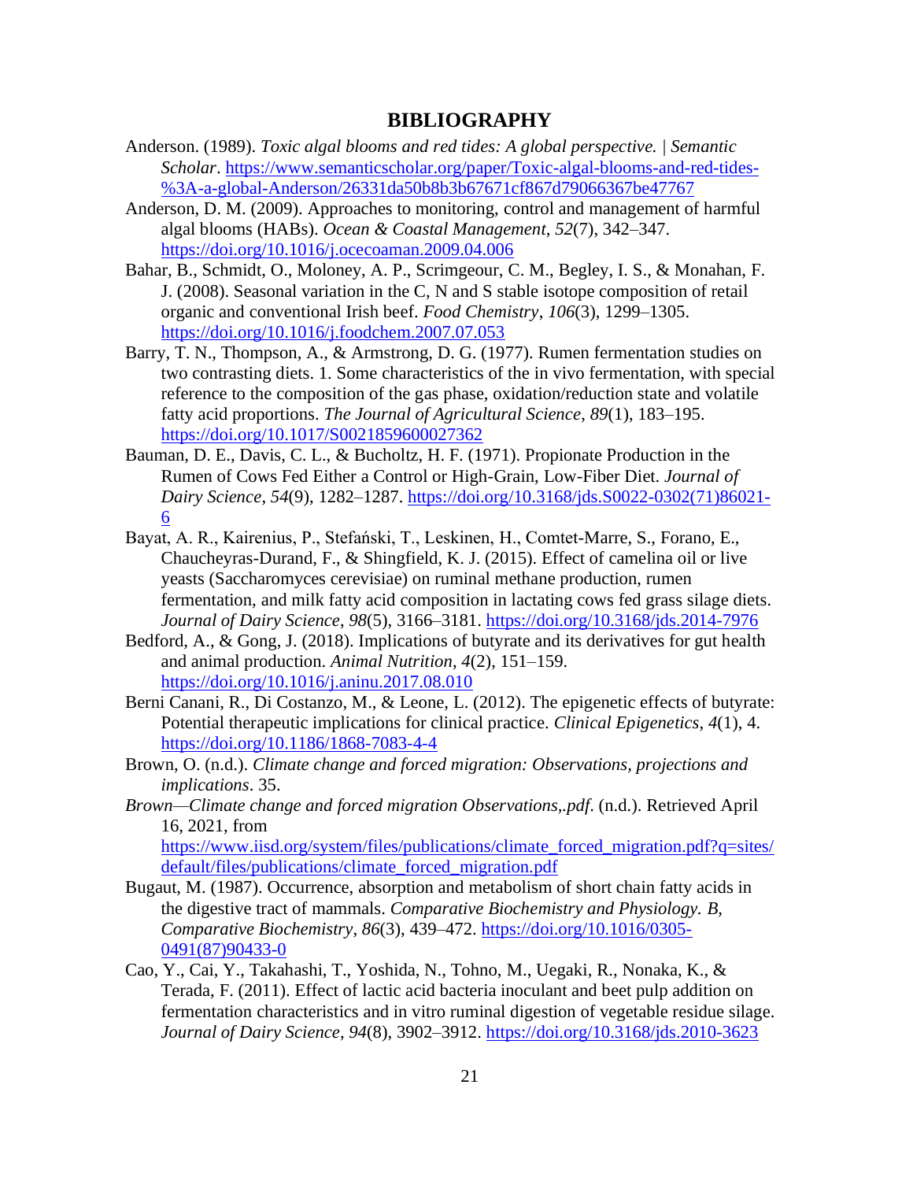# BIBLIOGRAPHY

Anderson. (1989). *Toxic algal blooms and red tides: A global perspective. | Semantic Scholar*. https://www.semanticscholar.org/paper/Toxic-algal-blooms-and-red-tides-%3A-a-global-Anderson/26331da50b8b3b67671cf867d79066367be47767

Anderson, D. M. (2009). Approaches to monitoring, control and management of harmful algal blooms (HABs). *Ocean & Coastal Management*, *52*(7), 342–347. https://doi.org/10.1016/j.ocecoaman.2009.04.006

Bahar, B., Schmidt, O., Moloney, A. P., Scrimgeour, C. M., Begley, I. S., & Monahan, F. J. (2008). Seasonal variation in the C, N and S stable isotope composition of retail organic and conventional Irish beef. *Food Chemistry*, *106*(3), 1299–1305. https://doi.org/10.1016/j.foodchem.2007.07.053

Barry, T. N., Thompson, A., & Armstrong, D. G. (1977). Rumen fermentation studies on two contrasting diets. 1. Some characteristics of the in vivo fermentation, with special reference to the composition of the gas phase, oxidation/reduction state and volatile fatty acid proportions. *The Journal of Agricultural Science*, *89*(1), 183–195. https://doi.org/10.1017/S0021859600027362

Bauman, D. E., Davis, C. L., & Bucholtz, H. F. (1971). Propionate Production in the Rumen of Cows Fed Either a Control or High-Grain, Low-Fiber Diet. *Journal of Dairy Science*, *54*(9), 1282–1287. https://doi.org/10.3168/jds.S0022-0302(71)86021-6

Bayat, A. R., Kairenius, P., Stefański, T., Leskinen, H., Comtet-Marre, S., Forano, E., Chaucheyras-Durand, F., & Shingfield, K. J. (2015). Effect of camelina oil or live yeasts (Saccharomyces cerevisiae) on ruminal methane production, rumen fermentation, and milk fatty acid composition in lactating cows fed grass silage diets. *Journal of Dairy Science*, *98*(5), 3166–3181. https://doi.org/10.3168/jds.2014-7976

Bedford, A., & Gong, J. (2018). Implications of butyrate and its derivatives for gut health and animal production. *Animal Nutrition*, *4*(2), 151–159. https://doi.org/10.1016/j.aninu.2017.08.010

Berni Canani, R., Di Costanzo, M., & Leone, L. (2012). The epigenetic effects of butyrate: Potential therapeutic implications for clinical practice. *Clinical Epigenetics*, *4*(1), 4. https://doi.org/10.1186/1868-7083-4-4

Brown, O. (n.d.). *Climate change and forced migration: Observations, projections and implications*. 35.

*Brown—Climate change and forced migration Observations,.pdf*. (n.d.). Retrieved April 16, 2021, from https://www.iisd.org/system/files/publications/climate_forced_migration.pdf?q=sites/default/files/publications/climate_forced_migration.pdf

Bugaut, M. (1987). Occurrence, absorption and metabolism of short chain fatty acids in the digestive tract of mammals. *Comparative Biochemistry and Physiology. B, Comparative Biochemistry*, *86*(3), 439–472. https://doi.org/10.1016/0305-0491(87)90433-0

Cao, Y., Cai, Y., Takahashi, T., Yoshida, N., Tohno, M., Uegaki, R., Nonaka, K., & Terada, F. (2011). Effect of lactic acid bacteria inoculant and beet pulp addition on fermentation characteristics and in vitro ruminal digestion of vegetable residue silage. *Journal of Dairy Science*, *94*(8), 3902–3912. https://doi.org/10.3168/jds.2010-3623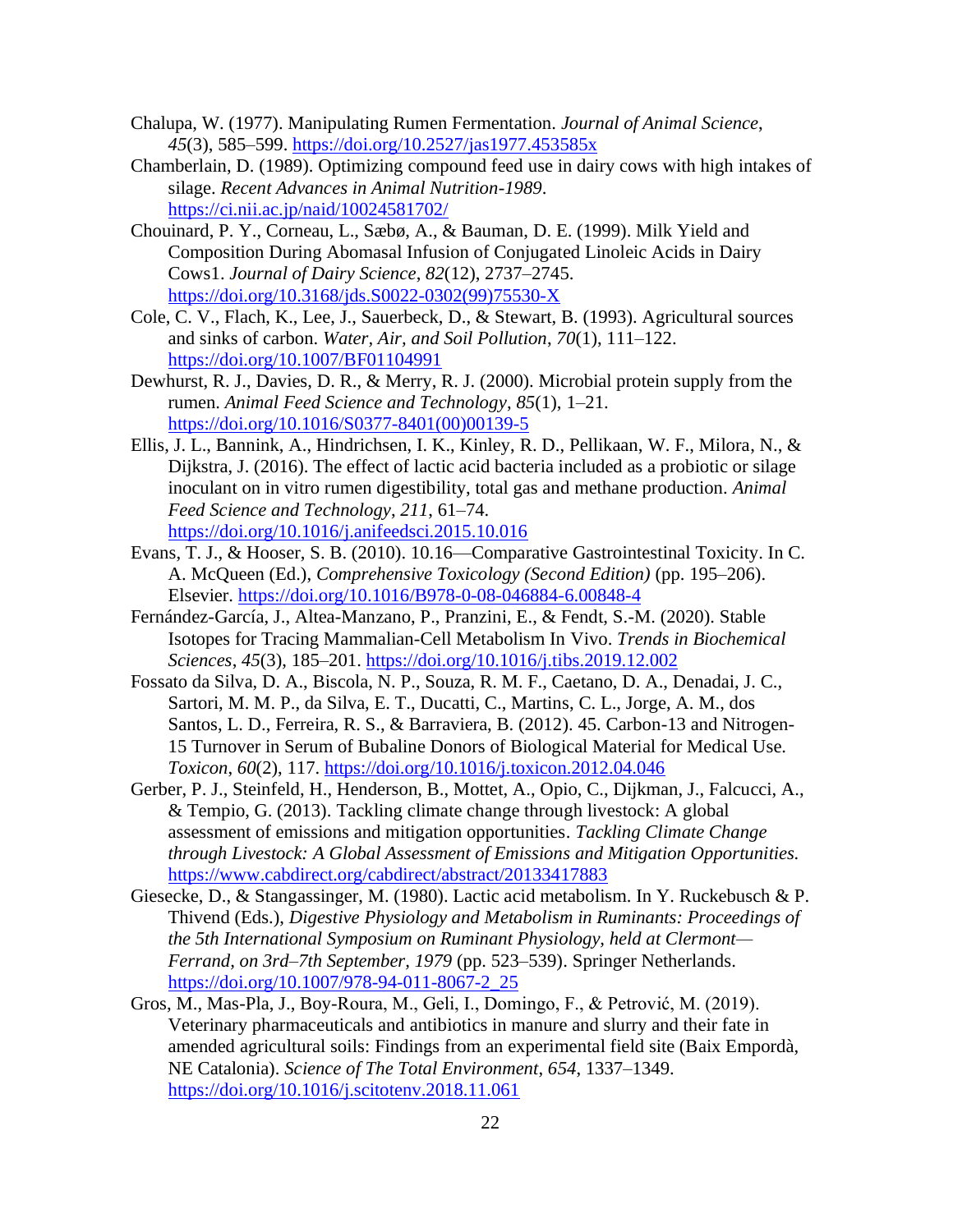Chalupa, W. (1977). Manipulating Rumen Fermentation. *Journal of Animal Science*, *45*(3), 585–599. https://doi.org/10.2527/jas1977.453585x

Chamberlain, D. (1989). Optimizing compound feed use in dairy cows with high intakes of silage. *Recent Advances in Animal Nutrition-1989*. https://ci.nii.ac.jp/naid/10024581702/

Chouinard, P. Y., Corneau, L., Sæbø, A., & Bauman, D. E. (1999). Milk Yield and Composition During Abomasal Infusion of Conjugated Linoleic Acids in Dairy Cows1. *Journal of Dairy Science*, *82*(12), 2737–2745. https://doi.org/10.3168/jds.S0022-0302(99)75530-X

Cole, C. V., Flach, K., Lee, J., Sauerbeck, D., & Stewart, B. (1993). Agricultural sources and sinks of carbon. *Water, Air, and Soil Pollution*, *70*(1), 111–122. https://doi.org/10.1007/BF01104991

Dewhurst, R. J., Davies, D. R., & Merry, R. J. (2000). Microbial protein supply from the rumen. *Animal Feed Science and Technology*, *85*(1), 1–21. https://doi.org/10.1016/S0377-8401(00)00139-5

Ellis, J. L., Bannink, A., Hindrichsen, I. K., Kinley, R. D., Pellikaan, W. F., Milora, N., & Dijkstra, J. (2016). The effect of lactic acid bacteria included as a probiotic or silage inoculant on in vitro rumen digestibility, total gas and methane production. *Animal Feed Science and Technology*, *211*, 61–74. https://doi.org/10.1016/j.anifeedsci.2015.10.016

Evans, T. J., & Hooser, S. B. (2010). 10.16—Comparative Gastrointestinal Toxicity. In C. A. McQueen (Ed.), *Comprehensive Toxicology (Second Edition)* (pp. 195–206). Elsevier. https://doi.org/10.1016/B978-0-08-046884-6.00848-4

Fernández-García, J., Altea-Manzano, P., Pranzini, E., & Fendt, S.-M. (2020). Stable Isotopes for Tracing Mammalian-Cell Metabolism In Vivo. *Trends in Biochemical Sciences*, *45*(3), 185–201. https://doi.org/10.1016/j.tibs.2019.12.002

Fossato da Silva, D. A., Biscola, N. P., Souza, R. M. F., Caetano, D. A., Denadai, J. C., Sartori, M. M. P., da Silva, E. T., Ducatti, C., Martins, C. L., Jorge, A. M., dos Santos, L. D., Ferreira, R. S., & Barraviera, B. (2012). 45. Carbon-13 and Nitrogen-15 Turnover in Serum of Bubaline Donors of Biological Material for Medical Use. *Toxicon*, *60*(2), 117. https://doi.org/10.1016/j.toxicon.2012.04.046

Gerber, P. J., Steinfeld, H., Henderson, B., Mottet, A., Opio, C., Dijkman, J., Falcucci, A., & Tempio, G. (2013). Tackling climate change through livestock: A global assessment of emissions and mitigation opportunities. *Tackling Climate Change through Livestock: A Global Assessment of Emissions and Mitigation Opportunities.* https://www.cabdirect.org/cabdirect/abstract/20133417883

Giesecke, D., & Stangassinger, M. (1980). Lactic acid metabolism. In Y. Ruckebusch & P. Thivend (Eds.), *Digestive Physiology and Metabolism in Ruminants: Proceedings of the 5th International Symposium on Ruminant Physiology, held at Clermont—Ferrand, on 3rd–7th September, 1979* (pp. 523–539). Springer Netherlands. https://doi.org/10.1007/978-94-011-8067-2_25

Gros, M., Mas-Pla, J., Boy-Roura, M., Geli, I., Domingo, F., & Petrović, M. (2019). Veterinary pharmaceuticals and antibiotics in manure and slurry and their fate in amended agricultural soils: Findings from an experimental field site (Baix Empordà, NE Catalonia). *Science of The Total Environment*, *654*, 1337–1349. https://doi.org/10.1016/j.scitotenv.2018.11.061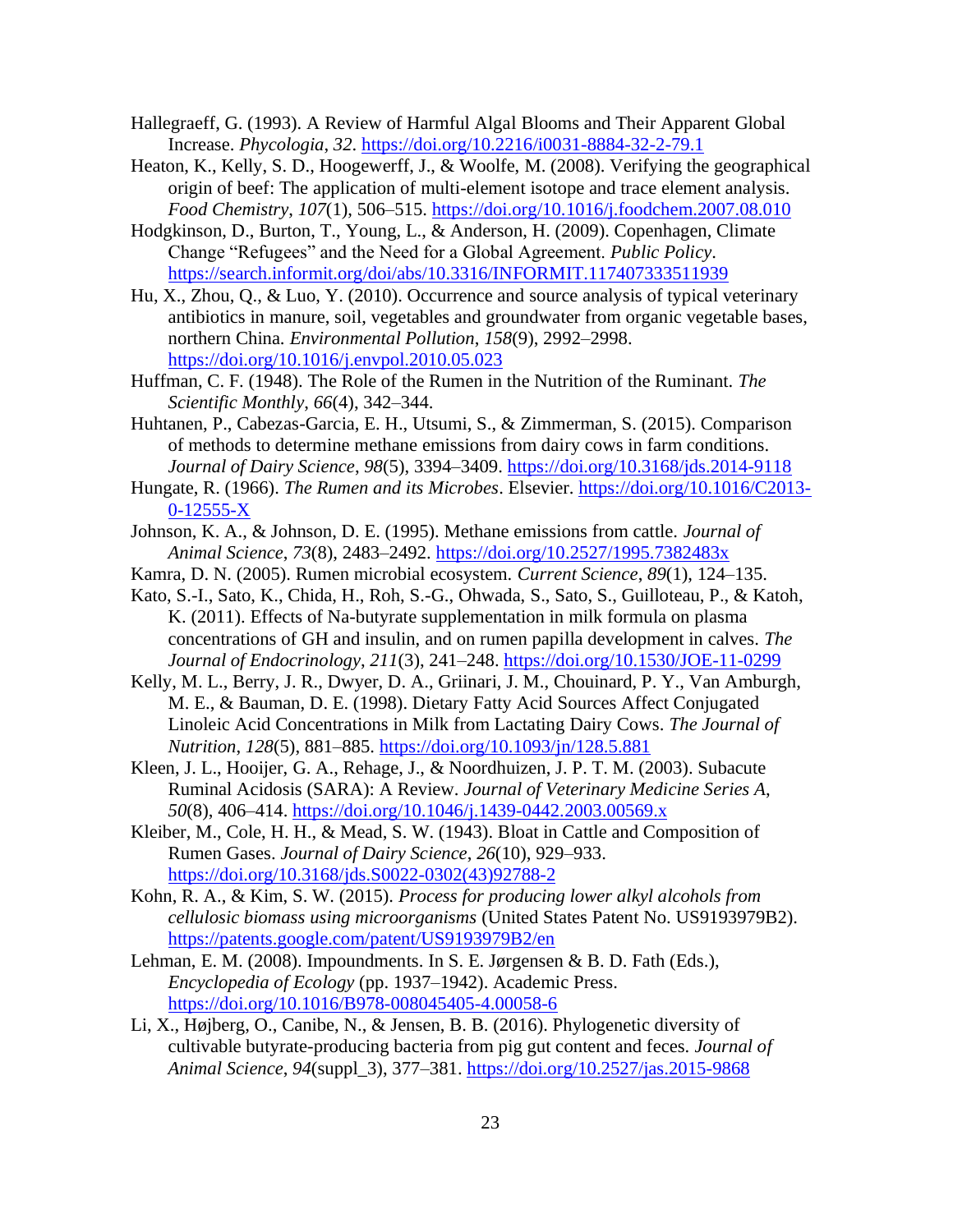Hallegraeff, G. (1993). A Review of Harmful Algal Blooms and Their Apparent Global Increase. *Phycologia*, *32*. https://doi.org/10.2216/i0031-8884-32-2-79.1

Heaton, K., Kelly, S. D., Hoogewerff, J., & Woolfe, M. (2008). Verifying the geographical origin of beef: The application of multi-element isotope and trace element analysis. *Food Chemistry*, *107*(1), 506–515. https://doi.org/10.1016/j.foodchem.2007.08.010

Hodgkinson, D., Burton, T., Young, L., & Anderson, H. (2009). Copenhagen, Climate Change "Refugees" and the Need for a Global Agreement. *Public Policy*. https://search.informit.org/doi/abs/10.3316/INFORMIT.117407333511939

Hu, X., Zhou, Q., & Luo, Y. (2010). Occurrence and source analysis of typical veterinary antibiotics in manure, soil, vegetables and groundwater from organic vegetable bases, northern China. *Environmental Pollution*, *158*(9), 2992–2998. https://doi.org/10.1016/j.envpol.2010.05.023

Huffman, C. F. (1948). The Role of the Rumen in the Nutrition of the Ruminant. *The Scientific Monthly*, *66*(4), 342–344.

Huhtanen, P., Cabezas-Garcia, E. H., Utsumi, S., & Zimmerman, S. (2015). Comparison of methods to determine methane emissions from dairy cows in farm conditions. *Journal of Dairy Science*, *98*(5), 3394–3409. https://doi.org/10.3168/jds.2014-9118

Hungate, R. (1966). *The Rumen and its Microbes*. Elsevier. https://doi.org/10.1016/C2013-0-12555-X

Johnson, K. A., & Johnson, D. E. (1995). Methane emissions from cattle. *Journal of Animal Science*, *73*(8), 2483–2492. https://doi.org/10.2527/1995.7382483x

Kamra, D. N. (2005). Rumen microbial ecosystem. *Current Science*, *89*(1), 124–135.

Kato, S.-I., Sato, K., Chida, H., Roh, S.-G., Ohwada, S., Sato, S., Guilloteau, P., & Katoh, K. (2011). Effects of Na-butyrate supplementation in milk formula on plasma concentrations of GH and insulin, and on rumen papilla development in calves. *The Journal of Endocrinology*, *211*(3), 241–248. https://doi.org/10.1530/JOE-11-0299

Kelly, M. L., Berry, J. R., Dwyer, D. A., Griinari, J. M., Chouinard, P. Y., Van Amburgh, M. E., & Bauman, D. E. (1998). Dietary Fatty Acid Sources Affect Conjugated Linoleic Acid Concentrations in Milk from Lactating Dairy Cows. *The Journal of Nutrition*, *128*(5), 881–885. https://doi.org/10.1093/jn/128.5.881

Kleen, J. L., Hooijer, G. A., Rehage, J., & Noordhuizen, J. P. T. M. (2003). Subacute Ruminal Acidosis (SARA): A Review. *Journal of Veterinary Medicine Series A*, *50*(8), 406–414. https://doi.org/10.1046/j.1439-0442.2003.00569.x

Kleiber, M., Cole, H. H., & Mead, S. W. (1943). Bloat in Cattle and Composition of Rumen Gases. *Journal of Dairy Science*, *26*(10), 929–933. https://doi.org/10.3168/jds.S0022-0302(43)92788-2

Kohn, R. A., & Kim, S. W. (2015). *Process for producing lower alkyl alcohols from cellulosic biomass using microorganisms* (United States Patent No. US9193979B2). https://patents.google.com/patent/US9193979B2/en

Lehman, E. M. (2008). Impoundments. In S. E. Jørgensen & B. D. Fath (Eds.), *Encyclopedia of Ecology* (pp. 1937–1942). Academic Press. https://doi.org/10.1016/B978-008045405-4.00058-6

Li, X., Højberg, O., Canibe, N., & Jensen, B. B. (2016). Phylogenetic diversity of cultivable butyrate-producing bacteria from pig gut content and feces. *Journal of Animal Science*, *94*(suppl_3), 377–381. https://doi.org/10.2527/jas.2015-9868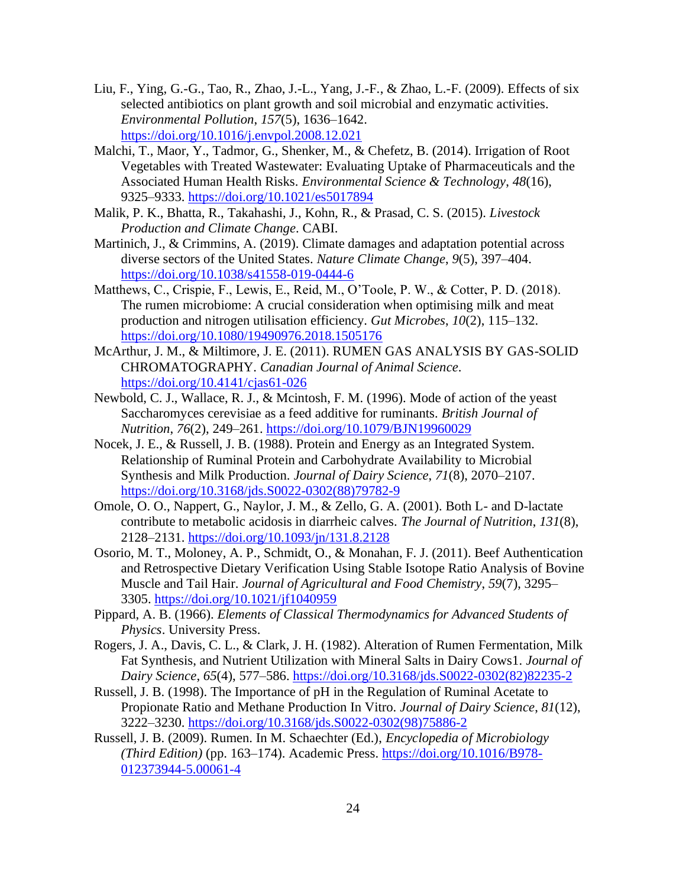Liu, F., Ying, G.-G., Tao, R., Zhao, J.-L., Yang, J.-F., & Zhao, L.-F. (2009). Effects of six selected antibiotics on plant growth and soil microbial and enzymatic activities. *Environmental Pollution*, *157*(5), 1636–1642. https://doi.org/10.1016/j.envpol.2008.12.021

Malchi, T., Maor, Y., Tadmor, G., Shenker, M., & Chefetz, B. (2014). Irrigation of Root Vegetables with Treated Wastewater: Evaluating Uptake of Pharmaceuticals and the Associated Human Health Risks. *Environmental Science & Technology*, *48*(16), 9325–9333. https://doi.org/10.1021/es5017894

Malik, P. K., Bhatta, R., Takahashi, J., Kohn, R., & Prasad, C. S. (2015). *Livestock Production and Climate Change*. CABI.

Martinich, J., & Crimmins, A. (2019). Climate damages and adaptation potential across diverse sectors of the United States. *Nature Climate Change*, *9*(5), 397–404. https://doi.org/10.1038/s41558-019-0444-6

Matthews, C., Crispie, F., Lewis, E., Reid, M., O'Toole, P. W., & Cotter, P. D. (2018). The rumen microbiome: A crucial consideration when optimising milk and meat production and nitrogen utilisation efficiency. *Gut Microbes*, *10*(2), 115–132. https://doi.org/10.1080/19490976.2018.1505176

McArthur, J. M., & Miltimore, J. E. (2011). RUMEN GAS ANALYSIS BY GAS-SOLID CHROMATOGRAPHY. *Canadian Journal of Animal Science*. https://doi.org/10.4141/cjas61-026

Newbold, C. J., Wallace, R. J., & Mcintosh, F. M. (1996). Mode of action of the yeast Saccharomyces cerevisiae as a feed additive for ruminants. *British Journal of Nutrition*, *76*(2), 249–261. https://doi.org/10.1079/BJN19960029

Nocek, J. E., & Russell, J. B. (1988). Protein and Energy as an Integrated System. Relationship of Ruminal Protein and Carbohydrate Availability to Microbial Synthesis and Milk Production. *Journal of Dairy Science*, *71*(8), 2070–2107. https://doi.org/10.3168/jds.S0022-0302(88)79782-9

Omole, O. O., Nappert, G., Naylor, J. M., & Zello, G. A. (2001). Both L- and D-lactate contribute to metabolic acidosis in diarrheic calves. *The Journal of Nutrition*, *131*(8), 2128–2131. https://doi.org/10.1093/jn/131.8.2128

Osorio, M. T., Moloney, A. P., Schmidt, O., & Monahan, F. J. (2011). Beef Authentication and Retrospective Dietary Verification Using Stable Isotope Ratio Analysis of Bovine Muscle and Tail Hair. *Journal of Agricultural and Food Chemistry*, *59*(7), 3295–3305. https://doi.org/10.1021/jf1040959

Pippard, A. B. (1966). *Elements of Classical Thermodynamics for Advanced Students of Physics*. University Press.

Rogers, J. A., Davis, C. L., & Clark, J. H. (1982). Alteration of Rumen Fermentation, Milk Fat Synthesis, and Nutrient Utilization with Mineral Salts in Dairy Cows1. *Journal of Dairy Science*, *65*(4), 577–586. https://doi.org/10.3168/jds.S0022-0302(82)82235-2

Russell, J. B. (1998). The Importance of pH in the Regulation of Ruminal Acetate to Propionate Ratio and Methane Production In Vitro. *Journal of Dairy Science*, *81*(12), 3222–3230. https://doi.org/10.3168/jds.S0022-0302(98)75886-2

Russell, J. B. (2009). Rumen. In M. Schaechter (Ed.), *Encyclopedia of Microbiology (Third Edition)* (pp. 163–174). Academic Press. https://doi.org/10.1016/B978-012373944-5.00061-4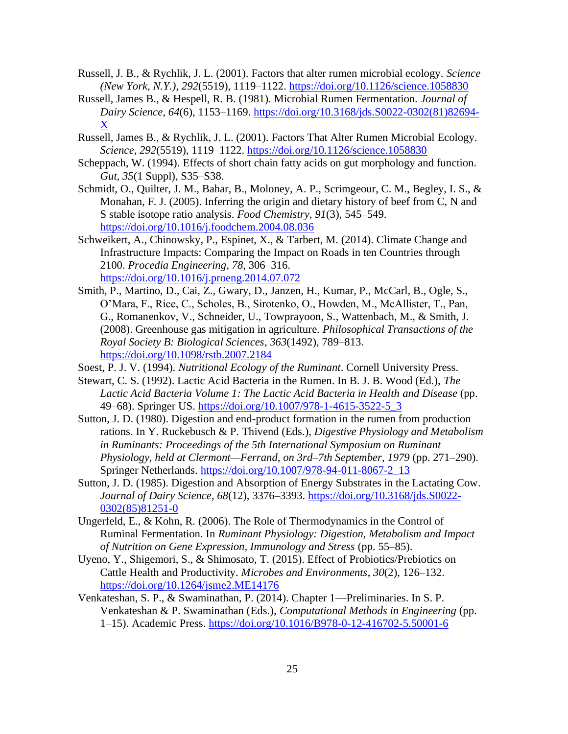Russell, J. B., & Rychlik, J. L. (2001). Factors that alter rumen microbial ecology. *Science (New York, N.Y.)*, *292*(5519), 1119–1122. https://doi.org/10.1126/science.1058830

Russell, James B., & Hespell, R. B. (1981). Microbial Rumen Fermentation. *Journal of Dairy Science*, *64*(6), 1153–1169. https://doi.org/10.3168/jds.S0022-0302(81)82694-X

Russell, James B., & Rychlik, J. L. (2001). Factors That Alter Rumen Microbial Ecology. *Science*, *292*(5519), 1119–1122. https://doi.org/10.1126/science.1058830

Scheppach, W. (1994). Effects of short chain fatty acids on gut morphology and function. *Gut*, *35*(1 Suppl), S35–S38.

Schmidt, O., Quilter, J. M., Bahar, B., Moloney, A. P., Scrimgeour, C. M., Begley, I. S., & Monahan, F. J. (2005). Inferring the origin and dietary history of beef from C, N and S stable isotope ratio analysis. *Food Chemistry*, *91*(3), 545–549. https://doi.org/10.1016/j.foodchem.2004.08.036

Schweikert, A., Chinowsky, P., Espinet, X., & Tarbert, M. (2014). Climate Change and Infrastructure Impacts: Comparing the Impact on Roads in ten Countries through 2100. *Procedia Engineering*, *78*, 306–316. https://doi.org/10.1016/j.proeng.2014.07.072

Smith, P., Martino, D., Cai, Z., Gwary, D., Janzen, H., Kumar, P., McCarl, B., Ogle, S., O'Mara, F., Rice, C., Scholes, B., Sirotenko, O., Howden, M., McAllister, T., Pan, G., Romanenkov, V., Schneider, U., Towprayoon, S., Wattenbach, M., & Smith, J. (2008). Greenhouse gas mitigation in agriculture. *Philosophical Transactions of the Royal Society B: Biological Sciences*, *363*(1492), 789–813. https://doi.org/10.1098/rstb.2007.2184

Soest, P. J. V. (1994). *Nutritional Ecology of the Ruminant*. Cornell University Press.

Stewart, C. S. (1992). Lactic Acid Bacteria in the Rumen. In B. J. B. Wood (Ed.), *The Lactic Acid Bacteria Volume 1: The Lactic Acid Bacteria in Health and Disease* (pp. 49–68). Springer US. https://doi.org/10.1007/978-1-4615-3522-5_3

Sutton, J. D. (1980). Digestion and end-product formation in the rumen from production rations. In Y. Ruckebusch & P. Thivend (Eds.), *Digestive Physiology and Metabolism in Ruminants: Proceedings of the 5th International Symposium on Ruminant Physiology, held at Clermont—Ferrand, on 3rd–7th September, 1979* (pp. 271–290). Springer Netherlands. https://doi.org/10.1007/978-94-011-8067-2_13

Sutton, J. D. (1985). Digestion and Absorption of Energy Substrates in the Lactating Cow. *Journal of Dairy Science*, *68*(12), 3376–3393. https://doi.org/10.3168/jds.S0022-0302(85)81251-0

Ungerfeld, E., & Kohn, R. (2006). The Role of Thermodynamics in the Control of Ruminal Fermentation. In *Ruminant Physiology: Digestion, Metabolism and Impact of Nutrition on Gene Expression, Immunology and Stress* (pp. 55–85).

Uyeno, Y., Shigemori, S., & Shimosato, T. (2015). Effect of Probiotics/Prebiotics on Cattle Health and Productivity. *Microbes and Environments*, *30*(2), 126–132. https://doi.org/10.1264/jsme2.ME14176

Venkateshan, S. P., & Swaminathan, P. (2014). Chapter 1—Preliminaries. In S. P. Venkateshan & P. Swaminathan (Eds.), *Computational Methods in Engineering* (pp. 1–15). Academic Press. https://doi.org/10.1016/B978-0-12-416702-5.50001-6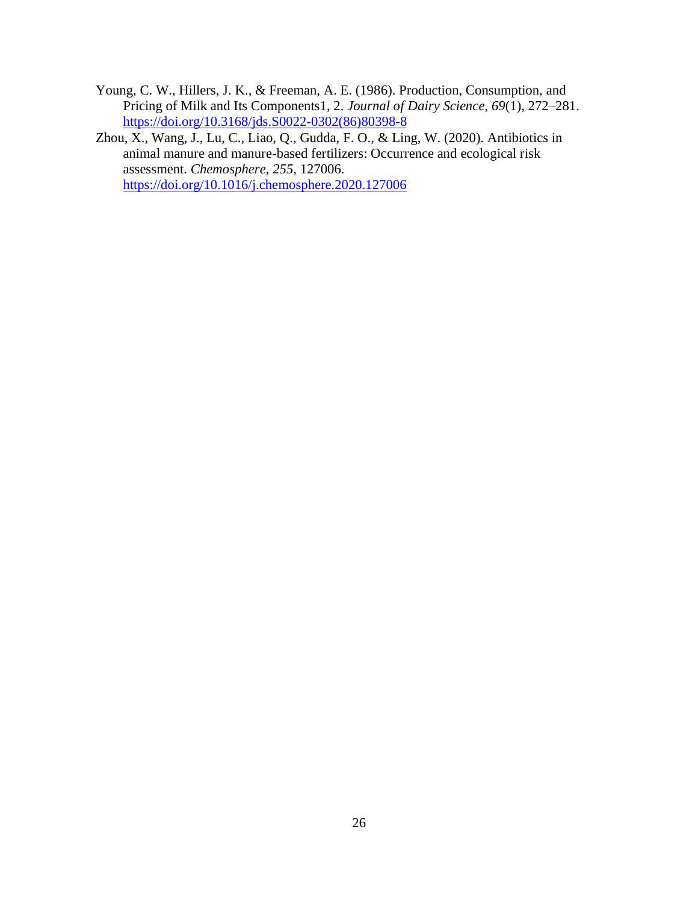Young, C. W., Hillers, J. K., & Freeman, A. E. (1986). Production, Consumption, and Pricing of Milk and Its Components1, 2. *Journal of Dairy Science*, *69*(1), 272–281. https://doi.org/10.3168/jds.S0022-0302(86)80398-8

Zhou, X., Wang, J., Lu, C., Liao, Q., Gudda, F. O., & Ling, W. (2020). Antibiotics in animal manure and manure-based fertilizers: Occurrence and ecological risk assessment. *Chemosphere*, *255*, 127006. https://doi.org/10.1016/j.chemosphere.2020.127006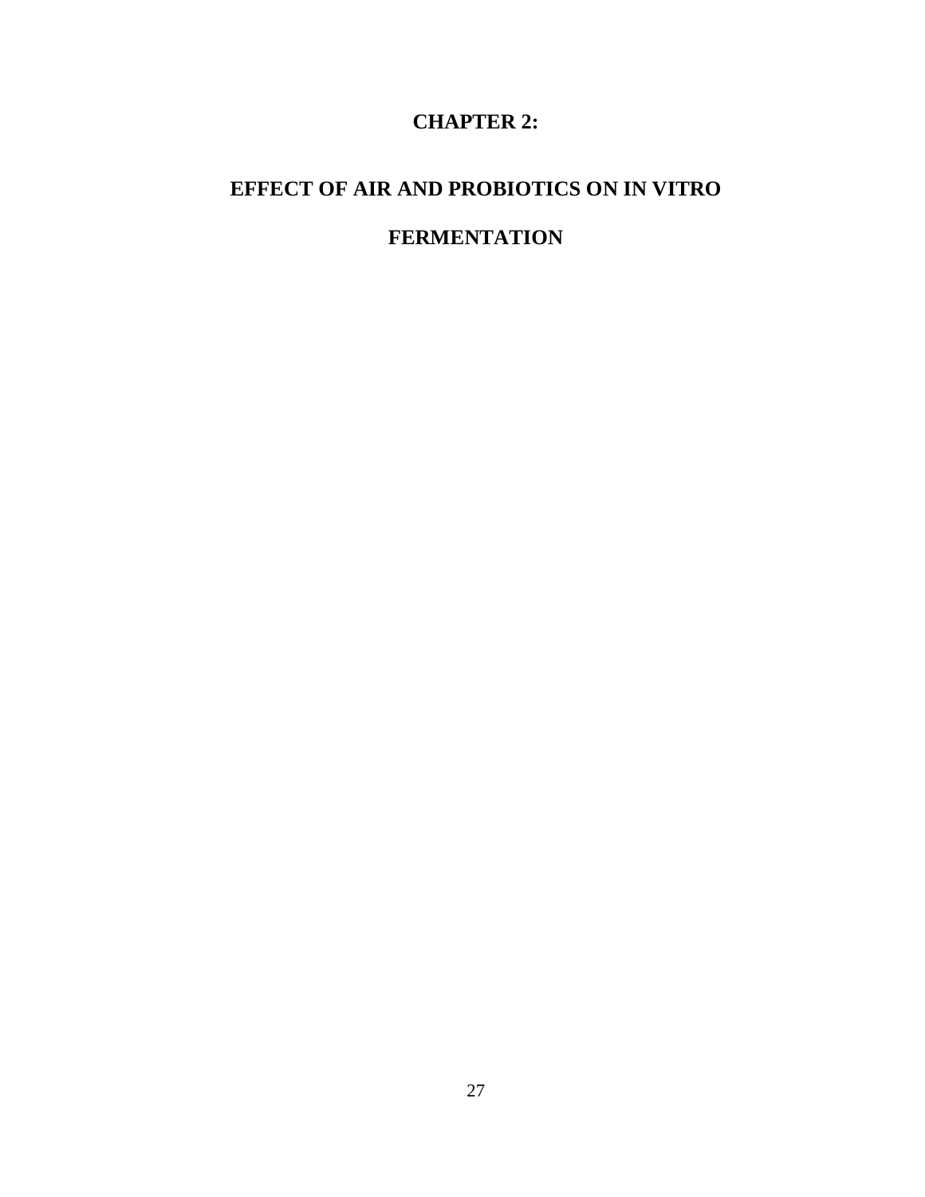# CHAPTER 2:

# EFFECT OF AIR AND PROBIOTICS ON IN VITRO FERMENTATION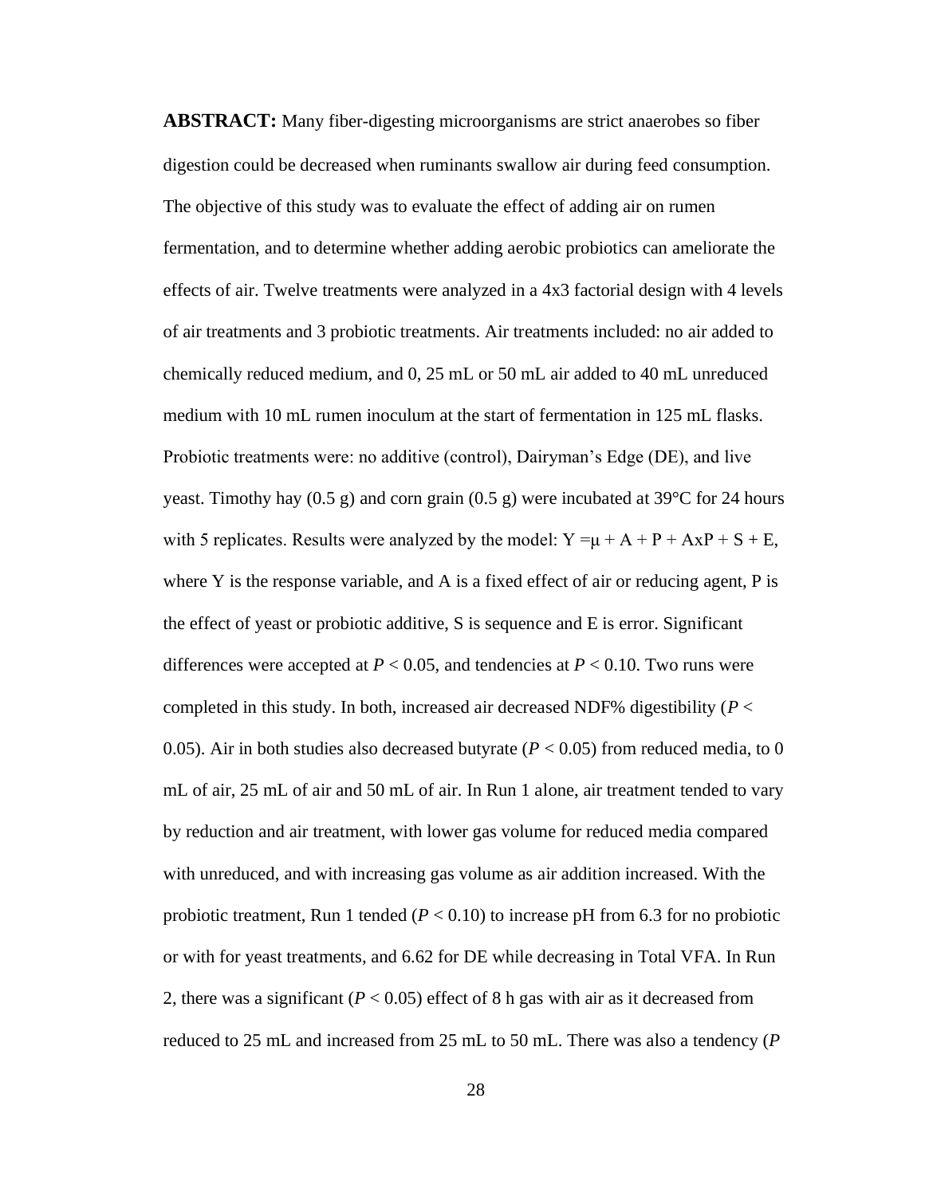**ABSTRACT:** Many fiber-digesting microorganisms are strict anaerobes so fiber digestion could be decreased when ruminants swallow air during feed consumption. The objective of this study was to evaluate the effect of adding air on rumen fermentation, and to determine whether adding aerobic probiotics can ameliorate the effects of air. Twelve treatments were analyzed in a 4x3 factorial design with 4 levels of air treatments and 3 probiotic treatments. Air treatments included: no air added to chemically reduced medium, and 0, 25 mL or 50 mL air added to 40 mL unreduced medium with 10 mL rumen inoculum at the start of fermentation in 125 mL flasks. Probiotic treatments were: no additive (control), Dairyman's Edge (DE), and live yeast. Timothy hay (0.5 g) and corn grain (0.5 g) were incubated at 39°C for 24 hours with 5 replicates. Results were analyzed by the model: $Y = \mu + A + P + AxP + S + E$, where Y is the response variable, and A is a fixed effect of air or reducing agent, P is the effect of yeast or probiotic additive, S is sequence and E is error. Significant differences were accepted at $P < 0.05$, and tendencies at $P < 0.10$. Two runs were completed in this study. In both, increased air decreased NDF% digestibility ($P < 0.05$). Air in both studies also decreased butyrate ($P < 0.05$) from reduced media, to 0 mL of air, 25 mL of air and 50 mL of air. In Run 1 alone, air treatment tended to vary by reduction and air treatment, with lower gas volume for reduced media compared with unreduced, and with increasing gas volume as air addition increased. With the probiotic treatment, Run 1 tended ($P < 0.10$) to increase pH from 6.3 for no probiotic or with for yeast treatments, and 6.62 for DE while decreasing in Total VFA. In Run 2, there was a significant ($P < 0.05$) effect of 8 h gas with air as it decreased from reduced to 25 mL and increased from 25 mL to 50 mL. There was also a tendency (*P*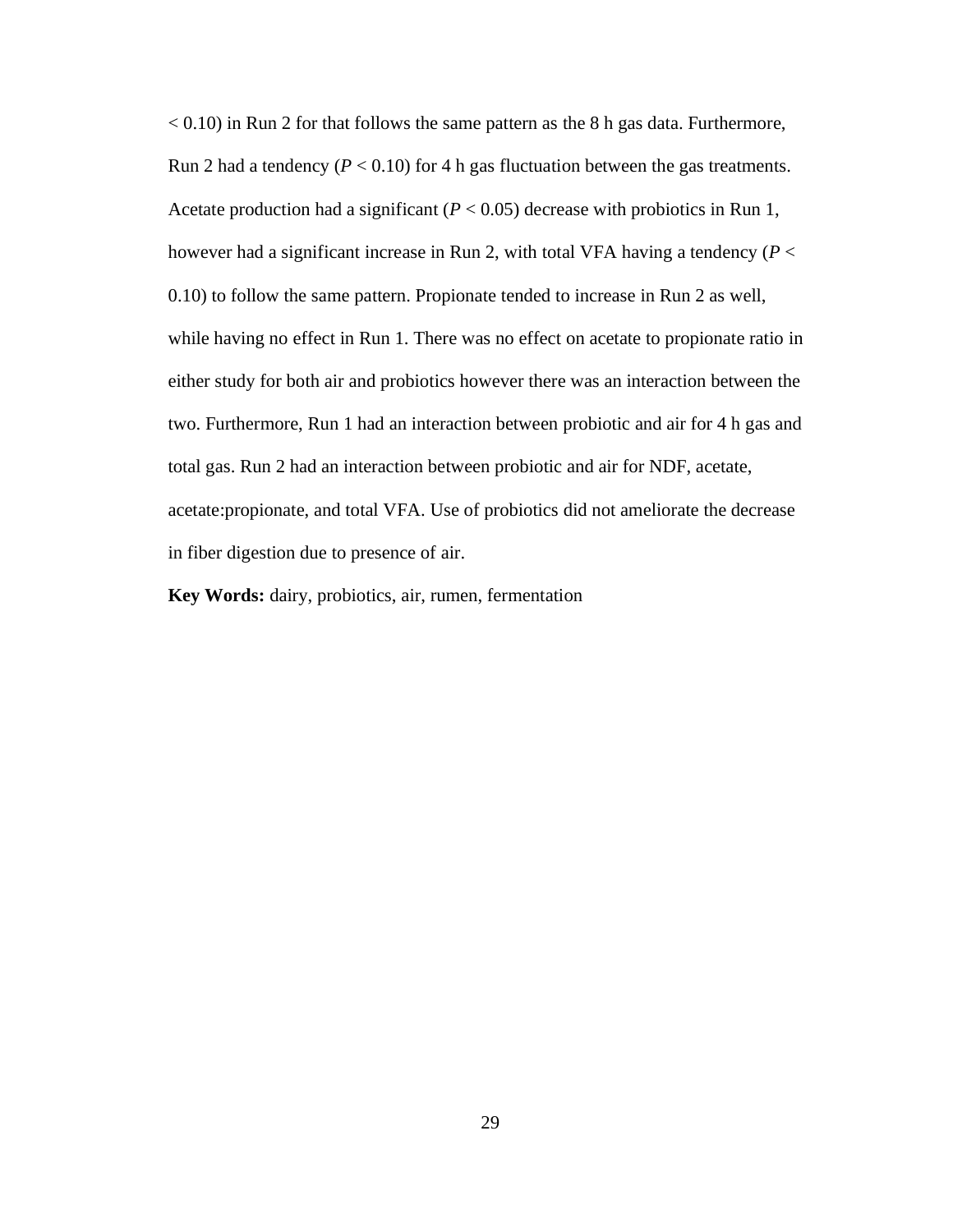$< 0.10$) in Run 2 for that follows the same pattern as the 8 h gas data. Furthermore, Run 2 had a tendency ($P < 0.10$) for 4 h gas fluctuation between the gas treatments. Acetate production had a significant ($P < 0.05$) decrease with probiotics in Run 1, however had a significant increase in Run 2, with total VFA having a tendency ($P < 0.10$) to follow the same pattern. Propionate tended to increase in Run 2 as well, while having no effect in Run 1. There was no effect on acetate to propionate ratio in either study for both air and probiotics however there was an interaction between the two. Furthermore, Run 1 had an interaction between probiotic and air for 4 h gas and total gas. Run 2 had an interaction between probiotic and air for NDF, acetate, acetate:propionate, and total VFA. Use of probiotics did not ameliorate the decrease in fiber digestion due to presence of air.

**Key Words:** dairy, probiotics, air, rumen, fermentation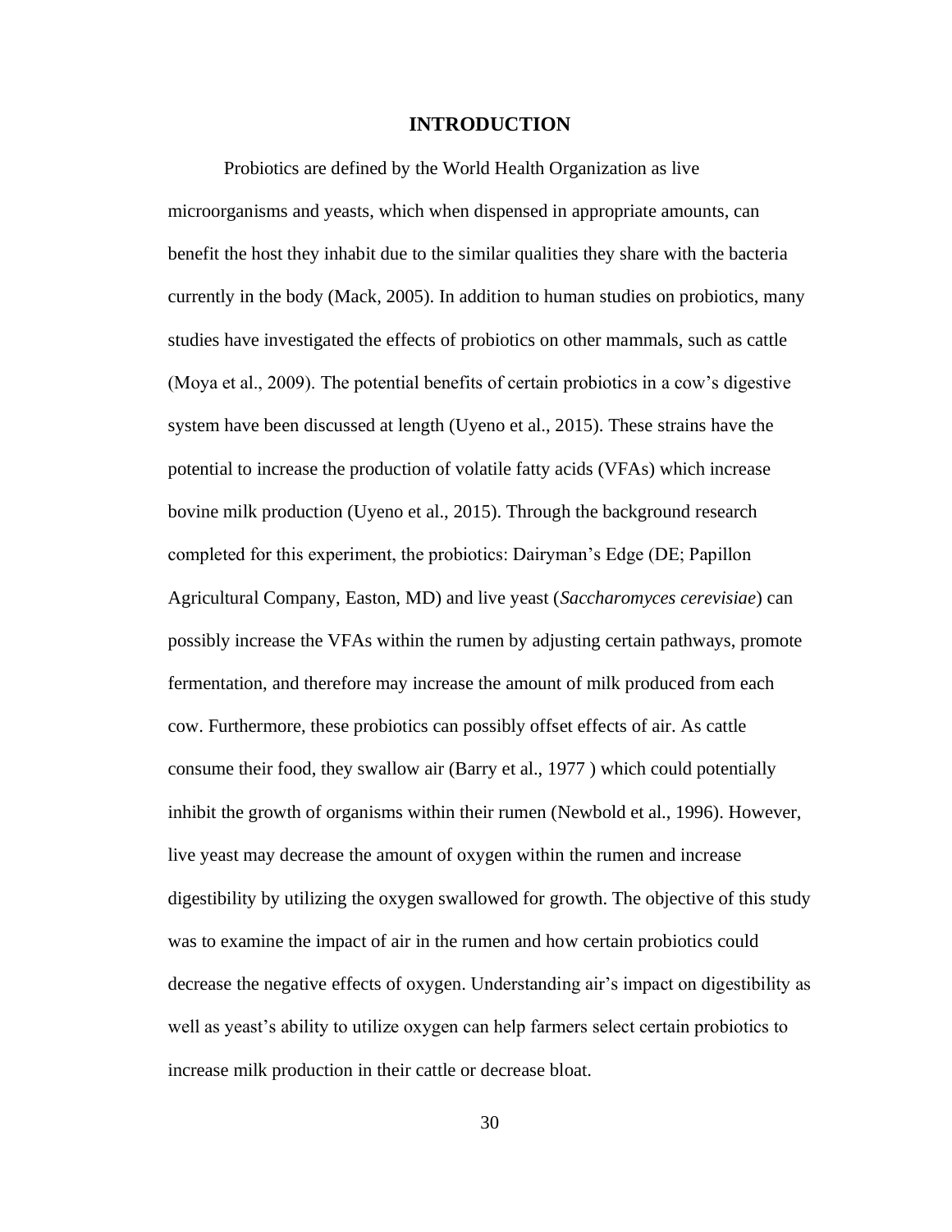# INTRODUCTION

Probiotics are defined by the World Health Organization as live microorganisms and yeasts, which when dispensed in appropriate amounts, can benefit the host they inhabit due to the similar qualities they share with the bacteria currently in the body (Mack, 2005). In addition to human studies on probiotics, many studies have investigated the effects of probiotics on other mammals, such as cattle (Moya et al., 2009). The potential benefits of certain probiotics in a cow's digestive system have been discussed at length (Uyeno et al., 2015). These strains have the potential to increase the production of volatile fatty acids (VFAs) which increase bovine milk production (Uyeno et al., 2015). Through the background research completed for this experiment, the probiotics: Dairyman's Edge (DE; Papillon Agricultural Company, Easton, MD) and live yeast (*Saccharomyces cerevisiae*) can possibly increase the VFAs within the rumen by adjusting certain pathways, promote fermentation, and therefore may increase the amount of milk produced from each cow. Furthermore, these probiotics can possibly offset effects of air. As cattle consume their food, they swallow air (Barry et al., 1977 ) which could potentially inhibit the growth of organisms within their rumen (Newbold et al., 1996). However, live yeast may decrease the amount of oxygen within the rumen and increase digestibility by utilizing the oxygen swallowed for growth. The objective of this study was to examine the impact of air in the rumen and how certain probiotics could decrease the negative effects of oxygen. Understanding air's impact on digestibility as well as yeast's ability to utilize oxygen can help farmers select certain probiotics to increase milk production in their cattle or decrease bloat.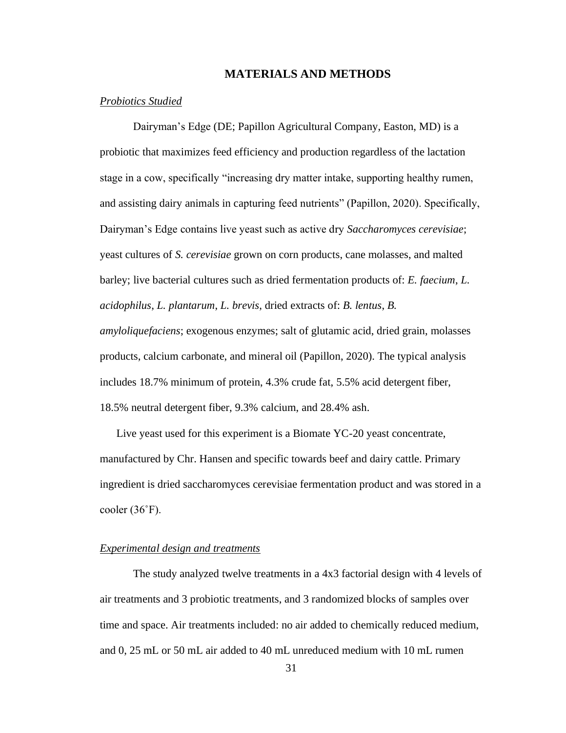## MATERIALS AND METHODS

### *Probiotics Studied*

Dairyman's Edge (DE; Papillon Agricultural Company, Easton, MD) is a probiotic that maximizes feed efficiency and production regardless of the lactation stage in a cow, specifically "increasing dry matter intake, supporting healthy rumen, and assisting dairy animals in capturing feed nutrients" (Papillon, 2020). Specifically, Dairyman's Edge contains live yeast such as active dry *Saccharomyces cerevisiae*; yeast cultures of *S. cerevisiae* grown on corn products, cane molasses, and malted barley; live bacterial cultures such as dried fermentation products of: *E. faecium*, *L. acidophilus*, *L. plantarum*, *L. brevis*, dried extracts of: *B. lentus*, *B. amyloliquefaciens*; exogenous enzymes; salt of glutamic acid, dried grain, molasses products, calcium carbonate, and mineral oil (Papillon, 2020). The typical analysis includes 18.7% minimum of protein, 4.3% crude fat, 5.5% acid detergent fiber, 18.5% neutral detergent fiber, 9.3% calcium, and 28.4% ash.

Live yeast used for this experiment is a Biomate YC-20 yeast concentrate, manufactured by Chr. Hansen and specific towards beef and dairy cattle. Primary ingredient is dried saccharomyces cerevisiae fermentation product and was stored in a cooler (36˚F).

### *Experimental design and treatments*

The study analyzed twelve treatments in a 4x3 factorial design with 4 levels of air treatments and 3 probiotic treatments, and 3 randomized blocks of samples over time and space. Air treatments included: no air added to chemically reduced medium, and 0, 25 mL or 50 mL air added to 40 mL unreduced medium with 10 mL rumen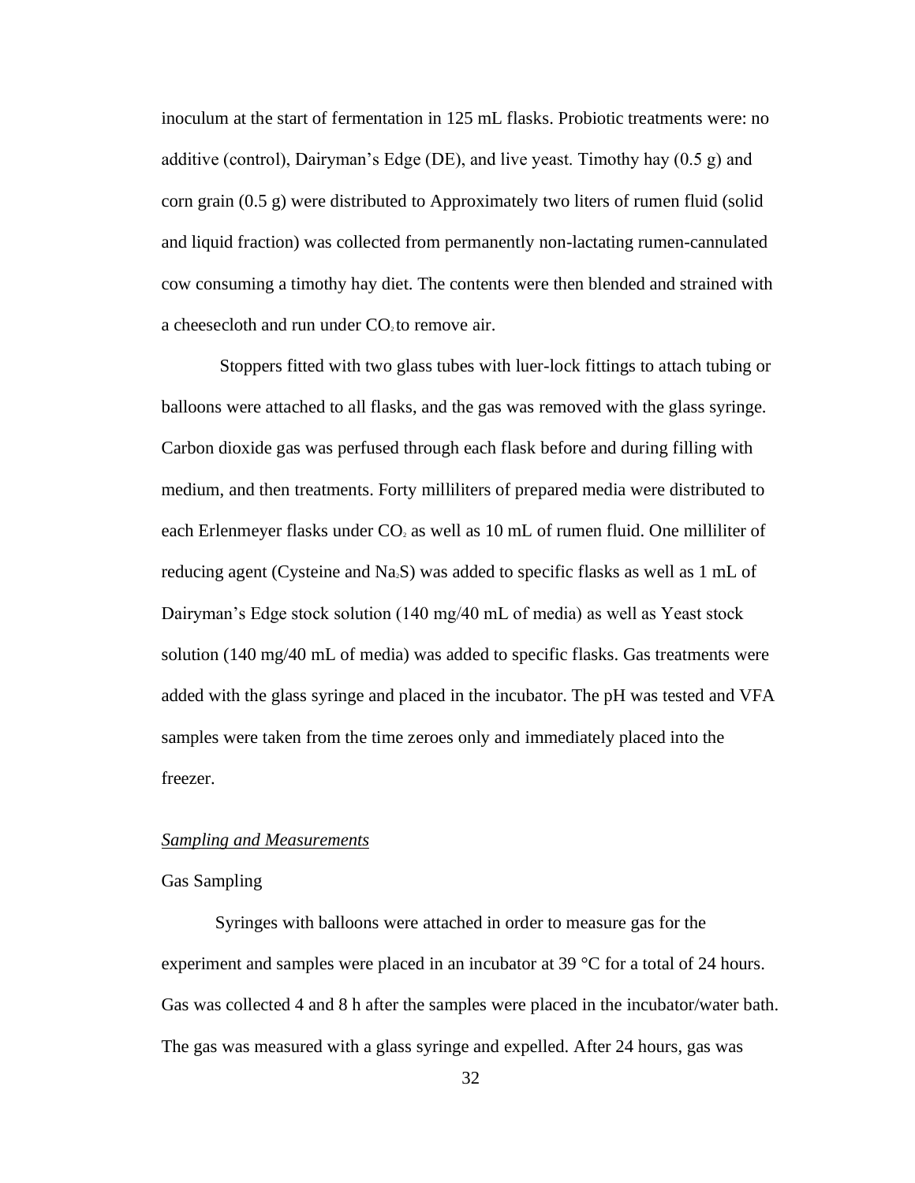inoculum at the start of fermentation in 125 mL flasks. Probiotic treatments were: no additive (control), Dairyman's Edge (DE), and live yeast. Timothy hay (0.5 g) and corn grain (0.5 g) were distributed to Approximately two liters of rumen fluid (solid and liquid fraction) was collected from permanently non-lactating rumen-cannulated cow consuming a timothy hay diet. The contents were then blended and strained with a cheesecloth and run under $CO_2$ to remove air.

Stoppers fitted with two glass tubes with luer-lock fittings to attach tubing or balloons were attached to all flasks, and the gas was removed with the glass syringe. Carbon dioxide gas was perfused through each flask before and during filling with medium, and then treatments. Forty milliliters of prepared media were distributed to each Erlenmeyer flasks under $CO_2$ as well as 10 mL of rumen fluid. One milliliter of reducing agent (Cysteine and $Na_2S$) was added to specific flasks as well as 1 mL of Dairyman's Edge stock solution (140 mg/40 mL of media) as well as Yeast stock solution (140 mg/40 mL of media) was added to specific flasks. Gas treatments were added with the glass syringe and placed in the incubator. The pH was tested and VFA samples were taken from the time zeroes only and immediately placed into the freezer.

*<u>Sampling and Measurements</u>*

Gas Sampling

Syringes with balloons were attached in order to measure gas for the experiment and samples were placed in an incubator at 39 °C for a total of 24 hours. Gas was collected 4 and 8 h after the samples were placed in the incubator/water bath. The gas was measured with a glass syringe and expelled. After 24 hours, gas was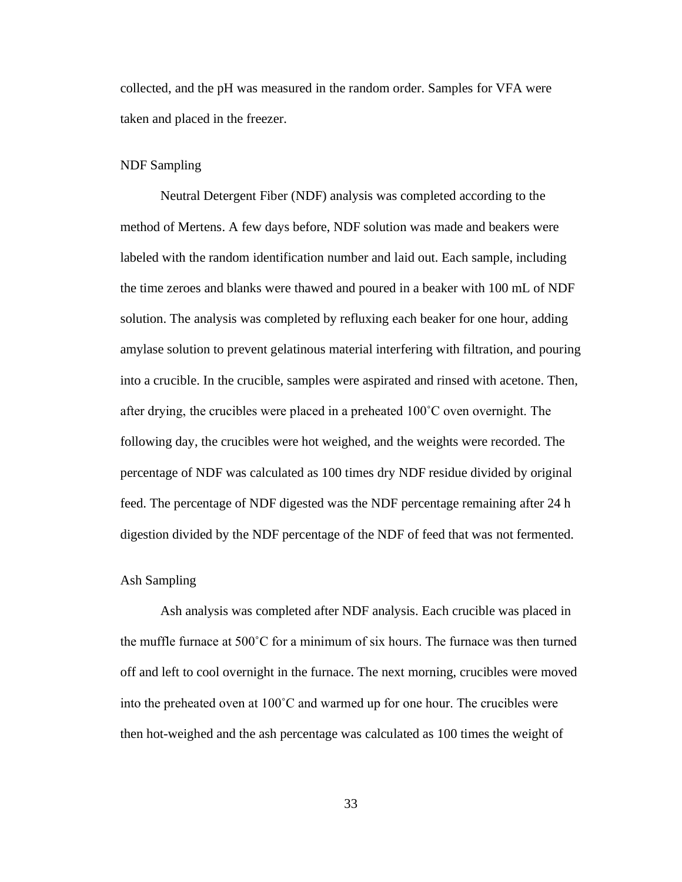collected, and the pH was measured in the random order. Samples for VFA were taken and placed in the freezer.

### NDF Sampling

Neutral Detergent Fiber (NDF) analysis was completed according to the method of Mertens. A few days before, NDF solution was made and beakers were labeled with the random identification number and laid out. Each sample, including the time zeroes and blanks were thawed and poured in a beaker with 100 mL of NDF solution. The analysis was completed by refluxing each beaker for one hour, adding amylase solution to prevent gelatinous material interfering with filtration, and pouring into a crucible. In the crucible, samples were aspirated and rinsed with acetone. Then, after drying, the crucibles were placed in a preheated 100˚C oven overnight. The following day, the crucibles were hot weighed, and the weights were recorded. The percentage of NDF was calculated as 100 times dry NDF residue divided by original feed. The percentage of NDF digested was the NDF percentage remaining after 24 h digestion divided by the NDF percentage of the NDF of feed that was not fermented.

### Ash Sampling

Ash analysis was completed after NDF analysis. Each crucible was placed in the muffle furnace at 500˚C for a minimum of six hours. The furnace was then turned off and left to cool overnight in the furnace. The next morning, crucibles were moved into the preheated oven at 100˚C and warmed up for one hour. The crucibles were then hot-weighed and the ash percentage was calculated as 100 times the weight of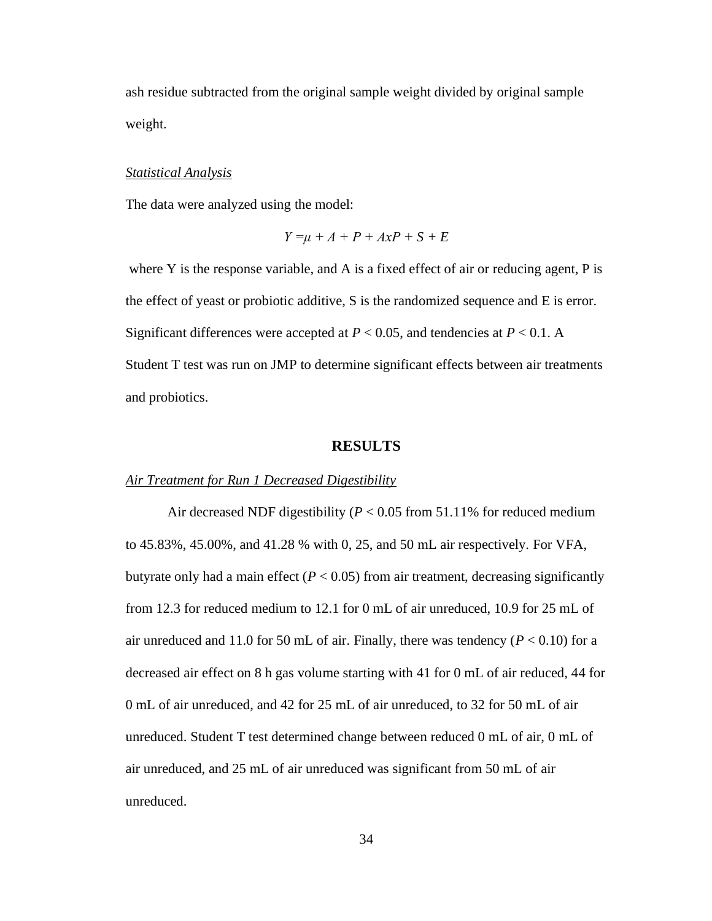ash residue subtracted from the original sample weight divided by original sample weight.

*Statistical Analysis*

The data were analyzed using the model:

$$Y = \mu + A + P + AxP + S + E$$

where Y is the response variable, and A is a fixed effect of air or reducing agent, P is the effect of yeast or probiotic additive, S is the randomized sequence and E is error. Significant differences were accepted at $P < 0.05$, and tendencies at $P < 0.1$. A Student T test was run on JMP to determine significant effects between air treatments and probiotics.

## RESULTS

*Air Treatment for Run 1 Decreased Digestibility*

Air decreased NDF digestibility ($P < 0.05$ from 51.11% for reduced medium to 45.83%, 45.00%, and 41.28 % with 0, 25, and 50 mL air respectively. For VFA, butyrate only had a main effect ($P < 0.05$) from air treatment, decreasing significantly from 12.3 for reduced medium to 12.1 for 0 mL of air unreduced, 10.9 for 25 mL of air unreduced and 11.0 for 50 mL of air. Finally, there was tendency ($P < 0.10$) for a decreased air effect on 8 h gas volume starting with 41 for 0 mL of air reduced, 44 for 0 mL of air unreduced, and 42 for 25 mL of air unreduced, to 32 for 50 mL of air unreduced. Student T test determined change between reduced 0 mL of air, 0 mL of air unreduced, and 25 mL of air unreduced was significant from 50 mL of air unreduced.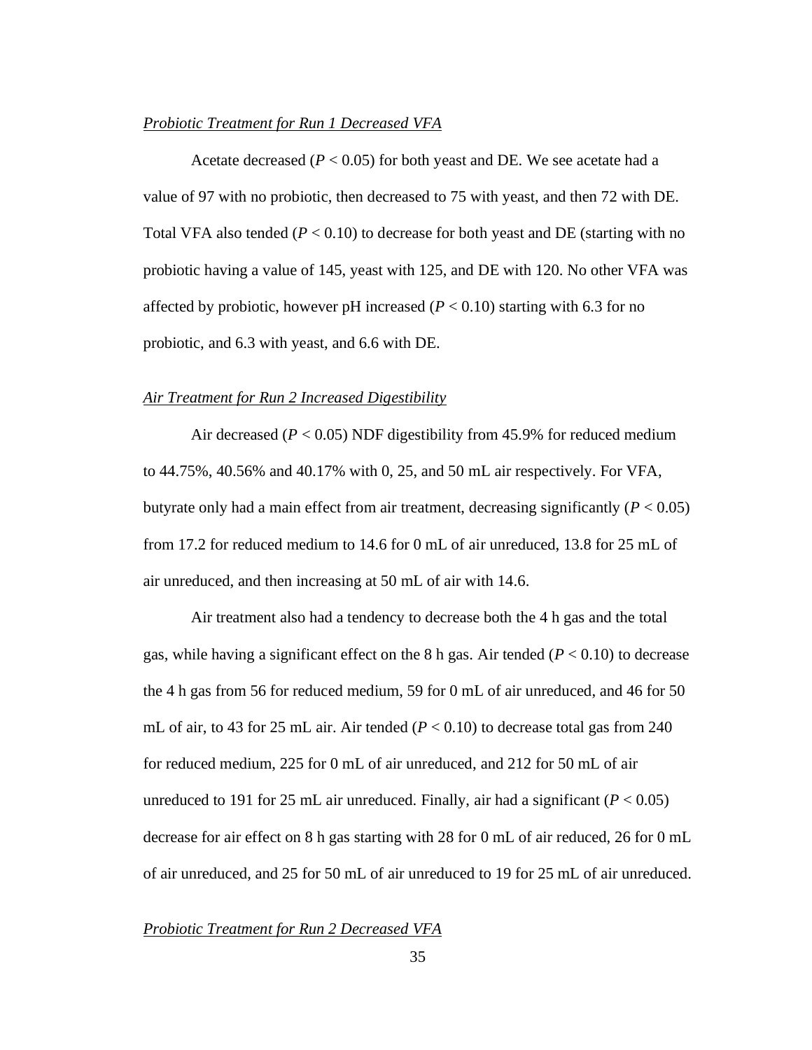*Probiotic Treatment for Run 1 Decreased VFA*

Acetate decreased ($P < 0.05$) for both yeast and DE. We see acetate had a value of 97 with no probiotic, then decreased to 75 with yeast, and then 72 with DE. Total VFA also tended ($P < 0.10$) to decrease for both yeast and DE (starting with no probiotic having a value of 145, yeast with 125, and DE with 120. No other VFA was affected by probiotic, however pH increased ($P < 0.10$) starting with 6.3 for no probiotic, and 6.3 with yeast, and 6.6 with DE.

*Air Treatment for Run 2 Increased Digestibility*

Air decreased ($P < 0.05$) NDF digestibility from 45.9% for reduced medium to 44.75%, 40.56% and 40.17% with 0, 25, and 50 mL air respectively. For VFA, butyrate only had a main effect from air treatment, decreasing significantly ($P < 0.05$) from 17.2 for reduced medium to 14.6 for 0 mL of air unreduced, 13.8 for 25 mL of air unreduced, and then increasing at 50 mL of air with 14.6.

Air treatment also had a tendency to decrease both the 4 h gas and the total gas, while having a significant effect on the 8 h gas. Air tended ($P < 0.10$) to decrease the 4 h gas from 56 for reduced medium, 59 for 0 mL of air unreduced, and 46 for 50 mL of air, to 43 for 25 mL air. Air tended ($P < 0.10$) to decrease total gas from 240 for reduced medium, 225 for 0 mL of air unreduced, and 212 for 50 mL of air unreduced to 191 for 25 mL air unreduced. Finally, air had a significant ($P < 0.05$) decrease for air effect on 8 h gas starting with 28 for 0 mL of air reduced, 26 for 0 mL of air unreduced, and 25 for 50 mL of air unreduced to 19 for 25 mL of air unreduced.

*Probiotic Treatment for Run 2 Decreased VFA*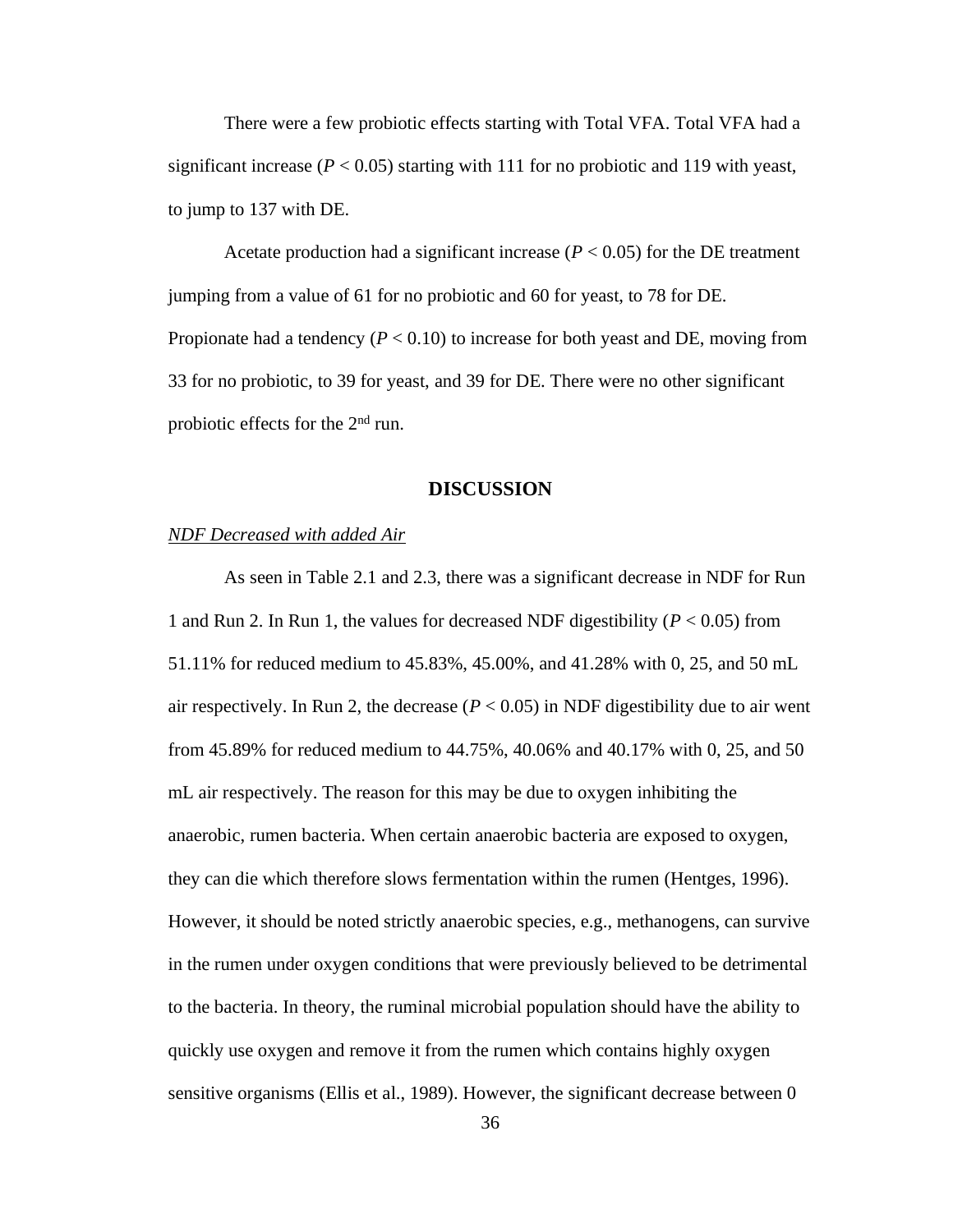There were a few probiotic effects starting with Total VFA. Total VFA had a significant increase ($P < 0.05$) starting with 111 for no probiotic and 119 with yeast, to jump to 137 with DE.

Acetate production had a significant increase ($P < 0.05$) for the DE treatment jumping from a value of 61 for no probiotic and 60 for yeast, to 78 for DE. Propionate had a tendency ($P < 0.10$) to increase for both yeast and DE, moving from 33 for no probiotic, to 39 for yeast, and 39 for DE. There were no other significant probiotic effects for the 2nd run.

## DISCUSSION

*NDF Decreased with added Air*

As seen in Table 2.1 and 2.3, there was a significant decrease in NDF for Run 1 and Run 2. In Run 1, the values for decreased NDF digestibility ($P < 0.05$) from 51.11% for reduced medium to 45.83%, 45.00%, and 41.28% with 0, 25, and 50 mL air respectively. In Run 2, the decrease ($P < 0.05$) in NDF digestibility due to air went from 45.89% for reduced medium to 44.75%, 40.06% and 40.17% with 0, 25, and 50 mL air respectively. The reason for this may be due to oxygen inhibiting the anaerobic, rumen bacteria. When certain anaerobic bacteria are exposed to oxygen, they can die which therefore slows fermentation within the rumen (Hentges, 1996). However, it should be noted strictly anaerobic species, e.g., methanogens, can survive in the rumen under oxygen conditions that were previously believed to be detrimental to the bacteria. In theory, the ruminal microbial population should have the ability to quickly use oxygen and remove it from the rumen which contains highly oxygen sensitive organisms (Ellis et al., 1989). However, the significant decrease between 0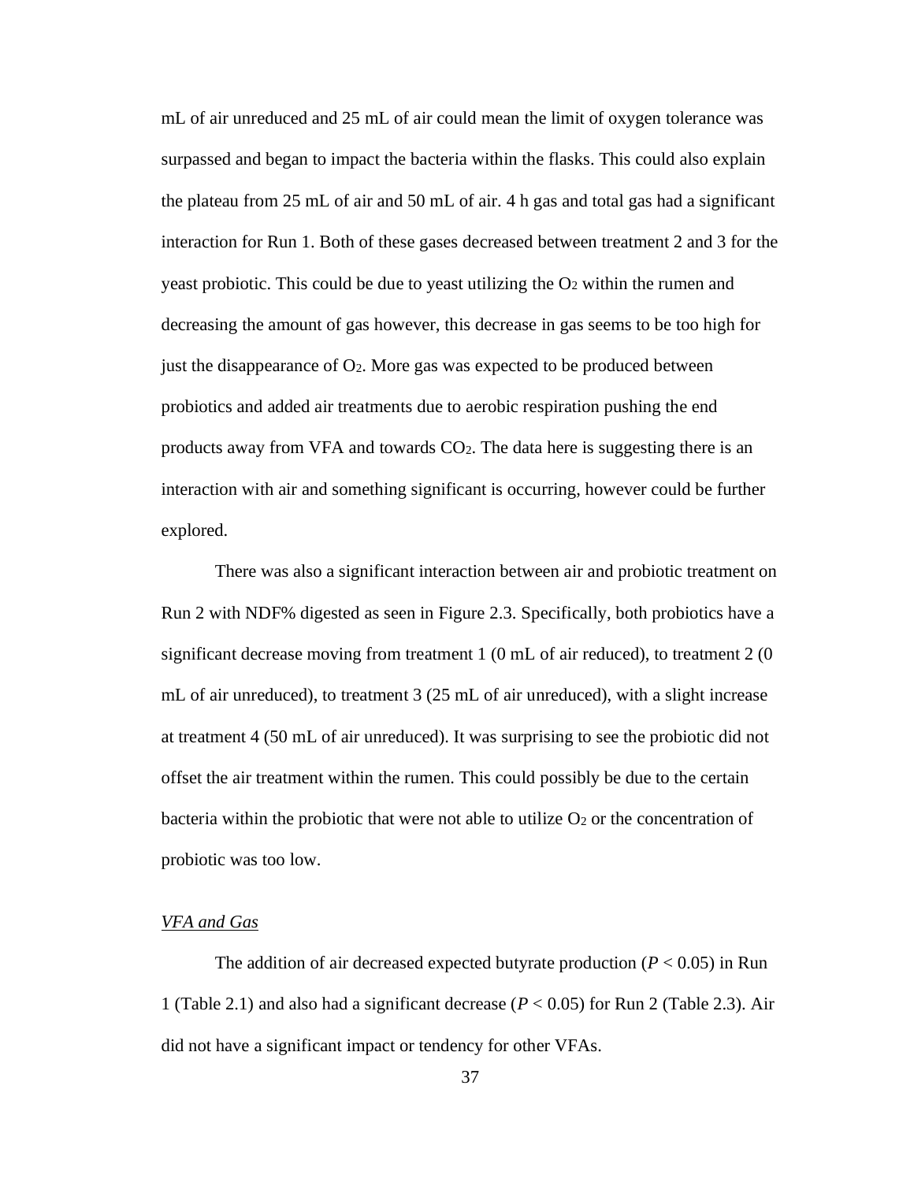mL of air unreduced and 25 mL of air could mean the limit of oxygen tolerance was surpassed and began to impact the bacteria within the flasks. This could also explain the plateau from 25 mL of air and 50 mL of air. 4 h gas and total gas had a significant interaction for Run 1. Both of these gases decreased between treatment 2 and 3 for the yeast probiotic. This could be due to yeast utilizing the $O_2$ within the rumen and decreasing the amount of gas however, this decrease in gas seems to be too high for just the disappearance of $O_2$. More gas was expected to be produced between probiotics and added air treatments due to aerobic respiration pushing the end products away from VFA and towards $CO_2$. The data here is suggesting there is an interaction with air and something significant is occurring, however could be further explored.

There was also a significant interaction between air and probiotic treatment on Run 2 with NDF% digested as seen in Figure 2.3. Specifically, both probiotics have a significant decrease moving from treatment 1 (0 mL of air reduced), to treatment 2 (0 mL of air unreduced), to treatment 3 (25 mL of air unreduced), with a slight increase at treatment 4 (50 mL of air unreduced). It was surprising to see the probiotic did not offset the air treatment within the rumen. This could possibly be due to the certain bacteria within the probiotic that were not able to utilize $O_2$ or the concentration of probiotic was too low.

### *VFA and Gas*

The addition of air decreased expected butyrate production ($P < 0.05$) in Run 1 (Table 2.1) and also had a significant decrease ($P < 0.05$) for Run 2 (Table 2.3). Air did not have a significant impact or tendency for other VFAs.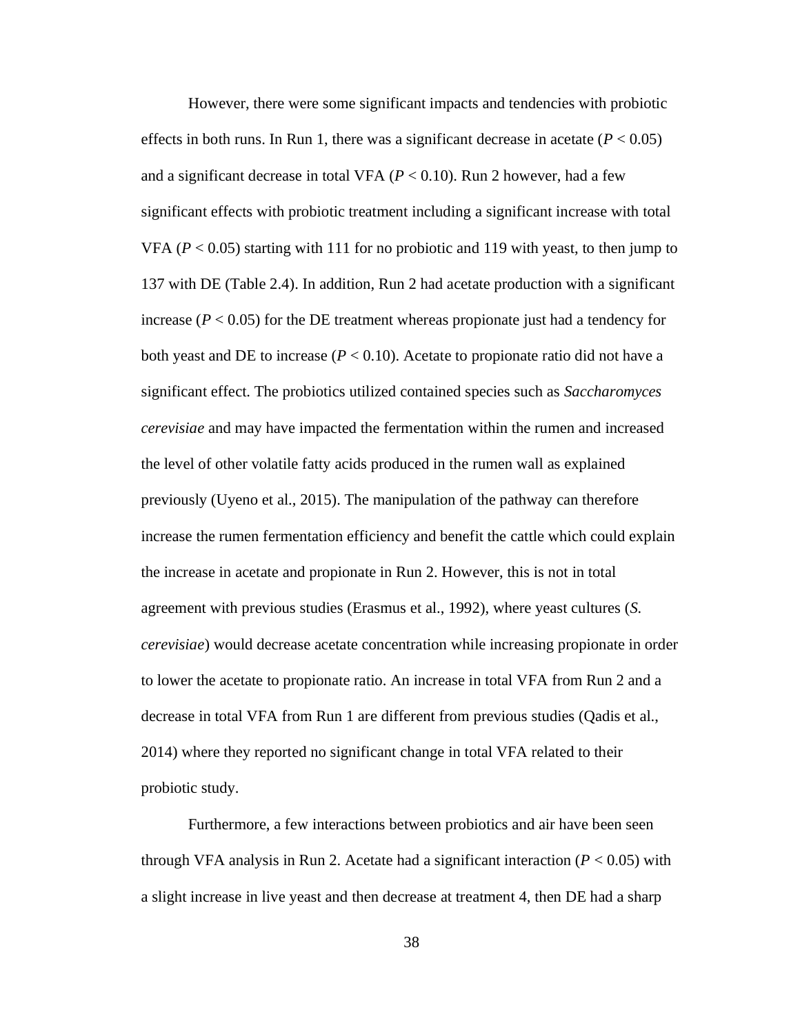However, there were some significant impacts and tendencies with probiotic effects in both runs. In Run 1, there was a significant decrease in acetate ($P < 0.05$) and a significant decrease in total VFA ($P < 0.10$). Run 2 however, had a few significant effects with probiotic treatment including a significant increase with total VFA ($P < 0.05$) starting with 111 for no probiotic and 119 with yeast, to then jump to 137 with DE (Table 2.4). In addition, Run 2 had acetate production with a significant increase ($P < 0.05$) for the DE treatment whereas propionate just had a tendency for both yeast and DE to increase ($P < 0.10$). Acetate to propionate ratio did not have a significant effect. The probiotics utilized contained species such as *Saccharomyces cerevisiae* and may have impacted the fermentation within the rumen and increased the level of other volatile fatty acids produced in the rumen wall as explained previously (Uyeno et al., 2015). The manipulation of the pathway can therefore increase the rumen fermentation efficiency and benefit the cattle which could explain the increase in acetate and propionate in Run 2. However, this is not in total agreement with previous studies (Erasmus et al., 1992), where yeast cultures (*S. cerevisiae*) would decrease acetate concentration while increasing propionate in order to lower the acetate to propionate ratio. An increase in total VFA from Run 2 and a decrease in total VFA from Run 1 are different from previous studies (Qadis et al., 2014) where they reported no significant change in total VFA related to their probiotic study.

Furthermore, a few interactions between probiotics and air have been seen through VFA analysis in Run 2. Acetate had a significant interaction ($P < 0.05$) with a slight increase in live yeast and then decrease at treatment 4, then DE had a sharp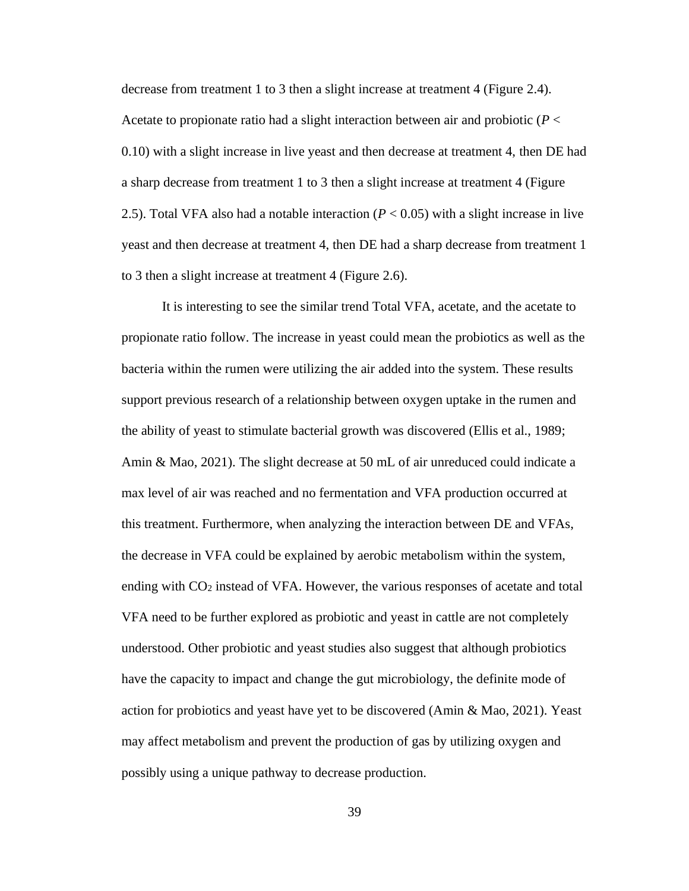decrease from treatment 1 to 3 then a slight increase at treatment 4 (Figure 2.4). Acetate to propionate ratio had a slight interaction between air and probiotic ($P <$ 0.10) with a slight increase in live yeast and then decrease at treatment 4, then DE had a sharp decrease from treatment 1 to 3 then a slight increase at treatment 4 (Figure 2.5). Total VFA also had a notable interaction ($P < 0.05$) with a slight increase in live yeast and then decrease at treatment 4, then DE had a sharp decrease from treatment 1 to 3 then a slight increase at treatment 4 (Figure 2.6).

It is interesting to see the similar trend Total VFA, acetate, and the acetate to propionate ratio follow. The increase in yeast could mean the probiotics as well as the bacteria within the rumen were utilizing the air added into the system. These results support previous research of a relationship between oxygen uptake in the rumen and the ability of yeast to stimulate bacterial growth was discovered (Ellis et al., 1989; Amin & Mao, 2021). The slight decrease at 50 mL of air unreduced could indicate a max level of air was reached and no fermentation and VFA production occurred at this treatment. Furthermore, when analyzing the interaction between DE and VFAs, the decrease in VFA could be explained by aerobic metabolism within the system, ending with $CO_2$ instead of VFA. However, the various responses of acetate and total VFA need to be further explored as probiotic and yeast in cattle are not completely understood. Other probiotic and yeast studies also suggest that although probiotics have the capacity to impact and change the gut microbiology, the definite mode of action for probiotics and yeast have yet to be discovered (Amin & Mao, 2021). Yeast may affect metabolism and prevent the production of gas by utilizing oxygen and possibly using a unique pathway to decrease production.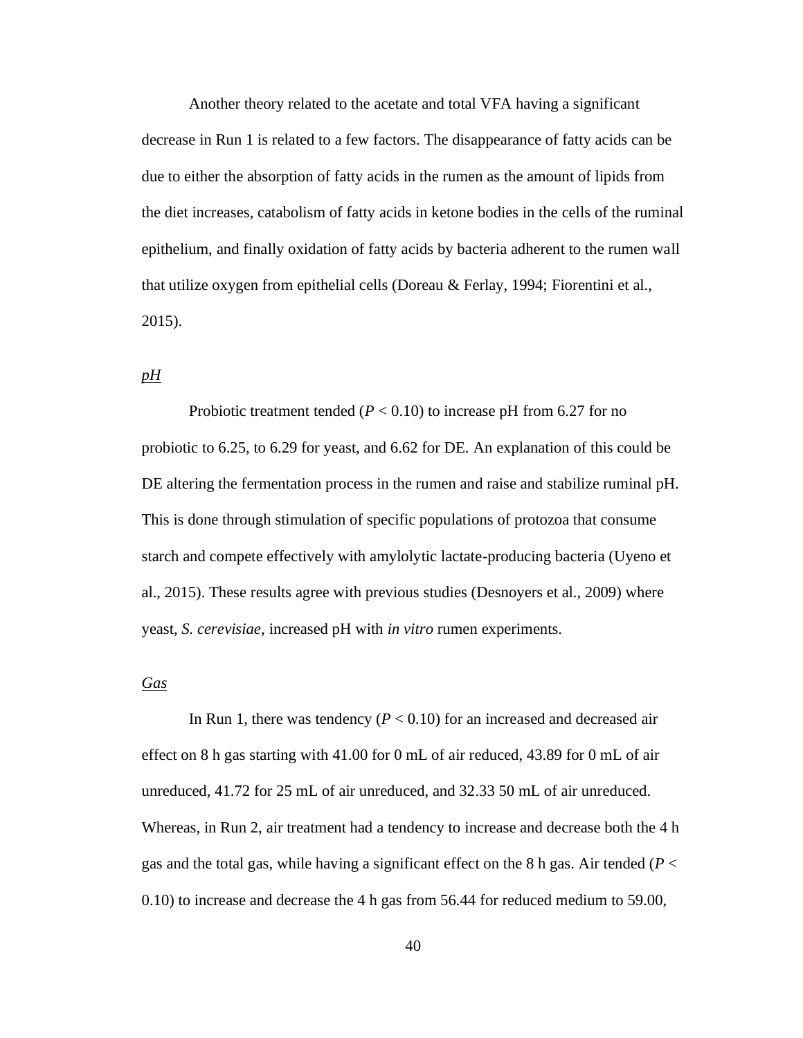Another theory related to the acetate and total VFA having a significant decrease in Run 1 is related to a few factors. The disappearance of fatty acids can be due to either the absorption of fatty acids in the rumen as the amount of lipids from the diet increases, catabolism of fatty acids in ketone bodies in the cells of the ruminal epithelium, and finally oxidation of fatty acids by bacteria adherent to the rumen wall that utilize oxygen from epithelial cells (Doreau & Ferlay, 1994; Fiorentini et al., 2015).

### *pH*

Probiotic treatment tended ($P < 0.10$) to increase pH from 6.27 for no probiotic to 6.25, to 6.29 for yeast, and 6.62 for DE. An explanation of this could be DE altering the fermentation process in the rumen and raise and stabilize ruminal pH. This is done through stimulation of specific populations of protozoa that consume starch and compete effectively with amylolytic lactate-producing bacteria (Uyeno et al., 2015). These results agree with previous studies (Desnoyers et al., 2009) where yeast, *S. cerevisiae*, increased pH with *in vitro* rumen experiments.

### *Gas*

In Run 1, there was tendency ($P < 0.10$) for an increased and decreased air effect on 8 h gas starting with 41.00 for 0 mL of air reduced, 43.89 for 0 mL of air unreduced, 41.72 for 25 mL of air unreduced, and 32.33 50 mL of air unreduced. Whereas, in Run 2, air treatment had a tendency to increase and decrease both the 4 h gas and the total gas, while having a significant effect on the 8 h gas. Air tended ($P < 0.10$) to increase and decrease the 4 h gas from 56.44 for reduced medium to 59.00,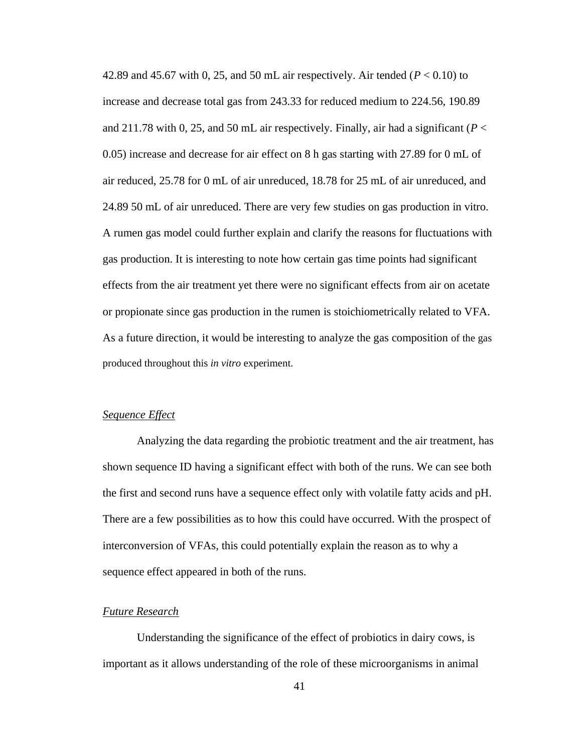42.89 and 45.67 with 0, 25, and 50 mL air respectively. Air tended ($P < 0.10$) to increase and decrease total gas from 243.33 for reduced medium to 224.56, 190.89 and 211.78 with 0, 25, and 50 mL air respectively. Finally, air had a significant ($P < 0.05$) increase and decrease for air effect on 8 h gas starting with 27.89 for 0 mL of air reduced, 25.78 for 0 mL of air unreduced, 18.78 for 25 mL of air unreduced, and 24.89 50 mL of air unreduced. There are very few studies on gas production in vitro. A rumen gas model could further explain and clarify the reasons for fluctuations with gas production. It is interesting to note how certain gas time points had significant effects from the air treatment yet there were no significant effects from air on acetate or propionate since gas production in the rumen is stoichiometrically related to VFA. As a future direction, it would be interesting to analyze the gas composition of the gas produced throughout this *in vitro* experiment.

*Sequence Effect*

Analyzing the data regarding the probiotic treatment and the air treatment, has shown sequence ID having a significant effect with both of the runs. We can see both the first and second runs have a sequence effect only with volatile fatty acids and pH. There are a few possibilities as to how this could have occurred. With the prospect of interconversion of VFAs, this could potentially explain the reason as to why a sequence effect appeared in both of the runs.

*Future Research*

Understanding the significance of the effect of probiotics in dairy cows, is important as it allows understanding of the role of these microorganisms in animal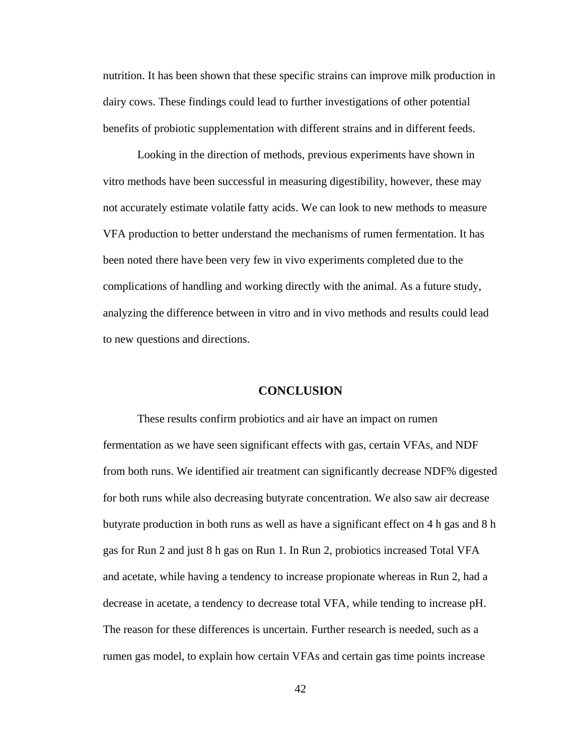nutrition. It has been shown that these specific strains can improve milk production in dairy cows. These findings could lead to further investigations of other potential benefits of probiotic supplementation with different strains and in different feeds.

Looking in the direction of methods, previous experiments have shown in vitro methods have been successful in measuring digestibility, however, these may not accurately estimate volatile fatty acids. We can look to new methods to measure VFA production to better understand the mechanisms of rumen fermentation. It has been noted there have been very few in vivo experiments completed due to the complications of handling and working directly with the animal. As a future study, analyzing the difference between in vitro and in vivo methods and results could lead to new questions and directions.

## CONCLUSION

These results confirm probiotics and air have an impact on rumen fermentation as we have seen significant effects with gas, certain VFAs, and NDF from both runs. We identified air treatment can significantly decrease NDF% digested for both runs while also decreasing butyrate concentration. We also saw air decrease butyrate production in both runs as well as have a significant effect on 4 h gas and 8 h gas for Run 2 and just 8 h gas on Run 1. In Run 2, probiotics increased Total VFA and acetate, while having a tendency to increase propionate whereas in Run 2, had a decrease in acetate, a tendency to decrease total VFA, while tending to increase pH. The reason for these differences is uncertain. Further research is needed, such as a rumen gas model, to explain how certain VFAs and certain gas time points increase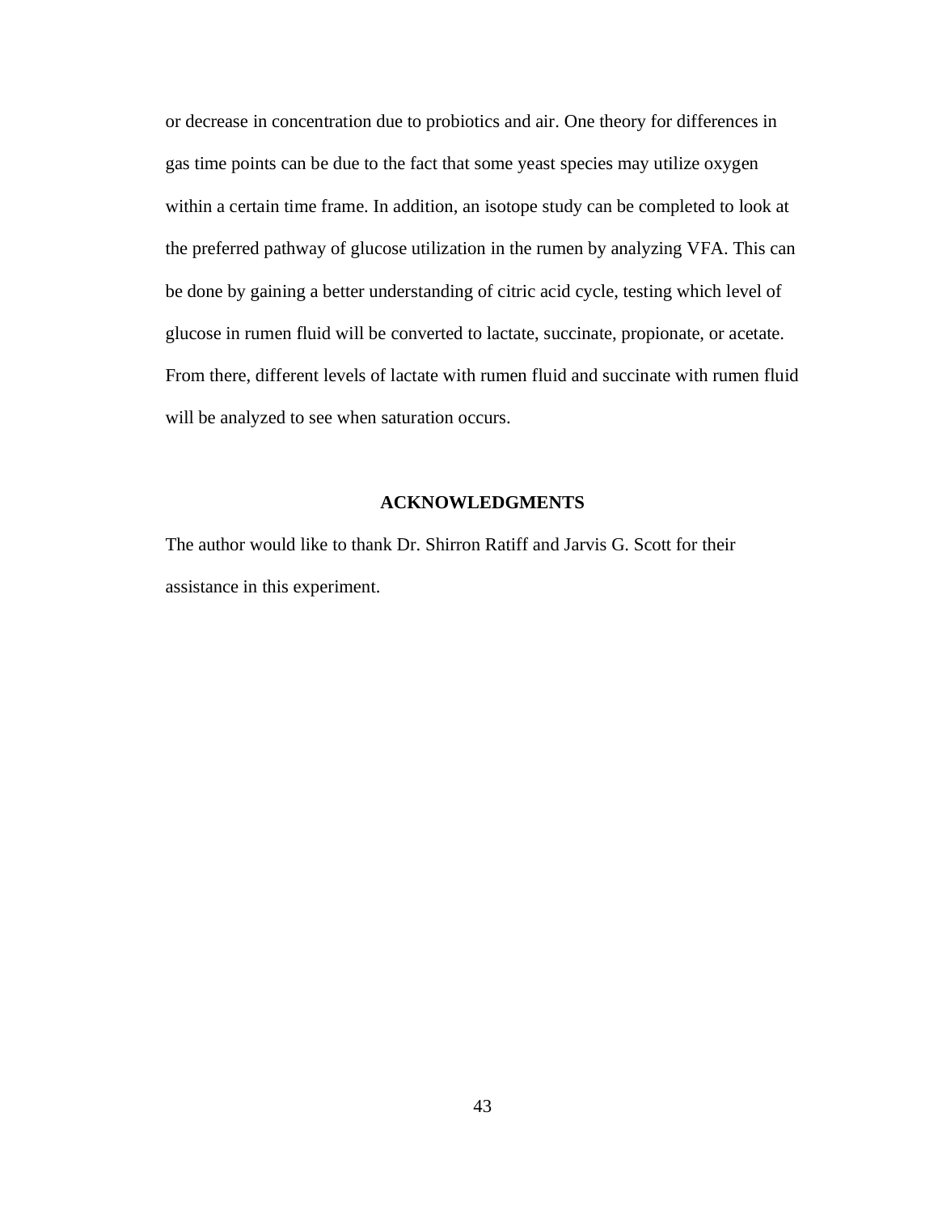or decrease in concentration due to probiotics and air. One theory for differences in gas time points can be due to the fact that some yeast species may utilize oxygen within a certain time frame. In addition, an isotope study can be completed to look at the preferred pathway of glucose utilization in the rumen by analyzing VFA. This can be done by gaining a better understanding of citric acid cycle, testing which level of glucose in rumen fluid will be converted to lactate, succinate, propionate, or acetate. From there, different levels of lactate with rumen fluid and succinate with rumen fluid will be analyzed to see when saturation occurs.

## ACKNOWLEDGMENTS

The author would like to thank Dr. Shirron Ratiff and Jarvis G. Scott for their assistance in this experiment.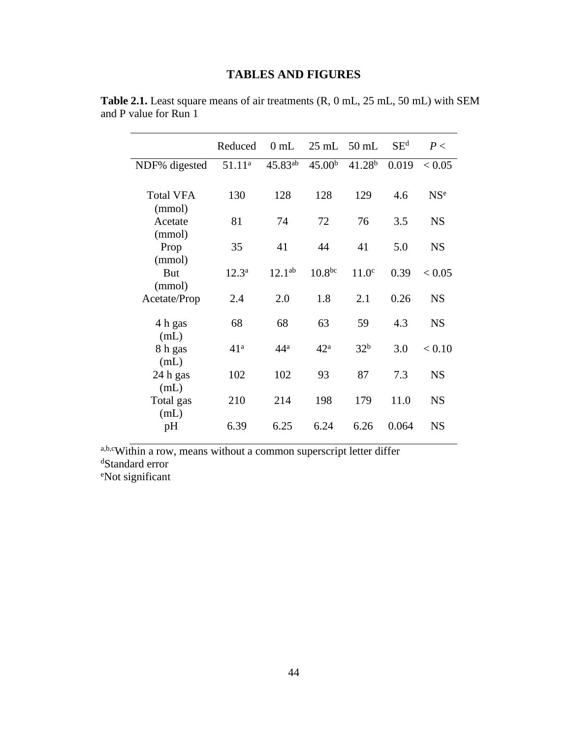# TABLES AND FIGURES

**Table 2.1.** Least square means of air treatments (R, 0 mL, 25 mL, 50 mL) with SEM and P value for Run 1

| | Reduced | 0 mL | 25 mL | 50 mL | SE[d] | *P* < |
|---|---|---|---|---|---|---|
| NDF% digested | 51.11[a] | 45.83[ab] | 45.00[b] | 41.28[b] | 0.019 | < 0.05 |
| Total VFA (mmol) | 130 | 128 | 128 | 129 | 4.6 | NS[e] |
| Acetate (mmol) | 81 | 74 | 72 | 76 | 3.5 | NS |
| Prop (mmol) | 35 | 41 | 44 | 41 | 5.0 | NS |
| But (mmol) | 12.3[a] | 12.1[ab] | 10.8[bc] | 11.0[c] | 0.39 | < 0.05 |
| Acetate/Prop | 2.4 | 2.0 | 1.8 | 2.1 | 0.26 | NS |
| 4 h gas (mL) | 68 | 68 | 63 | 59 | 4.3 | NS |
| 8 h gas (mL) | 41[a] | 44[a] | 42[a] | 32[b] | 3.0 | < 0.10 |
| 24 h gas (mL) | 102 | 102 | 93 | 87 | 7.3 | NS |
| Total gas (mL) | 210 | 214 | 198 | 179 | 11.0 | NS |
| pH | 6.39 | 6.25 | 6.24 | 6.26 | 0.064 | NS |

[a,b,c]Within a row, means without a common superscript letter differ
[d]Standard error
[e]Not significant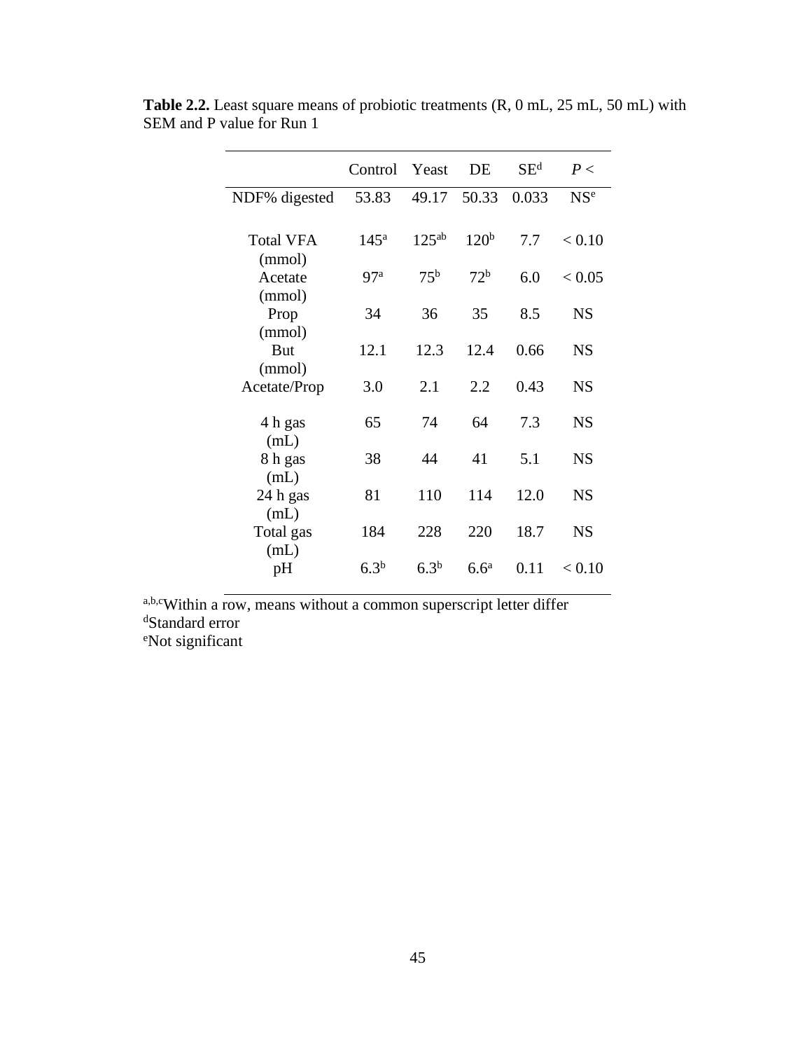**Table 2.2.** Least square means of probiotic treatments (R, 0 mL, 25 mL, 50 mL) with SEM and P value for Run 1

| | Control | Yeast | DE | SE[d] | *P* < |
|---|---|---|---|---|---|
| NDF% digested | 53.83 | 49.17 | 50.33 | 0.033 | NS[e] |
| Total VFA (mmol) | 145[a] | 125[ab] | 120[b] | 7.7 | < 0.10 |
| Acetate (mmol) | 97[a] | 75[b] | 72[b] | 6.0 | < 0.05 |
| Prop (mmol) | 34 | 36 | 35 | 8.5 | NS |
| But (mmol) | 12.1 | 12.3 | 12.4 | 0.66 | NS |
| Acetate/Prop | 3.0 | 2.1 | 2.2 | 0.43 | NS |
| 4 h gas (mL) | 65 | 74 | 64 | 7.3 | NS |
| 8 h gas (mL) | 38 | 44 | 41 | 5.1 | NS |
| 24 h gas (mL) | 81 | 110 | 114 | 12.0 | NS |
| Total gas (mL) | 184 | 228 | 220 | 18.7 | NS |
| pH | 6.3[b] | 6.3[b] | 6.6[a] | 0.11 | < 0.10 |

[a,b,c]Within a row, means without a common superscript letter differ
[d]Standard error
[e]Not significant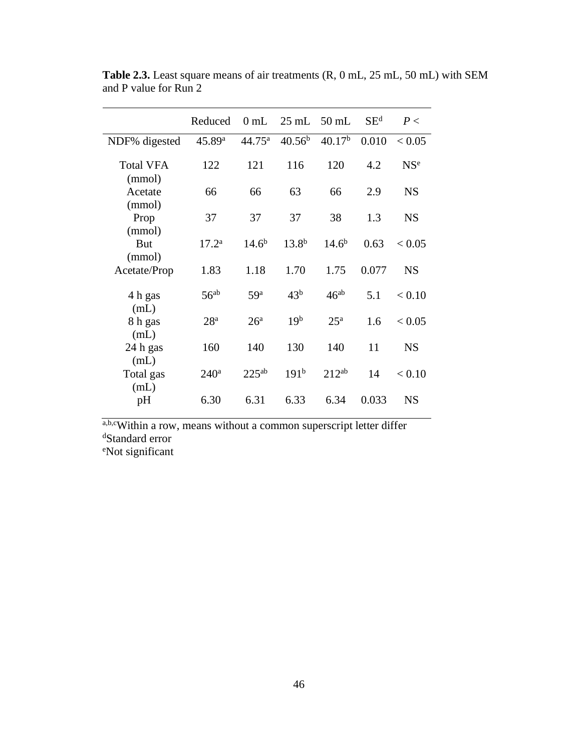**Table 2.3.** Least square means of air treatments (R, 0 mL, 25 mL, 50 mL) with SEM and P value for Run 2

| | Reduced | 0 mL | 25 mL | 50 mL | SE[d] | *P* < |
|---|---|---|---|---|---|---|
| NDF% digested | 45.89[a] | 44.75[a] | 40.56[b] | 40.17[b] | 0.010 | < 0.05 |
| Total VFA (mmol) | 122 | 121 | 116 | 120 | 4.2 | NS[e] |
| Acetate (mmol) | 66 | 66 | 63 | 66 | 2.9 | NS |
| Prop (mmol) | 37 | 37 | 37 | 38 | 1.3 | NS |
| But (mmol) | 17.2[a] | 14.6[b] | 13.8[b] | 14.6[b] | 0.63 | < 0.05 |
| Acetate/Prop | 1.83 | 1.18 | 1.70 | 1.75 | 0.077 | NS |
| 4 h gas (mL) | 56[ab] | 59[a] | 43[b] | 46[ab] | 5.1 | < 0.10 |
| 8 h gas (mL) | 28[a] | 26[a] | 19[b] | 25[a] | 1.6 | < 0.05 |
| 24 h gas (mL) | 160 | 140 | 130 | 140 | 11 | NS |
| Total gas (mL) | 240[a] | 225[ab] | 191[b] | 212[ab] | 14 | < 0.10 |
| pH | 6.30 | 6.31 | 6.33 | 6.34 | 0.033 | NS |

[a,b,c]Within a row, means without a common superscript letter differ
[d]Standard error
[e]Not significant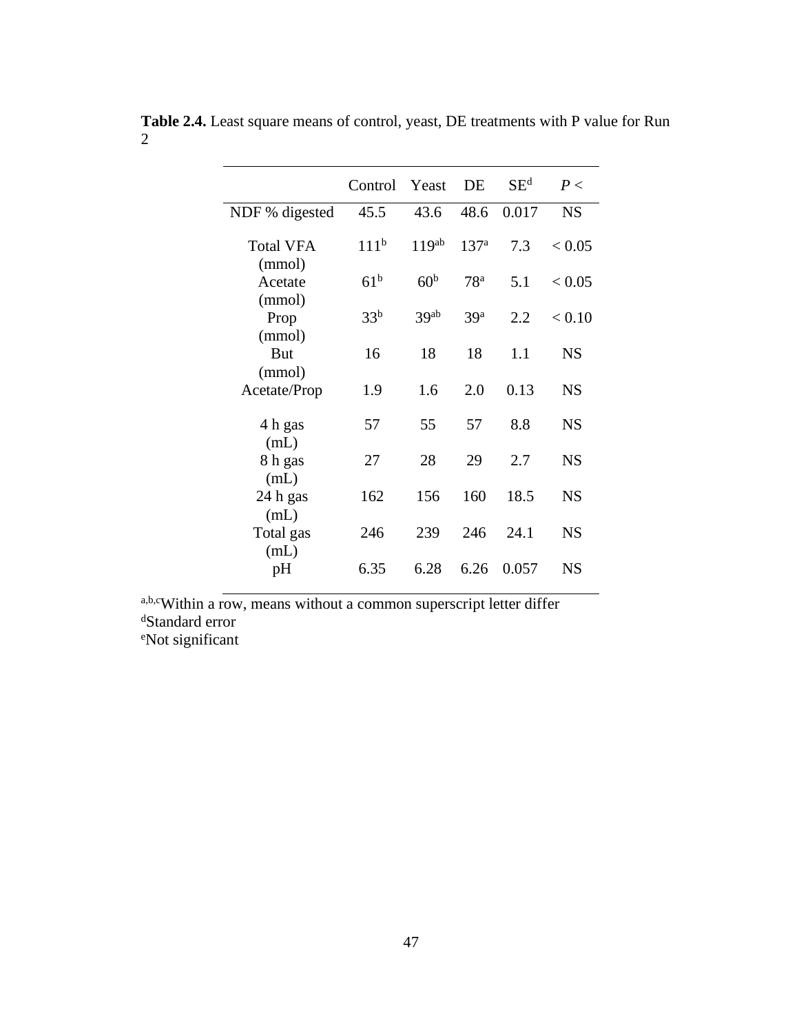**Table 2.4.** Least square means of control, yeast, DE treatments with P value for Run 2

| | Control | Yeast | DE | SE[d] | *P* < |
|---|---|---|---|---|---|
| NDF % digested | 45.5 | 43.6 | 48.6 | 0.017 | NS |
| Total VFA (mmol) | 111[b] | 119[ab] | 137[a] | 7.3 | < 0.05 |
| Acetate (mmol) | 61[b] | 60[b] | 78[a] | 5.1 | < 0.05 |
| Prop (mmol) | 33[b] | 39[ab] | 39[a] | 2.2 | < 0.10 |
| But (mmol) | 16 | 18 | 18 | 1.1 | NS |
| Acetate/Prop | 1.9 | 1.6 | 2.0 | 0.13 | NS |
| 4 h gas (mL) | 57 | 55 | 57 | 8.8 | NS |
| 8 h gas (mL) | 27 | 28 | 29 | 2.7 | NS |
| 24 h gas (mL) | 162 | 156 | 160 | 18.5 | NS |
| Total gas (mL) | 246 | 239 | 246 | 24.1 | NS |
| pH | 6.35 | 6.28 | 6.26 | 0.057 | NS |

[a,b,c]Within a row, means without a common superscript letter differ
[d]Standard error
[e]Not significant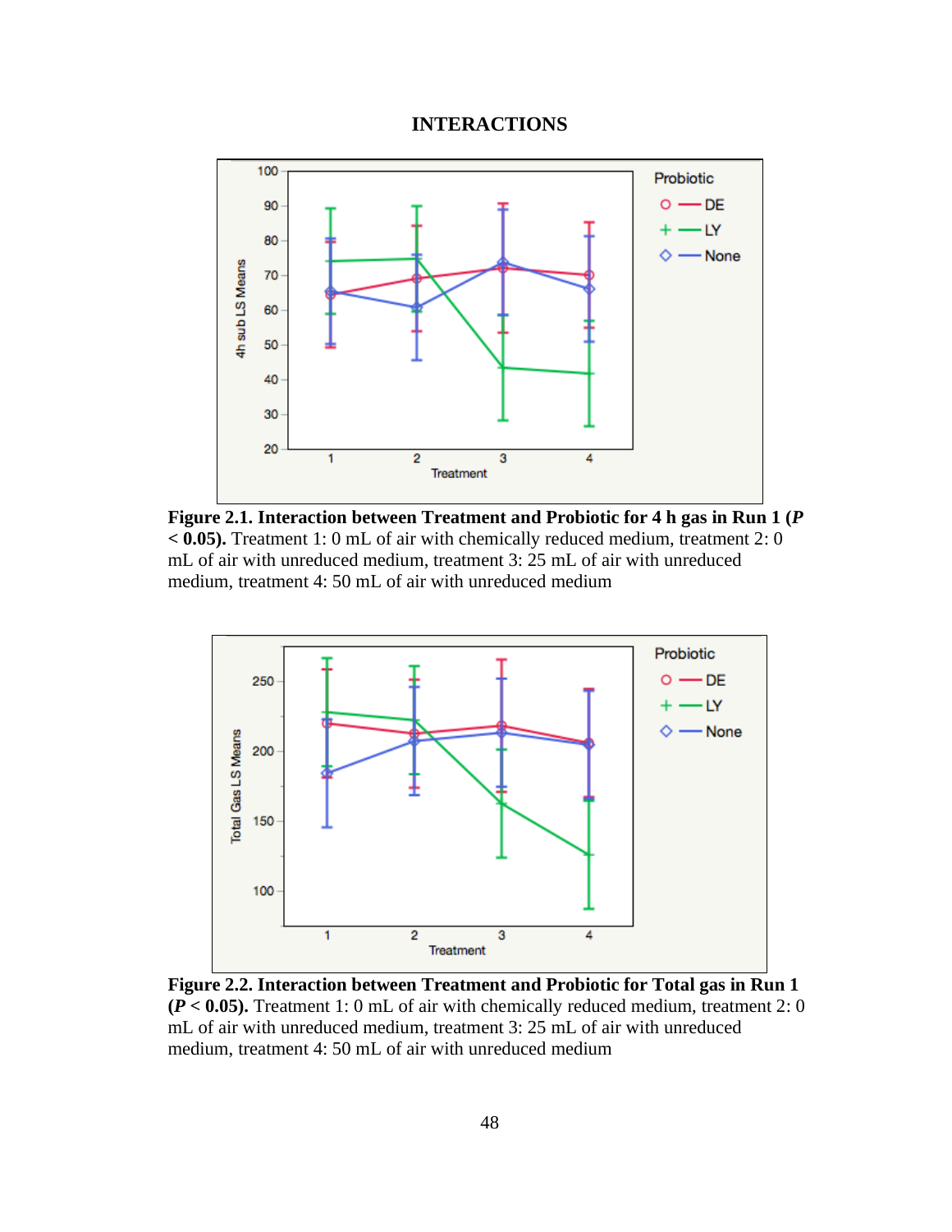## INTERACTIONS

**Figure 2.1. Interaction between Treatment and Probiotic for 4 h gas in Run 1 (*P* < 0.05).** Treatment 1: 0 mL of air with chemically reduced medium, treatment 2: 0 mL of air with unreduced medium, treatment 3: 25 mL of air with unreduced medium, treatment 4: 50 mL of air with unreduced medium

**Figure 2.2. Interaction between Treatment and Probiotic for Total gas in Run 1 (*P* < 0.05).** Treatment 1: 0 mL of air with chemically reduced medium, treatment 2: 0 mL of air with unreduced medium, treatment 3: 25 mL of air with unreduced medium, treatment 4: 50 mL of air with unreduced medium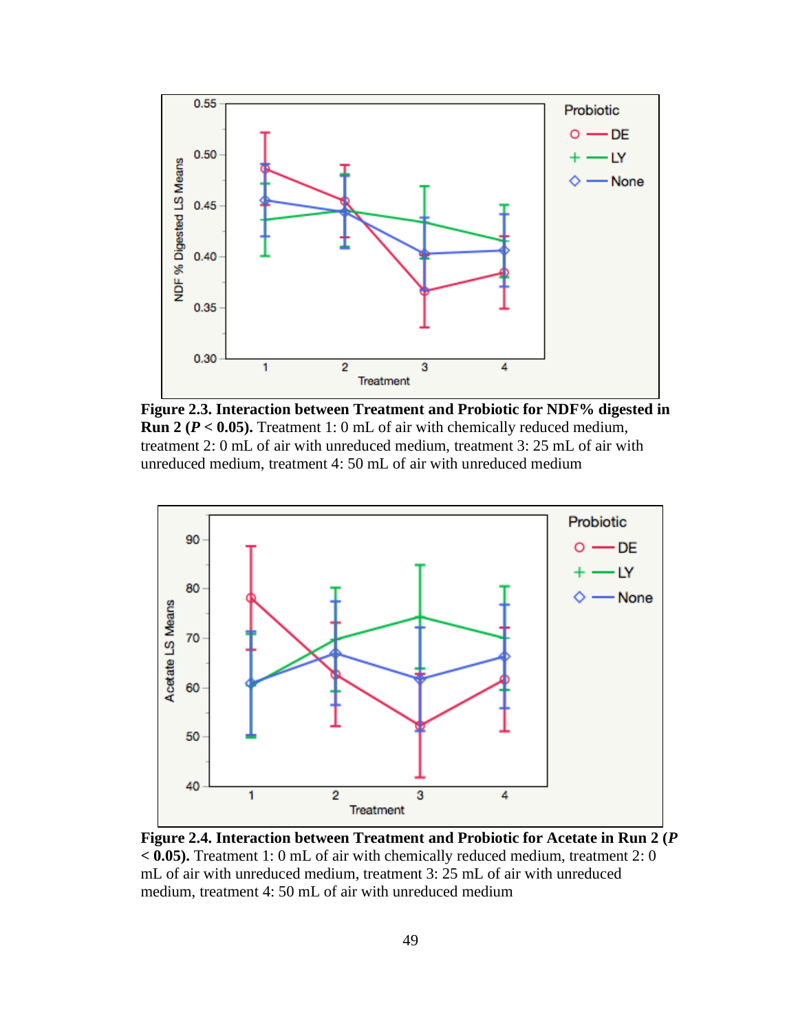**Figure 2.3. Interaction between Treatment and Probiotic for NDF% digested in Run 2 (*P* < 0.05).** Treatment 1: 0 mL of air with chemically reduced medium, treatment 2: 0 mL of air with unreduced medium, treatment 3: 25 mL of air with unreduced medium, treatment 4: 50 mL of air with unreduced medium

**Figure 2.4. Interaction between Treatment and Probiotic for Acetate in Run 2 (*P* < 0.05).** Treatment 1: 0 mL of air with chemically reduced medium, treatment 2: 0 mL of air with unreduced medium, treatment 3: 25 mL of air with unreduced medium, treatment 4: 50 mL of air with unreduced medium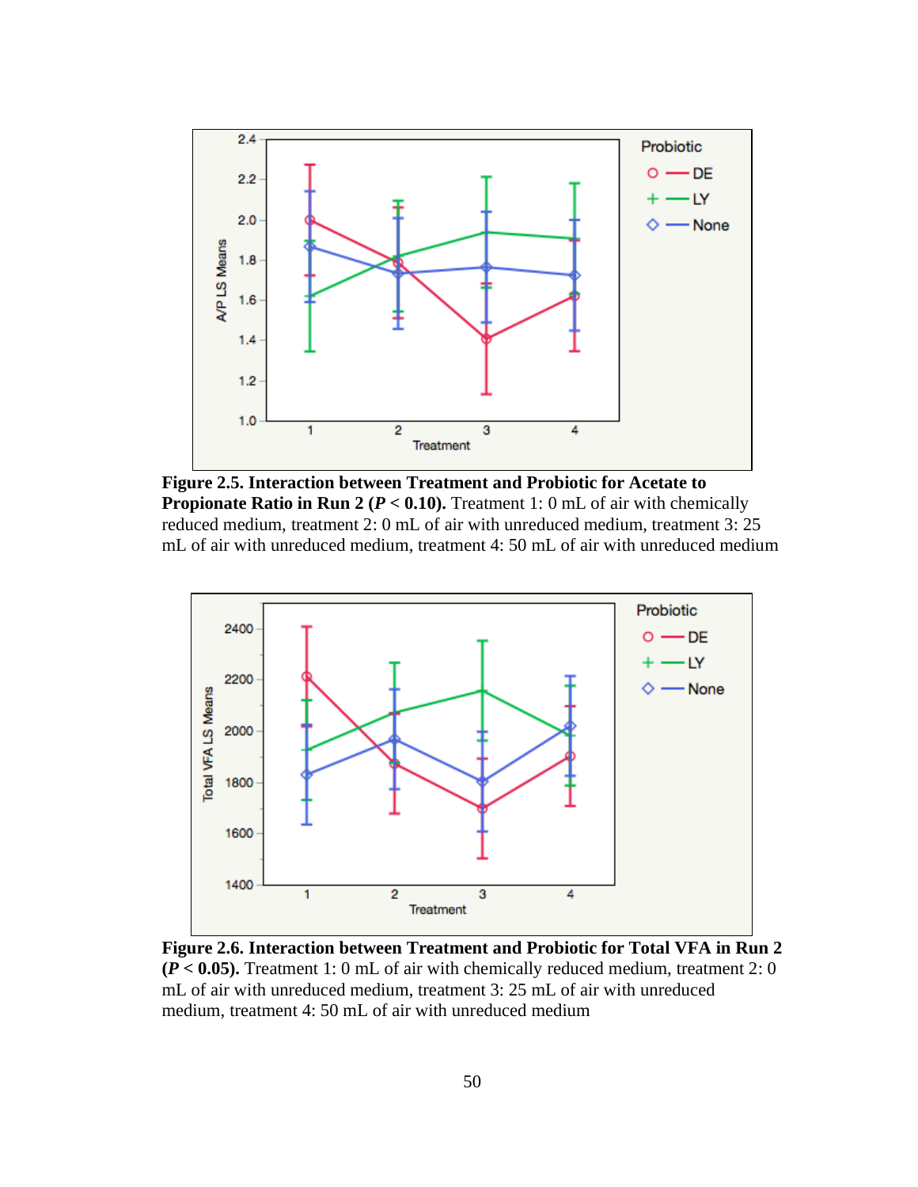**Figure 2.5. Interaction between Treatment and Probiotic for Acetate to Propionate Ratio in Run 2 ($P < 0.10$).** Treatment 1: 0 mL of air with chemically reduced medium, treatment 2: 0 mL of air with unreduced medium, treatment 3: 25 mL of air with unreduced medium, treatment 4: 50 mL of air with unreduced medium

**Figure 2.6. Interaction between Treatment and Probiotic for Total VFA in Run 2 ($P < 0.05$).** Treatment 1: 0 mL of air with chemically reduced medium, treatment 2: 0 mL of air with unreduced medium, treatment 3: 25 mL of air with unreduced medium, treatment 4: 50 mL of air with unreduced medium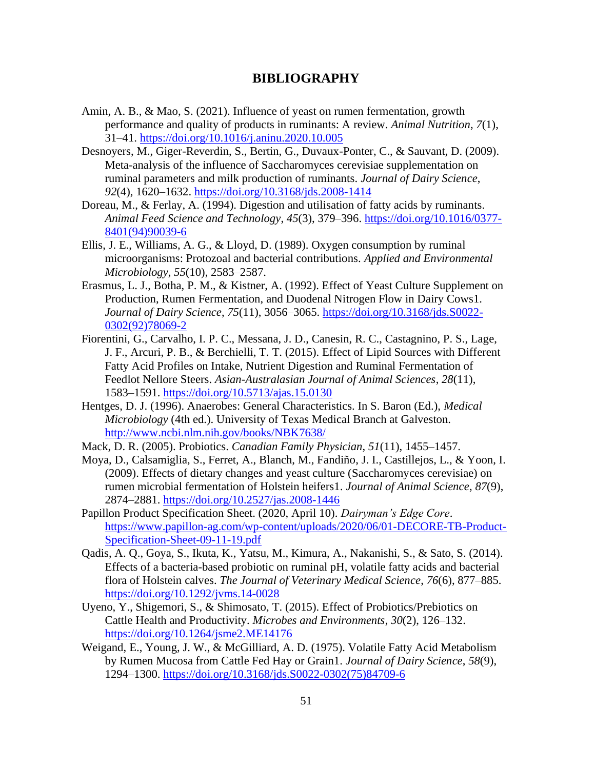# BIBLIOGRAPHY

Amin, A. B., & Mao, S. (2021). Influence of yeast on rumen fermentation, growth performance and quality of products in ruminants: A review. *Animal Nutrition*, *7*(1), 31–41. https://doi.org/10.1016/j.aninu.2020.10.005

Desnoyers, M., Giger-Reverdin, S., Bertin, G., Duvaux-Ponter, C., & Sauvant, D. (2009). Meta-analysis of the influence of Saccharomyces cerevisiae supplementation on ruminal parameters and milk production of ruminants. *Journal of Dairy Science*, *92*(4), 1620–1632. https://doi.org/10.3168/jds.2008-1414

Doreau, M., & Ferlay, A. (1994). Digestion and utilisation of fatty acids by ruminants. *Animal Feed Science and Technology*, *45*(3), 379–396. https://doi.org/10.1016/0377-8401(94)90039-6

Ellis, J. E., Williams, A. G., & Lloyd, D. (1989). Oxygen consumption by ruminal microorganisms: Protozoal and bacterial contributions. *Applied and Environmental Microbiology*, *55*(10), 2583–2587.

Erasmus, L. J., Botha, P. M., & Kistner, A. (1992). Effect of Yeast Culture Supplement on Production, Rumen Fermentation, and Duodenal Nitrogen Flow in Dairy Cows1. *Journal of Dairy Science*, *75*(11), 3056–3065. https://doi.org/10.3168/jds.S0022-0302(92)78069-2

Fiorentini, G., Carvalho, I. P. C., Messana, J. D., Canesin, R. C., Castagnino, P. S., Lage, J. F., Arcuri, P. B., & Berchielli, T. T. (2015). Effect of Lipid Sources with Different Fatty Acid Profiles on Intake, Nutrient Digestion and Ruminal Fermentation of Feedlot Nellore Steers. *Asian-Australasian Journal of Animal Sciences*, *28*(11), 1583–1591. https://doi.org/10.5713/ajas.15.0130

Hentges, D. J. (1996). Anaerobes: General Characteristics. In S. Baron (Ed.), *Medical Microbiology* (4th ed.). University of Texas Medical Branch at Galveston. http://www.ncbi.nlm.nih.gov/books/NBK7638/

Mack, D. R. (2005). Probiotics. *Canadian Family Physician*, *51*(11), 1455–1457.

Moya, D., Calsamiglia, S., Ferret, A., Blanch, M., Fandiño, J. I., Castillejos, L., & Yoon, I. (2009). Effects of dietary changes and yeast culture (Saccharomyces cerevisiae) on rumen microbial fermentation of Holstein heifers1. *Journal of Animal Science*, *87*(9), 2874–2881. https://doi.org/10.2527/jas.2008-1446

Papillon Product Specification Sheet. (2020, April 10). *Dairyman's Edge Core*. https://www.papillon-ag.com/wp-content/uploads/2020/06/01-DECORE-TB-Product-Specification-Sheet-09-11-19.pdf

Qadis, A. Q., Goya, S., Ikuta, K., Yatsu, M., Kimura, A., Nakanishi, S., & Sato, S. (2014). Effects of a bacteria-based probiotic on ruminal pH, volatile fatty acids and bacterial flora of Holstein calves. *The Journal of Veterinary Medical Science*, *76*(6), 877–885. https://doi.org/10.1292/jvms.14-0028

Uyeno, Y., Shigemori, S., & Shimosato, T. (2015). Effect of Probiotics/Prebiotics on Cattle Health and Productivity. *Microbes and Environments*, *30*(2), 126–132. https://doi.org/10.1264/jsme2.ME14176

Weigand, E., Young, J. W., & McGilliard, A. D. (1975). Volatile Fatty Acid Metabolism by Rumen Mucosa from Cattle Fed Hay or Grain1. *Journal of Dairy Science*, *58*(9), 1294–1300. https://doi.org/10.3168/jds.S0022-0302(75)84709-6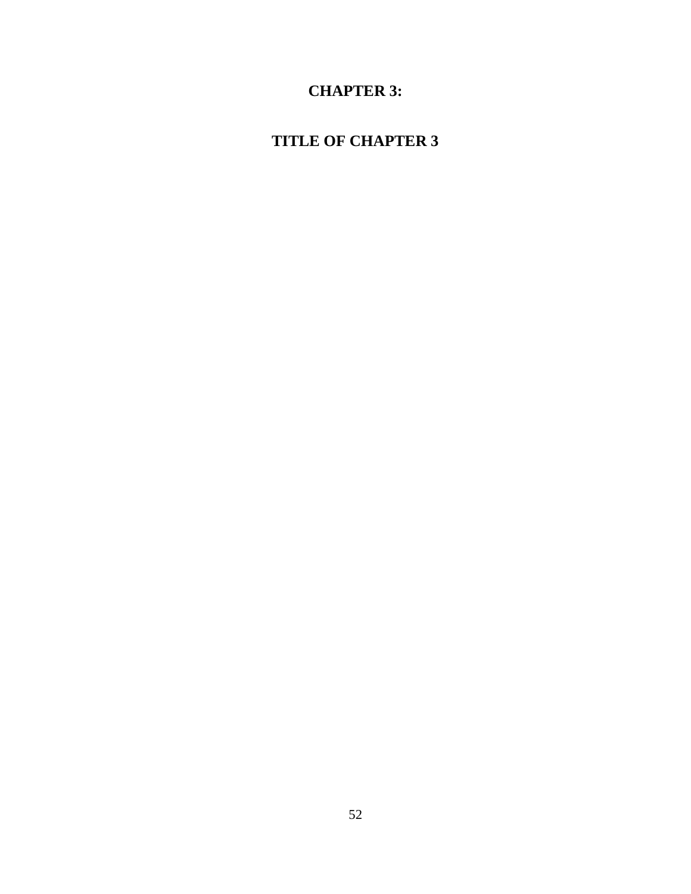# CHAPTER 3:

# TITLE OF CHAPTER 3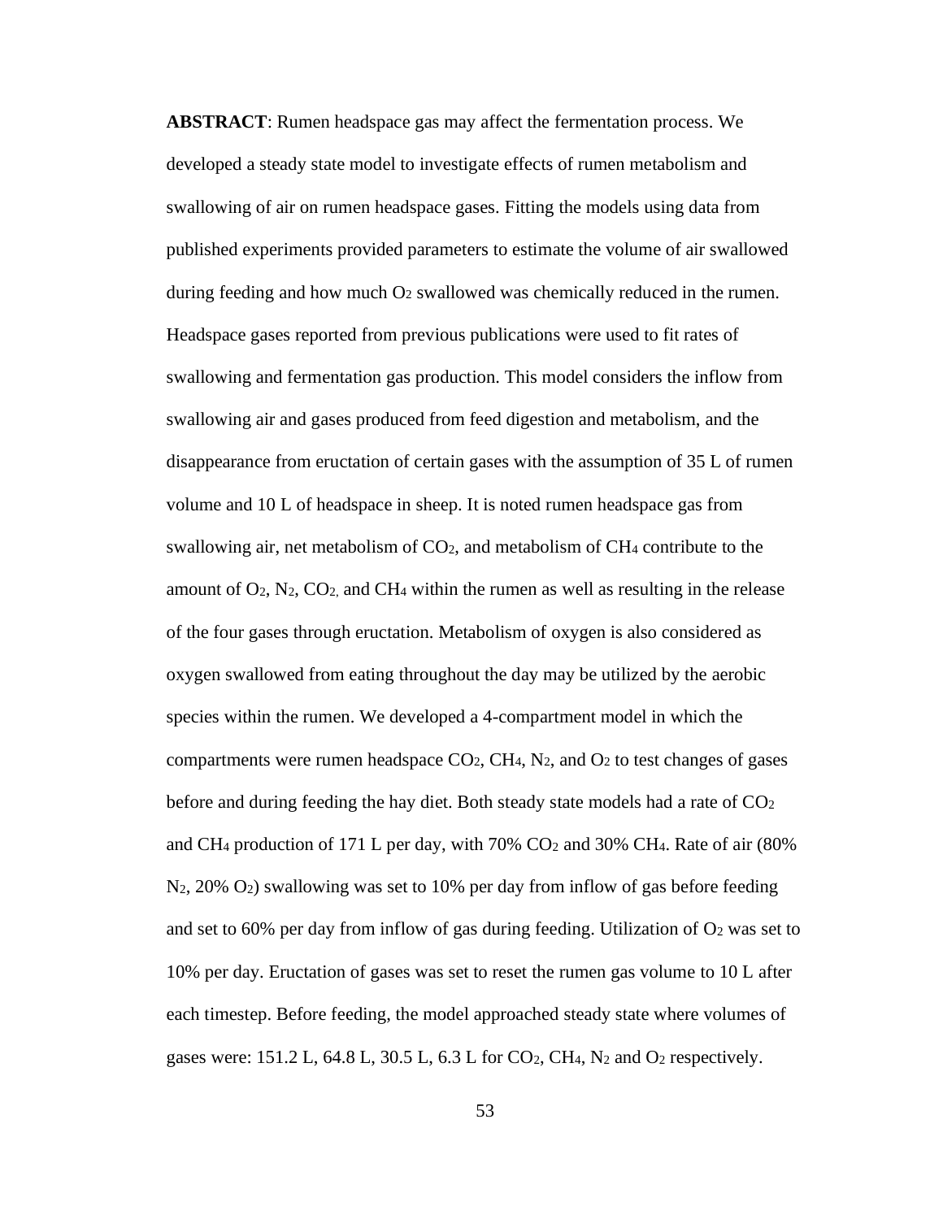**ABSTRACT**: Rumen headspace gas may affect the fermentation process. We developed a steady state model to investigate effects of rumen metabolism and swallowing of air on rumen headspace gases. Fitting the models using data from published experiments provided parameters to estimate the volume of air swallowed during feeding and how much $O_2$ swallowed was chemically reduced in the rumen. Headspace gases reported from previous publications were used to fit rates of swallowing and fermentation gas production. This model considers the inflow from swallowing air and gases produced from feed digestion and metabolism, and the disappearance from eructation of certain gases with the assumption of 35 L of rumen volume and 10 L of headspace in sheep. It is noted rumen headspace gas from swallowing air, net metabolism of $CO_2$, and metabolism of $CH_4$ contribute to the amount of $O_2$, $N_2$, $CO_2$, and $CH_4$ within the rumen as well as resulting in the release of the four gases through eructation. Metabolism of oxygen is also considered as oxygen swallowed from eating throughout the day may be utilized by the aerobic species within the rumen. We developed a 4-compartment model in which the compartments were rumen headspace $CO_2$, $CH_4$, $N_2$, and $O_2$ to test changes of gases before and during feeding the hay diet. Both steady state models had a rate of $CO_2$ and $CH_4$ production of 171 L per day, with 70% $CO_2$ and 30% $CH_4$. Rate of air (80% $N_2$, 20% $O_2$) swallowing was set to 10% per day from inflow of gas before feeding and set to 60% per day from inflow of gas during feeding. Utilization of $O_2$ was set to 10% per day. Eructation of gases was set to reset the rumen gas volume to 10 L after each timestep. Before feeding, the model approached steady state where volumes of gases were: 151.2 L, 64.8 L, 30.5 L, 6.3 L for $CO_2$, $CH_4$, $N_2$ and $O_2$ respectively.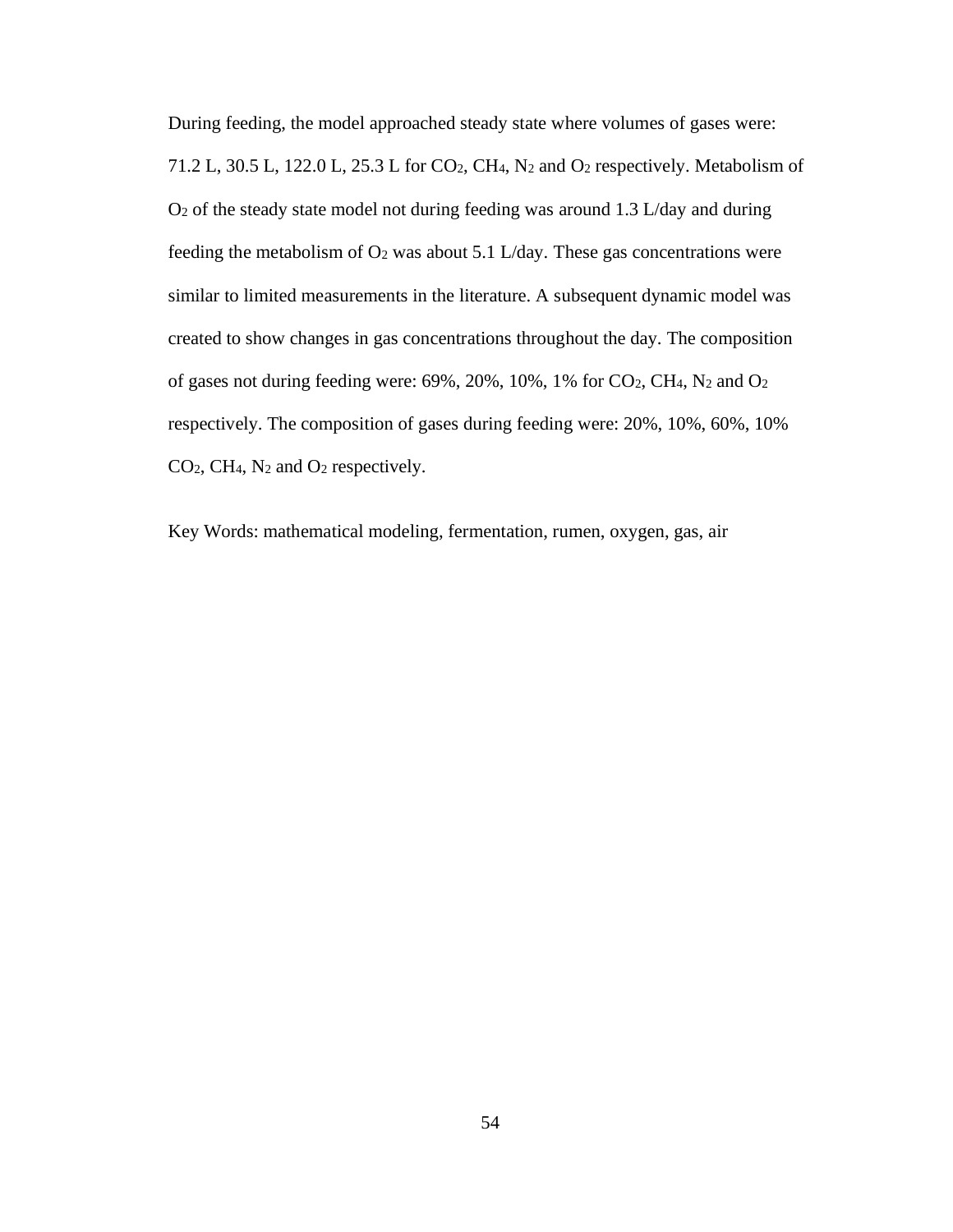During feeding, the model approached steady state where volumes of gases were: 71.2 L, 30.5 L, 122.0 L, 25.3 L for $CO_2$, $CH_4$, $N_2$ and $O_2$ respectively. Metabolism of $O_2$ of the steady state model not during feeding was around 1.3 L/day and during feeding the metabolism of $O_2$ was about 5.1 L/day. These gas concentrations were similar to limited measurements in the literature. A subsequent dynamic model was created to show changes in gas concentrations throughout the day. The composition of gases not during feeding were: 69%, 20%, 10%, 1% for $CO_2$, $CH_4$, $N_2$ and $O_2$ respectively. The composition of gases during feeding were: 20%, 10%, 60%, 10% $CO_2$, $CH_4$, $N_2$ and $O_2$ respectively.

Key Words: mathematical modeling, fermentation, rumen, oxygen, gas, air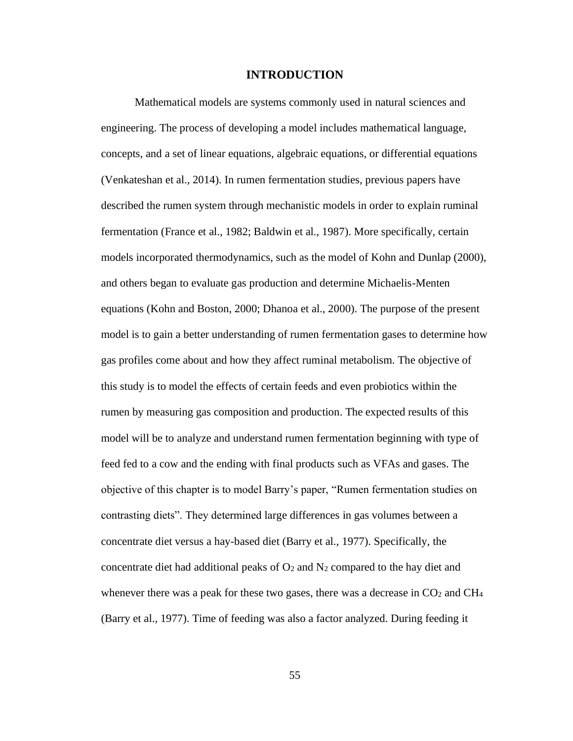# INTRODUCTION

Mathematical models are systems commonly used in natural sciences and engineering. The process of developing a model includes mathematical language, concepts, and a set of linear equations, algebraic equations, or differential equations (Venkateshan et al., 2014). In rumen fermentation studies, previous papers have described the rumen system through mechanistic models in order to explain ruminal fermentation (France et al., 1982; Baldwin et al., 1987). More specifically, certain models incorporated thermodynamics, such as the model of Kohn and Dunlap (2000), and others began to evaluate gas production and determine Michaelis-Menten equations (Kohn and Boston, 2000; Dhanoa et al., 2000). The purpose of the present model is to gain a better understanding of rumen fermentation gases to determine how gas profiles come about and how they affect ruminal metabolism. The objective of this study is to model the effects of certain feeds and even probiotics within the rumen by measuring gas composition and production. The expected results of this model will be to analyze and understand rumen fermentation beginning with type of feed fed to a cow and the ending with final products such as VFAs and gases. The objective of this chapter is to model Barry's paper, "Rumen fermentation studies on contrasting diets". They determined large differences in gas volumes between a concentrate diet versus a hay-based diet (Barry et al., 1977). Specifically, the concentrate diet had additional peaks of $O_2$ and $N_2$ compared to the hay diet and whenever there was a peak for these two gases, there was a decrease in $CO_2$ and $CH_4$ (Barry et al., 1977). Time of feeding was also a factor analyzed. During feeding it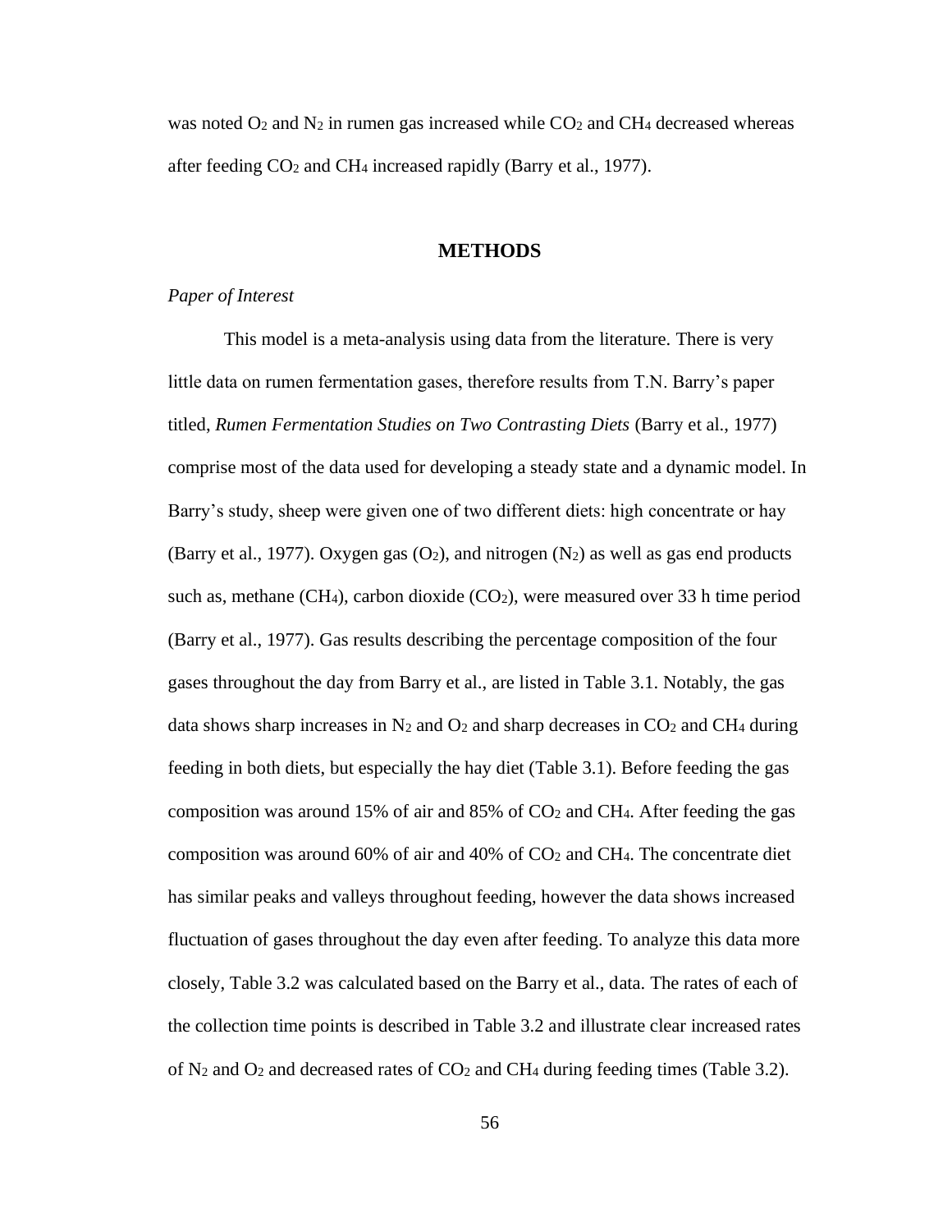was noted $O_2$ and $N_2$ in rumen gas increased while $CO_2$ and $CH_4$ decreased whereas after feeding $CO_2$ and $CH_4$ increased rapidly (Barry et al., 1977).

## METHODS

*Paper of Interest*

This model is a meta-analysis using data from the literature. There is very little data on rumen fermentation gases, therefore results from T.N. Barry's paper titled, *Rumen Fermentation Studies on Two Contrasting Diets* (Barry et al., 1977) comprise most of the data used for developing a steady state and a dynamic model. In Barry's study, sheep were given one of two different diets: high concentrate or hay (Barry et al., 1977). Oxygen gas ($O_2$), and nitrogen ($N_2$) as well as gas end products such as, methane ($CH_4$), carbon dioxide ($CO_2$), were measured over 33 h time period (Barry et al., 1977). Gas results describing the percentage composition of the four gases throughout the day from Barry et al., are listed in Table 3.1. Notably, the gas data shows sharp increases in $N_2$ and $O_2$ and sharp decreases in $CO_2$ and $CH_4$ during feeding in both diets, but especially the hay diet (Table 3.1). Before feeding the gas composition was around 15% of air and 85% of $CO_2$ and $CH_4$. After feeding the gas composition was around 60% of air and 40% of $CO_2$ and $CH_4$. The concentrate diet has similar peaks and valleys throughout feeding, however the data shows increased fluctuation of gases throughout the day even after feeding. To analyze this data more closely, Table 3.2 was calculated based on the Barry et al., data. The rates of each of the collection time points is described in Table 3.2 and illustrate clear increased rates of $N_2$ and $O_2$ and decreased rates of $CO_2$ and $CH_4$ during feeding times (Table 3.2).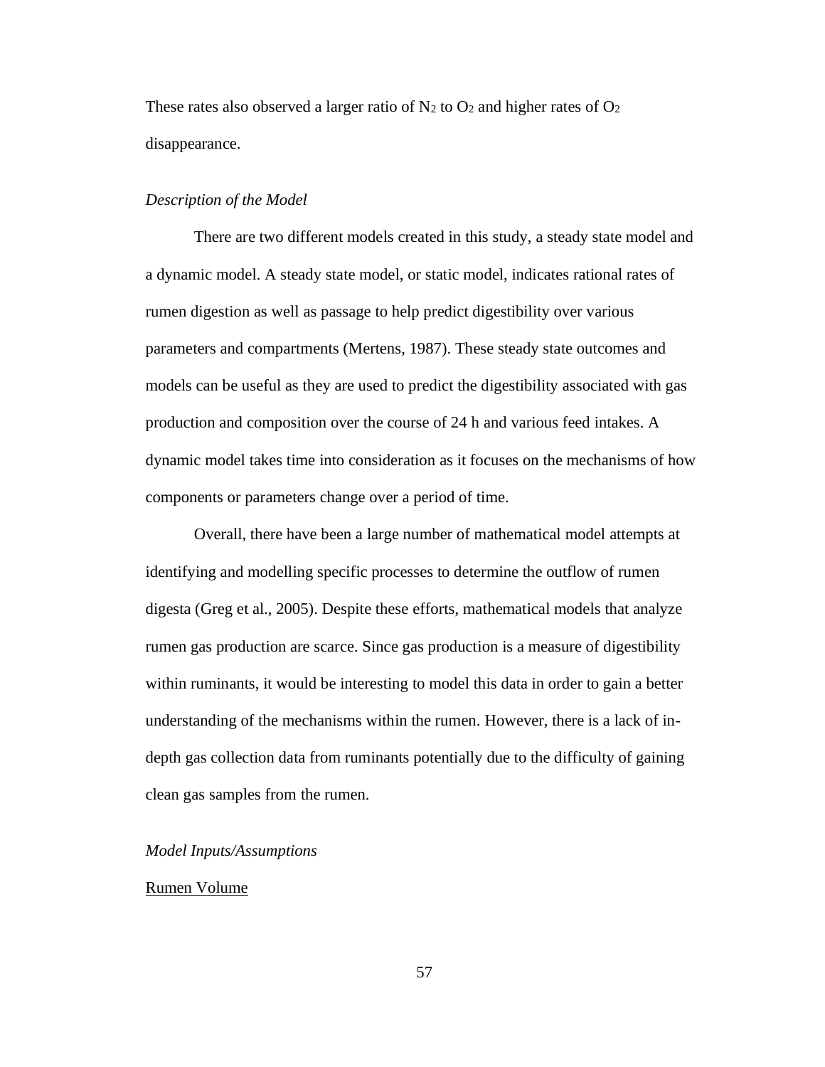These rates also observed a larger ratio of $N_2$ to $O_2$ and higher rates of $O_2$ disappearance.

*Description of the Model*

There are two different models created in this study, a steady state model and a dynamic model. A steady state model, or static model, indicates rational rates of rumen digestion as well as passage to help predict digestibility over various parameters and compartments (Mertens, 1987). These steady state outcomes and models can be useful as they are used to predict the digestibility associated with gas production and composition over the course of 24 h and various feed intakes. A dynamic model takes time into consideration as it focuses on the mechanisms of how components or parameters change over a period of time.

Overall, there have been a large number of mathematical model attempts at identifying and modelling specific processes to determine the outflow of rumen digesta (Greg et al., 2005). Despite these efforts, mathematical models that analyze rumen gas production are scarce. Since gas production is a measure of digestibility within ruminants, it would be interesting to model this data in order to gain a better understanding of the mechanisms within the rumen. However, there is a lack of in-depth gas collection data from ruminants potentially due to the difficulty of gaining clean gas samples from the rumen.

*Model Inputs/Assumptions*

<u>Rumen Volume</u>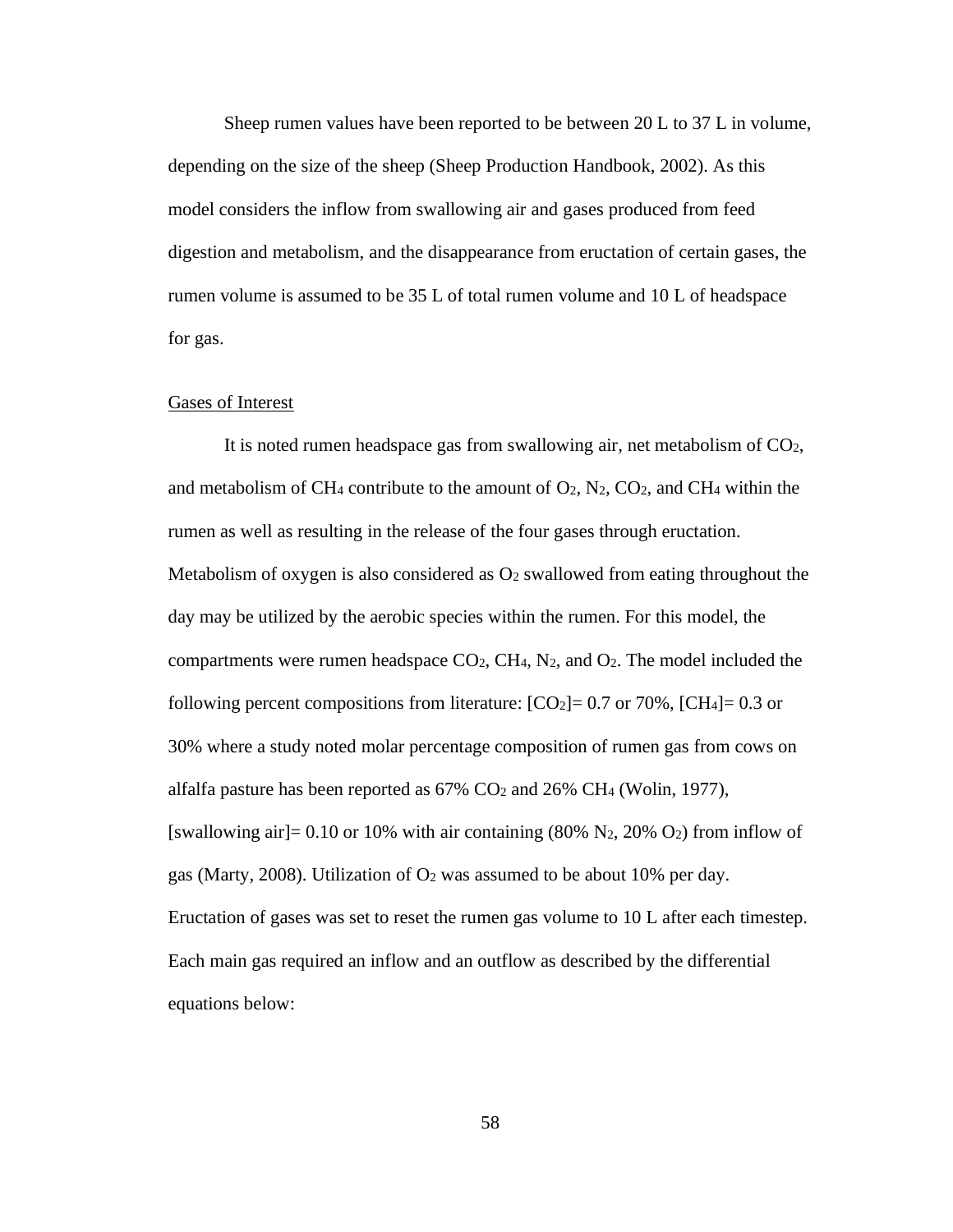Sheep rumen values have been reported to be between 20 L to 37 L in volume, depending on the size of the sheep (Sheep Production Handbook, 2002). As this model considers the inflow from swallowing air and gases produced from feed digestion and metabolism, and the disappearance from eructation of certain gases, the rumen volume is assumed to be 35 L of total rumen volume and 10 L of headspace for gas.

Gases of Interest

It is noted rumen headspace gas from swallowing air, net metabolism of $CO_2$, and metabolism of $CH_4$ contribute to the amount of $O_2$, $N_2$, $CO_2$, and $CH_4$ within the rumen as well as resulting in the release of the four gases through eructation. Metabolism of oxygen is also considered as $O_2$ swallowed from eating throughout the day may be utilized by the aerobic species within the rumen. For this model, the compartments were rumen headspace $CO_2$, $CH_4$, $N_2$, and $O_2$. The model included the following percent compositions from literature: $[CO_2]= 0.7$ or 70%, $[CH_4]= 0.3$ or 30% where a study noted molar percentage composition of rumen gas from cows on alfalfa pasture has been reported as 67% $CO_2$ and 26% $CH_4$ (Wolin, 1977), [swallowing air]= 0.10 or 10% with air containing (80% $N_2$, 20% $O_2$) from inflow of gas (Marty, 2008). Utilization of $O_2$ was assumed to be about 10% per day. Eructation of gases was set to reset the rumen gas volume to 10 L after each timestep. Each main gas required an inflow and an outflow as described by the differential equations below: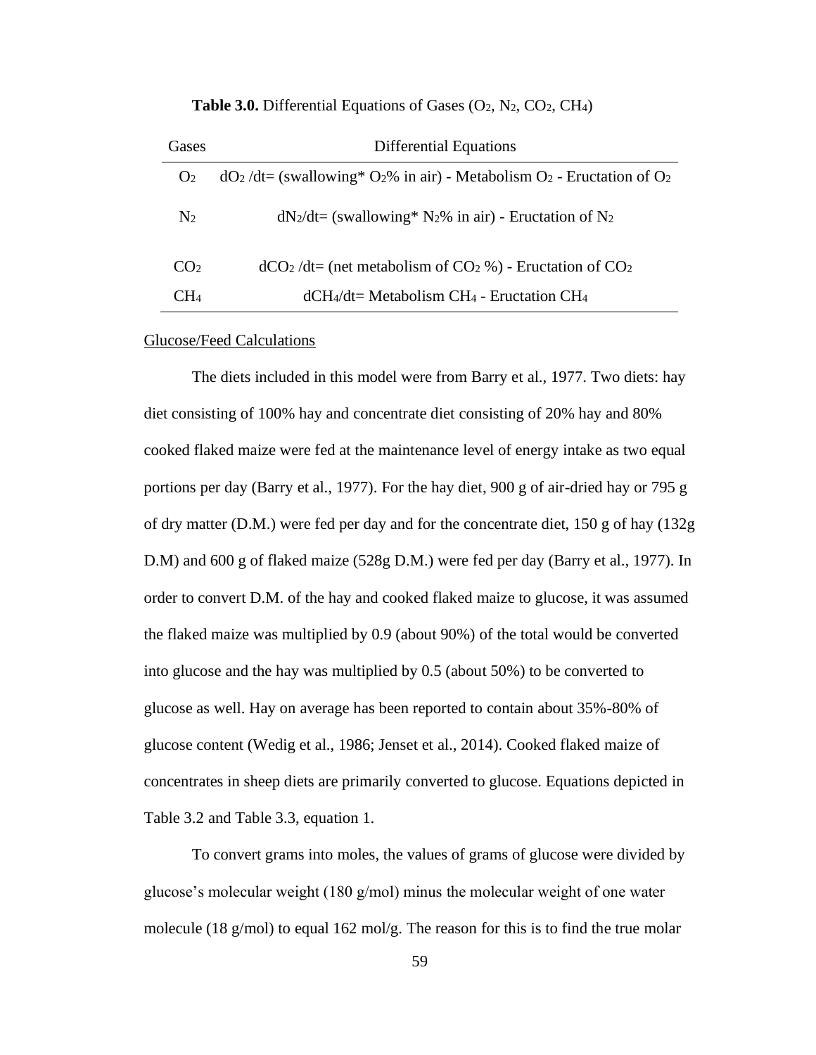**Table 3.0.** Differential Equations of Gases ($O_2$, $N_2$, $CO_2$, $CH_4$)

| Gases | Differential Equations |
|---|---|
| $O_2$ | $dO_2$ /dt= (swallowing* $O_2$% in air) - Metabolism $O_2$ - Eructation of $O_2$ |
| $N_2$ | $dN_2$/dt= (swallowing* $N_2$% in air) - Eructation of $N_2$ |
| $CO_2$ | $dCO_2$ /dt= (net metabolism of $CO_2$ %) - Eructation of $CO_2$ |
| $CH_4$ | $dCH_4$/dt= Metabolism $CH_4$ - Eructation $CH_4$ |

Glucose/Feed Calculations

The diets included in this model were from Barry et al., 1977. Two diets: hay diet consisting of 100% hay and concentrate diet consisting of 20% hay and 80% cooked flaked maize were fed at the maintenance level of energy intake as two equal portions per day (Barry et al., 1977). For the hay diet, 900 g of air-dried hay or 795 g of dry matter (D.M.) were fed per day and for the concentrate diet, 150 g of hay (132g D.M) and 600 g of flaked maize (528g D.M.) were fed per day (Barry et al., 1977). In order to convert D.M. of the hay and cooked flaked maize to glucose, it was assumed the flaked maize was multiplied by 0.9 (about 90%) of the total would be converted into glucose and the hay was multiplied by 0.5 (about 50%) to be converted to glucose as well. Hay on average has been reported to contain about 35%-80% of glucose content (Wedig et al., 1986; Jenset et al., 2014). Cooked flaked maize of concentrates in sheep diets are primarily converted to glucose. Equations depicted in Table 3.2 and Table 3.3, equation 1.

To convert grams into moles, the values of grams of glucose were divided by glucose's molecular weight (180 g/mol) minus the molecular weight of one water molecule (18 g/mol) to equal 162 mol/g. The reason for this is to find the true molar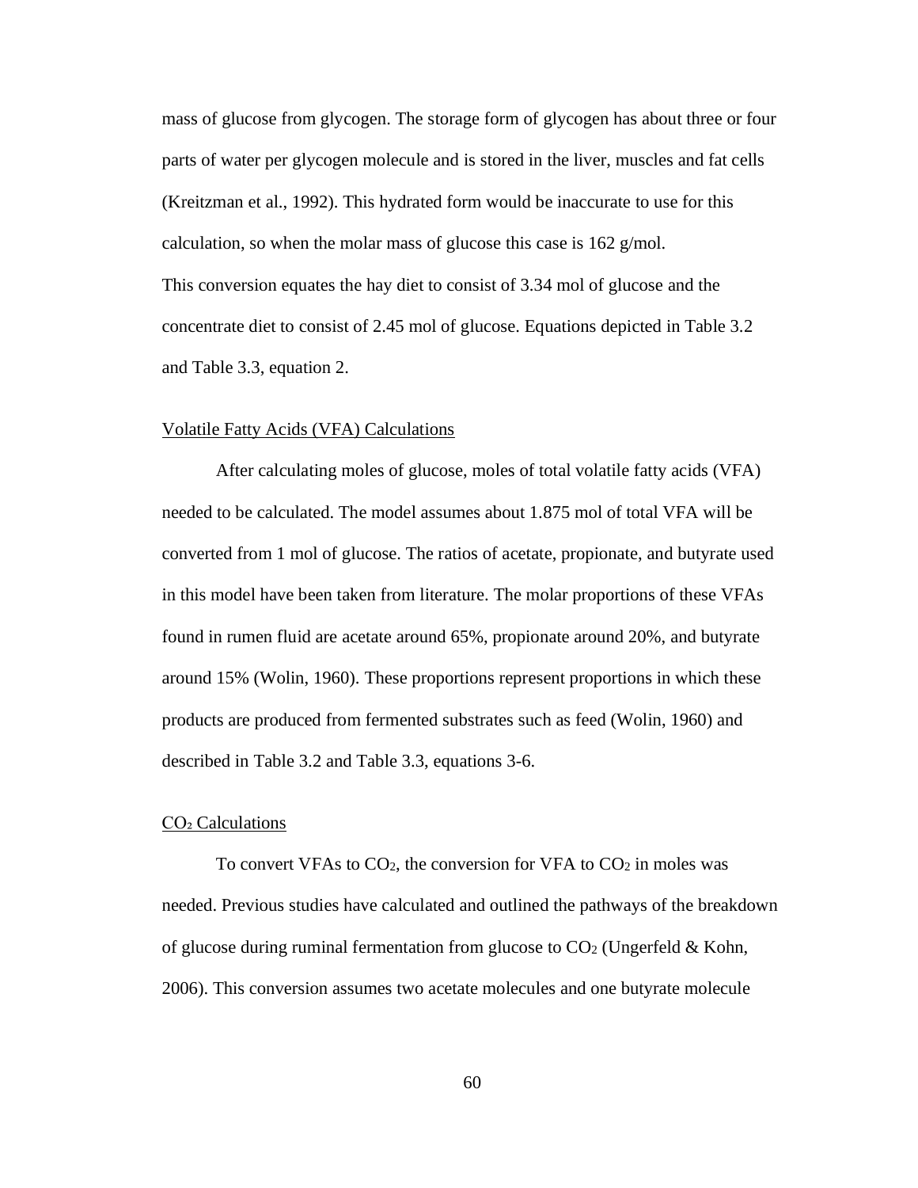mass of glucose from glycogen. The storage form of glycogen has about three or four parts of water per glycogen molecule and is stored in the liver, muscles and fat cells (Kreitzman et al., 1992). This hydrated form would be inaccurate to use for this calculation, so when the molar mass of glucose this case is 162 g/mol.
This conversion equates the hay diet to consist of 3.34 mol of glucose and the concentrate diet to consist of 2.45 mol of glucose. Equations depicted in Table 3.2 and Table 3.3, equation 2.

## Volatile Fatty Acids (VFA) Calculations

After calculating moles of glucose, moles of total volatile fatty acids (VFA) needed to be calculated. The model assumes about 1.875 mol of total VFA will be converted from 1 mol of glucose. The ratios of acetate, propionate, and butyrate used in this model have been taken from literature. The molar proportions of these VFAs found in rumen fluid are acetate around 65%, propionate around 20%, and butyrate around 15% (Wolin, 1960). These proportions represent proportions in which these products are produced from fermented substrates such as feed (Wolin, 1960) and described in Table 3.2 and Table 3.3, equations 3-6.

## $CO_2$ Calculations

To convert VFAs to $CO_2$, the conversion for VFA to $CO_2$ in moles was needed. Previous studies have calculated and outlined the pathways of the breakdown of glucose during ruminal fermentation from glucose to $CO_2$ (Ungerfeld & Kohn, 2006). This conversion assumes two acetate molecules and one butyrate molecule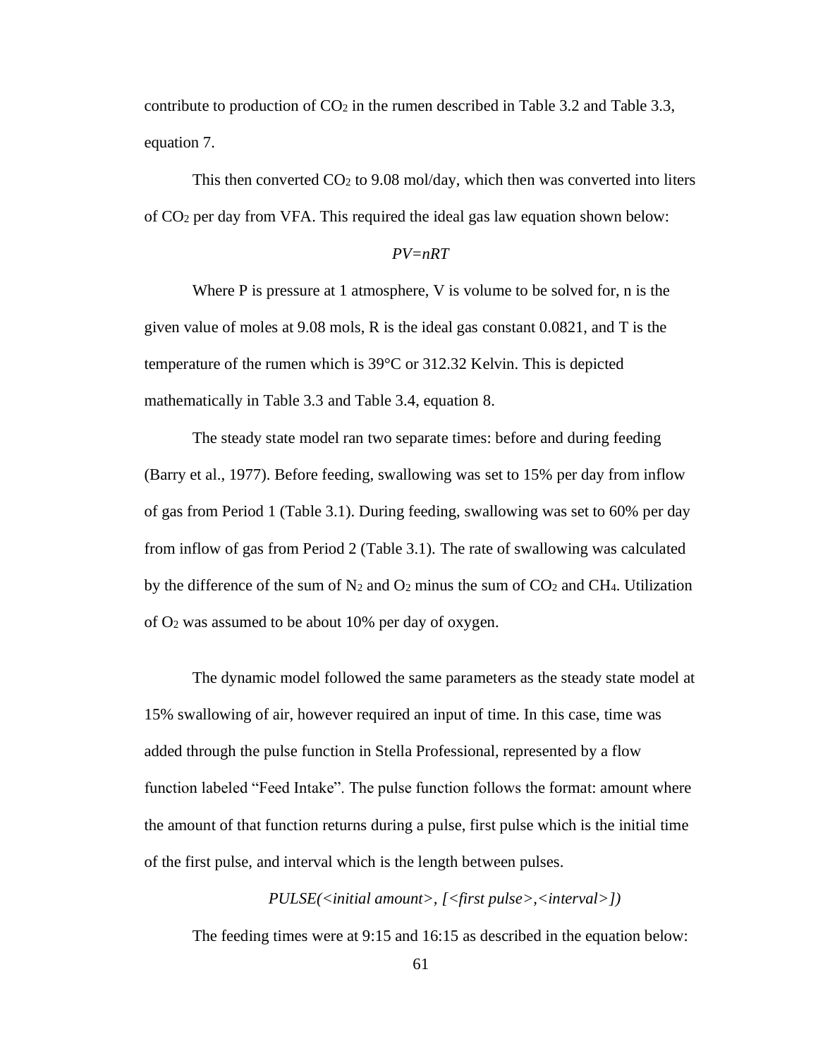contribute to production of $CO_2$ in the rumen described in Table 3.2 and Table 3.3, equation 7.

This then converted $CO_2$ to 9.08 mol/day, which then was converted into liters of $CO_2$ per day from VFA. This required the ideal gas law equation shown below:

$$PV=nRT$$

Where P is pressure at 1 atmosphere, V is volume to be solved for, n is the given value of moles at 9.08 mols, R is the ideal gas constant 0.0821, and T is the temperature of the rumen which is 39°C or 312.32 Kelvin. This is depicted mathematically in Table 3.3 and Table 3.4, equation 8.

The steady state model ran two separate times: before and during feeding (Barry et al., 1977). Before feeding, swallowing was set to 15% per day from inflow of gas from Period 1 (Table 3.1). During feeding, swallowing was set to 60% per day from inflow of gas from Period 2 (Table 3.1). The rate of swallowing was calculated by the difference of the sum of $N_2$ and $O_2$ minus the sum of $CO_2$ and $CH_4$. Utilization of $O_2$ was assumed to be about 10% per day of oxygen.

The dynamic model followed the same parameters as the steady state model at 15% swallowing of air, however required an input of time. In this case, time was added through the pulse function in Stella Professional, represented by a flow function labeled "Feed Intake". The pulse function follows the format: amount where the amount of that function returns during a pulse, first pulse which is the initial time of the first pulse, and interval which is the length between pulses.

*PULSE(<initial amount>, [<first pulse>,<interval>])*

The feeding times were at 9:15 and 16:15 as described in the equation below: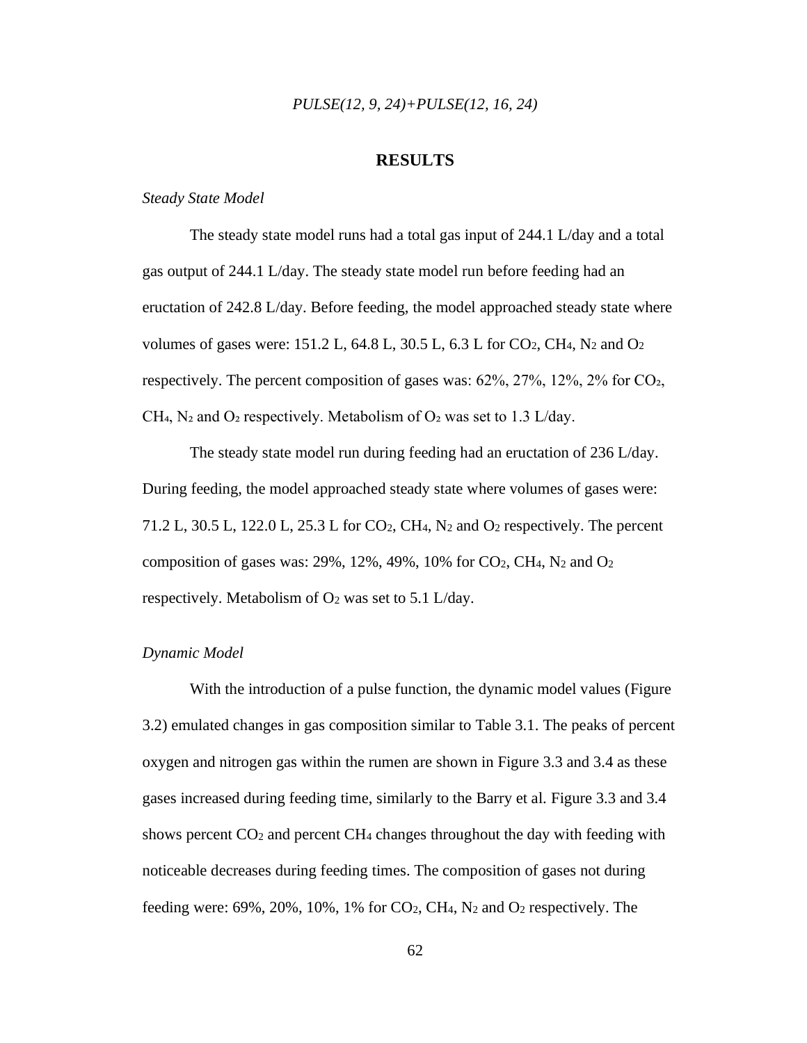*PULSE(12, 9, 24)+PULSE(12, 16, 24)*

## RESULTS

*Steady State Model*

The steady state model runs had a total gas input of 244.1 L/day and a total gas output of 244.1 L/day. The steady state model run before feeding had an eructation of 242.8 L/day. Before feeding, the model approached steady state where volumes of gases were: 151.2 L, 64.8 L, 30.5 L, 6.3 L for $CO_2$, $CH_4$, $N_2$ and $O_2$ respectively. The percent composition of gases was: 62%, 27%, 12%, 2% for $CO_2$, $CH_4$, $N_2$ and $O_2$ respectively. Metabolism of $O_2$ was set to 1.3 L/day.

The steady state model run during feeding had an eructation of 236 L/day. During feeding, the model approached steady state where volumes of gases were: 71.2 L, 30.5 L, 122.0 L, 25.3 L for $CO_2$, $CH_4$, $N_2$ and $O_2$ respectively. The percent composition of gases was: 29%, 12%, 49%, 10% for $CO_2$, $CH_4$, $N_2$ and $O_2$ respectively. Metabolism of $O_2$ was set to 5.1 L/day.

*Dynamic Model*

With the introduction of a pulse function, the dynamic model values (Figure 3.2) emulated changes in gas composition similar to Table 3.1. The peaks of percent oxygen and nitrogen gas within the rumen are shown in Figure 3.3 and 3.4 as these gases increased during feeding time, similarly to the Barry et al. Figure 3.3 and 3.4 shows percent $CO_2$ and percent $CH_4$ changes throughout the day with feeding with noticeable decreases during feeding times. The composition of gases not during feeding were: 69%, 20%, 10%, 1% for $CO_2$, $CH_4$, $N_2$ and $O_2$ respectively. The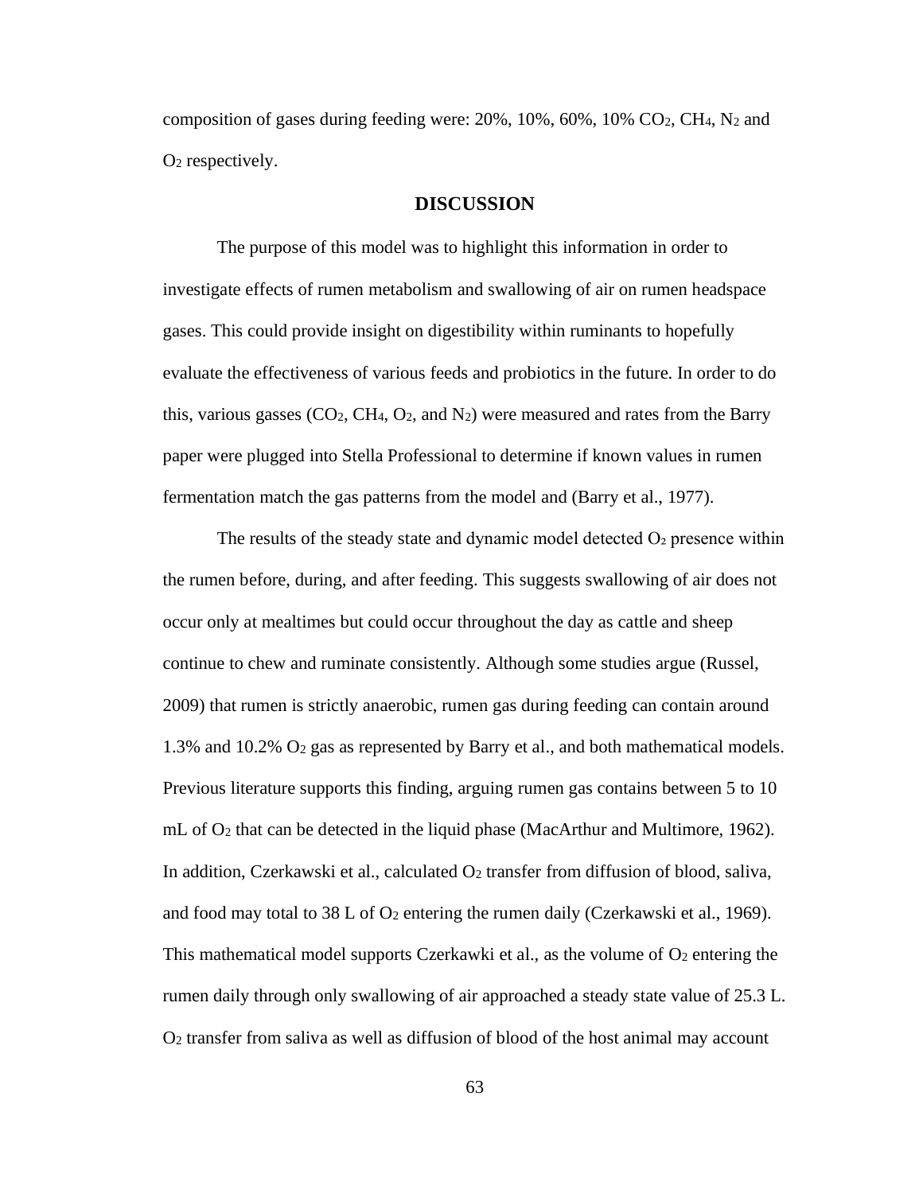composition of gases during feeding were: 20%, 10%, 60%, 10% $CO_2$, $CH_4$, $N_2$ and $O_2$ respectively.

## DISCUSSION

The purpose of this model was to highlight this information in order to investigate effects of rumen metabolism and swallowing of air on rumen headspace gases. This could provide insight on digestibility within ruminants to hopefully evaluate the effectiveness of various feeds and probiotics in the future. In order to do this, various gasses ($CO_2$, $CH_4$, $O_2$, and $N_2$) were measured and rates from the Barry paper were plugged into Stella Professional to determine if known values in rumen fermentation match the gas patterns from the model and (Barry et al., 1977).

The results of the steady state and dynamic model detected $O_2$ presence within the rumen before, during, and after feeding. This suggests swallowing of air does not occur only at mealtimes but could occur throughout the day as cattle and sheep continue to chew and ruminate consistently. Although some studies argue (Russel, 2009) that rumen is strictly anaerobic, rumen gas during feeding can contain around 1.3% and 10.2% $O_2$ gas as represented by Barry et al., and both mathematical models. Previous literature supports this finding, arguing rumen gas contains between 5 to 10 mL of $O_2$ that can be detected in the liquid phase (MacArthur and Multimore, 1962). In addition, Czerkawski et al., calculated $O_2$ transfer from diffusion of blood, saliva, and food may total to 38 L of $O_2$ entering the rumen daily (Czerkawski et al., 1969). This mathematical model supports Czerkawki et al., as the volume of $O_2$ entering the rumen daily through only swallowing of air approached a steady state value of 25.3 L. $O_2$ transfer from saliva as well as diffusion of blood of the host animal may account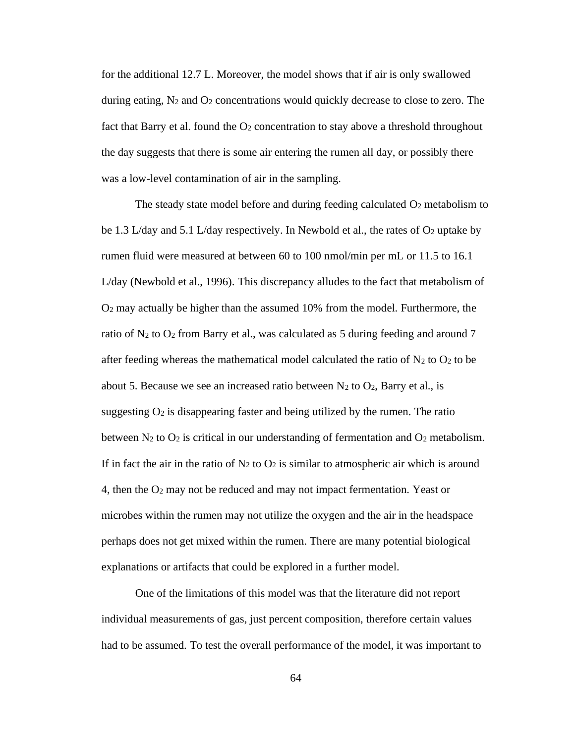for the additional 12.7 L. Moreover, the model shows that if air is only swallowed during eating, $N_2$ and $O_2$ concentrations would quickly decrease to close to zero. The fact that Barry et al. found the $O_2$ concentration to stay above a threshold throughout the day suggests that there is some air entering the rumen all day, or possibly there was a low-level contamination of air in the sampling.

The steady state model before and during feeding calculated $O_2$ metabolism to be 1.3 L/day and 5.1 L/day respectively. In Newbold et al., the rates of $O_2$ uptake by rumen fluid were measured at between 60 to 100 nmol/min per mL or 11.5 to 16.1 L/day (Newbold et al., 1996). This discrepancy alludes to the fact that metabolism of $O_2$ may actually be higher than the assumed 10% from the model. Furthermore, the ratio of $N_2$ to $O_2$ from Barry et al., was calculated as 5 during feeding and around 7 after feeding whereas the mathematical model calculated the ratio of $N_2$ to $O_2$ to be about 5. Because we see an increased ratio between $N_2$ to $O_2$, Barry et al., is suggesting $O_2$ is disappearing faster and being utilized by the rumen. The ratio between $N_2$ to $O_2$ is critical in our understanding of fermentation and $O_2$ metabolism. If in fact the air in the ratio of $N_2$ to $O_2$ is similar to atmospheric air which is around 4, then the $O_2$ may not be reduced and may not impact fermentation. Yeast or microbes within the rumen may not utilize the oxygen and the air in the headspace perhaps does not get mixed within the rumen. There are many potential biological explanations or artifacts that could be explored in a further model.

One of the limitations of this model was that the literature did not report individual measurements of gas, just percent composition, therefore certain values had to be assumed. To test the overall performance of the model, it was important to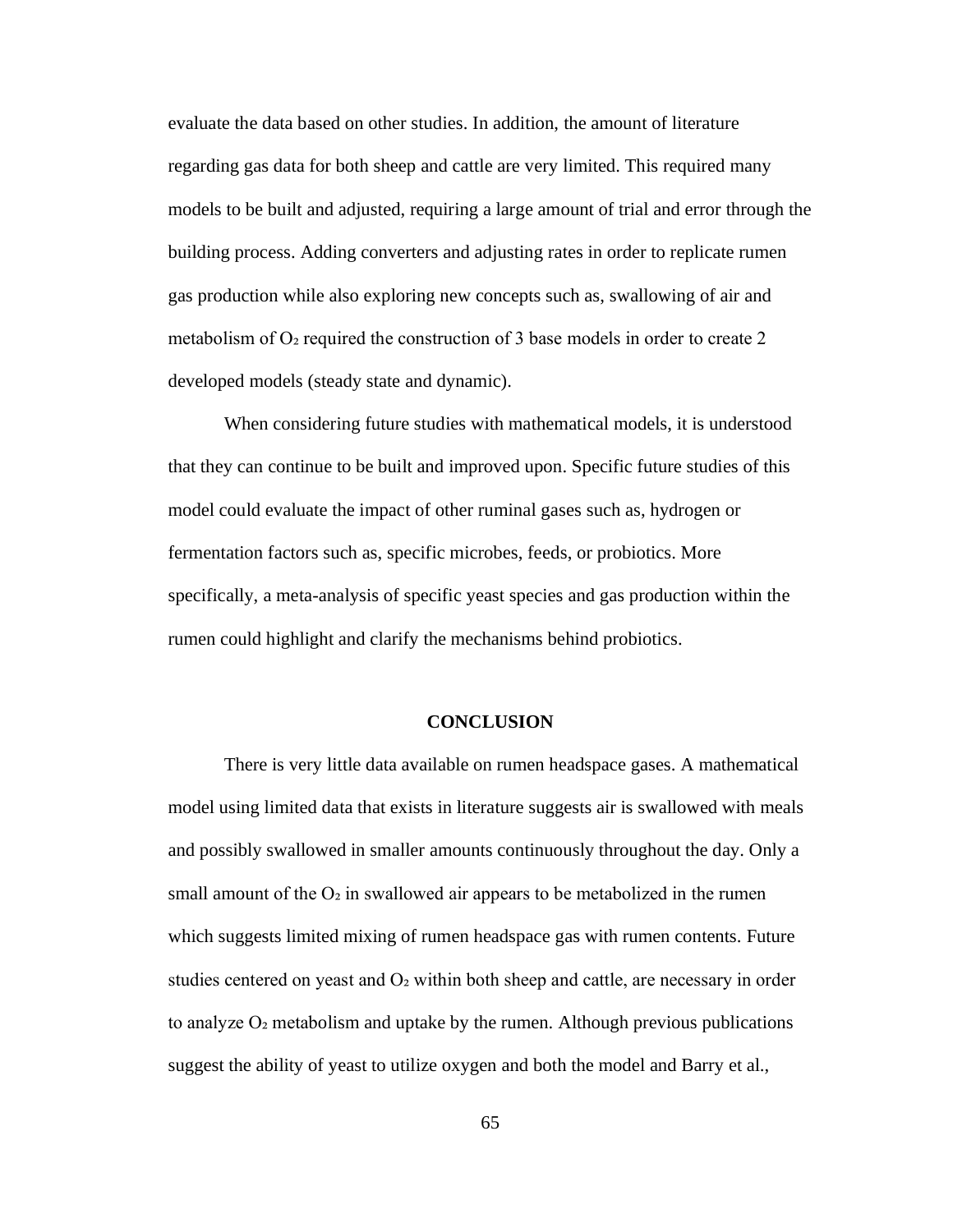evaluate the data based on other studies. In addition, the amount of literature regarding gas data for both sheep and cattle are very limited. This required many models to be built and adjusted, requiring a large amount of trial and error through the building process. Adding converters and adjusting rates in order to replicate rumen gas production while also exploring new concepts such as, swallowing of air and metabolism of $O_2$ required the construction of 3 base models in order to create 2 developed models (steady state and dynamic).

When considering future studies with mathematical models, it is understood that they can continue to be built and improved upon. Specific future studies of this model could evaluate the impact of other ruminal gases such as, hydrogen or fermentation factors such as, specific microbes, feeds, or probiotics. More specifically, a meta-analysis of specific yeast species and gas production within the rumen could highlight and clarify the mechanisms behind probiotics.

## CONCLUSION

There is very little data available on rumen headspace gases. A mathematical model using limited data that exists in literature suggests air is swallowed with meals and possibly swallowed in smaller amounts continuously throughout the day. Only a small amount of the $O_2$ in swallowed air appears to be metabolized in the rumen which suggests limited mixing of rumen headspace gas with rumen contents. Future studies centered on yeast and $O_2$ within both sheep and cattle, are necessary in order to analyze $O_2$ metabolism and uptake by the rumen. Although previous publications suggest the ability of yeast to utilize oxygen and both the model and Barry et al.,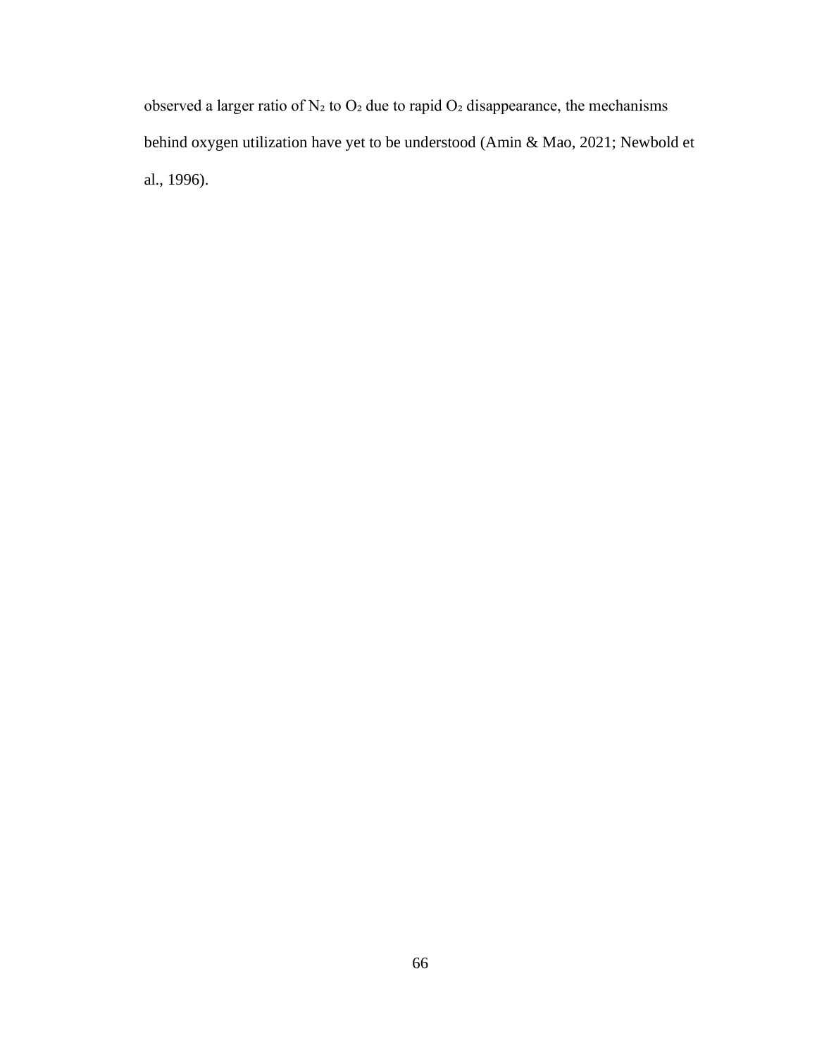observed a larger ratio of $N_2$ to $O_2$ due to rapid $O_2$ disappearance, the mechanisms behind oxygen utilization have yet to be understood (Amin & Mao, 2021; Newbold et al., 1996).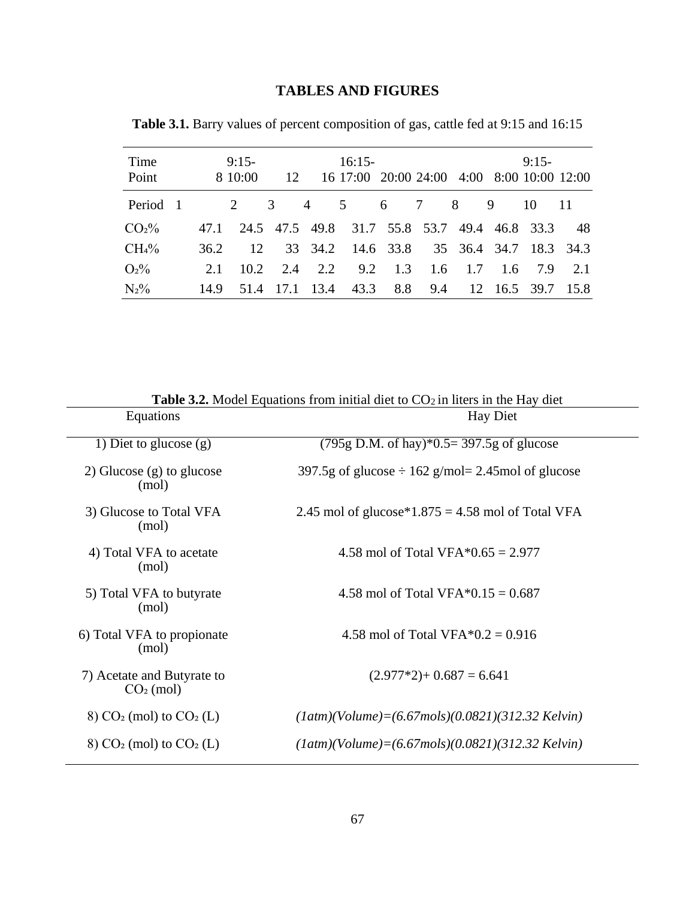# TABLES AND FIGURES

**Table 3.1.** Barry values of percent composition of gas, cattle fed at 9:15 and 16:15

| Time Point | 8 | 9:15-10:00 | 12 | 16 | 16:15-17:00 | 20:00 | 24:00 | 4:00 | 8:00 | 9:15-10:00 | 12:00 |
|---|---|---|---|---|---|---|---|---|---|---|---|
| Period | 1 | 2 | 3 | 4 | 5 | 6 | 7 | 8 | 9 | 10 | 11 |
| $CO_2$% | 47.1 | 24.5 | 47.5 | 49.8 | 31.7 | 55.8 | 53.7 | 49.4 | 46.8 | 33.3 | 48 |
| $CH_4$% | 36.2 | 12 | 33 | 34.2 | 14.6 | 33.8 | 35 | 36.4 | 34.7 | 18.3 | 34.3 |
| $O_2$% | 2.1 | 10.2 | 2.4 | 2.2 | 9.2 | 1.3 | 1.6 | 1.7 | 1.6 | 7.9 | 2.1 |
| $N_2$% | 14.9 | 51.4 | 17.1 | 13.4 | 43.3 | 8.8 | 9.4 | 12 | 16.5 | 39.7 | 15.8 |

**Table 3.2.** Model Equations from initial diet to $CO_2$ in liters in the Hay diet

| Equations | Hay Diet |
|---|---|
| 1) Diet to glucose (g) | (795g D.M. of hay)*0.5= 397.5g of glucose |
| 2) Glucose (g) to glucose (mol) | 397.5g of glucose ÷ 162 g/mol= 2.45mol of glucose |
| 3) Glucose to Total VFA (mol) | 2.45 mol of glucose*1.875 = 4.58 mol of Total VFA |
| 4) Total VFA to acetate (mol) | 4.58 mol of Total VFA*0.65 = 2.977 |
| 5) Total VFA to butyrate (mol) | 4.58 mol of Total VFA*0.15 = 0.687 |
| 6) Total VFA to propionate (mol) | 4.58 mol of Total VFA*0.2 = 0.916 |
| 7) Acetate and Butyrate to $CO_2$ (mol) | (2.977*2)+ 0.687 = 6.641 |
| 8) $CO_2$ (mol) to $CO_2$ (L) | *(1atm)(Volume)=(6.67mols)(0.0821)(312.32 Kelvin)* |
| 8) $CO_2$ (mol) to $CO_2$ (L) | *(1atm)(Volume)=(6.67mols)(0.0821)(312.32 Kelvin)* |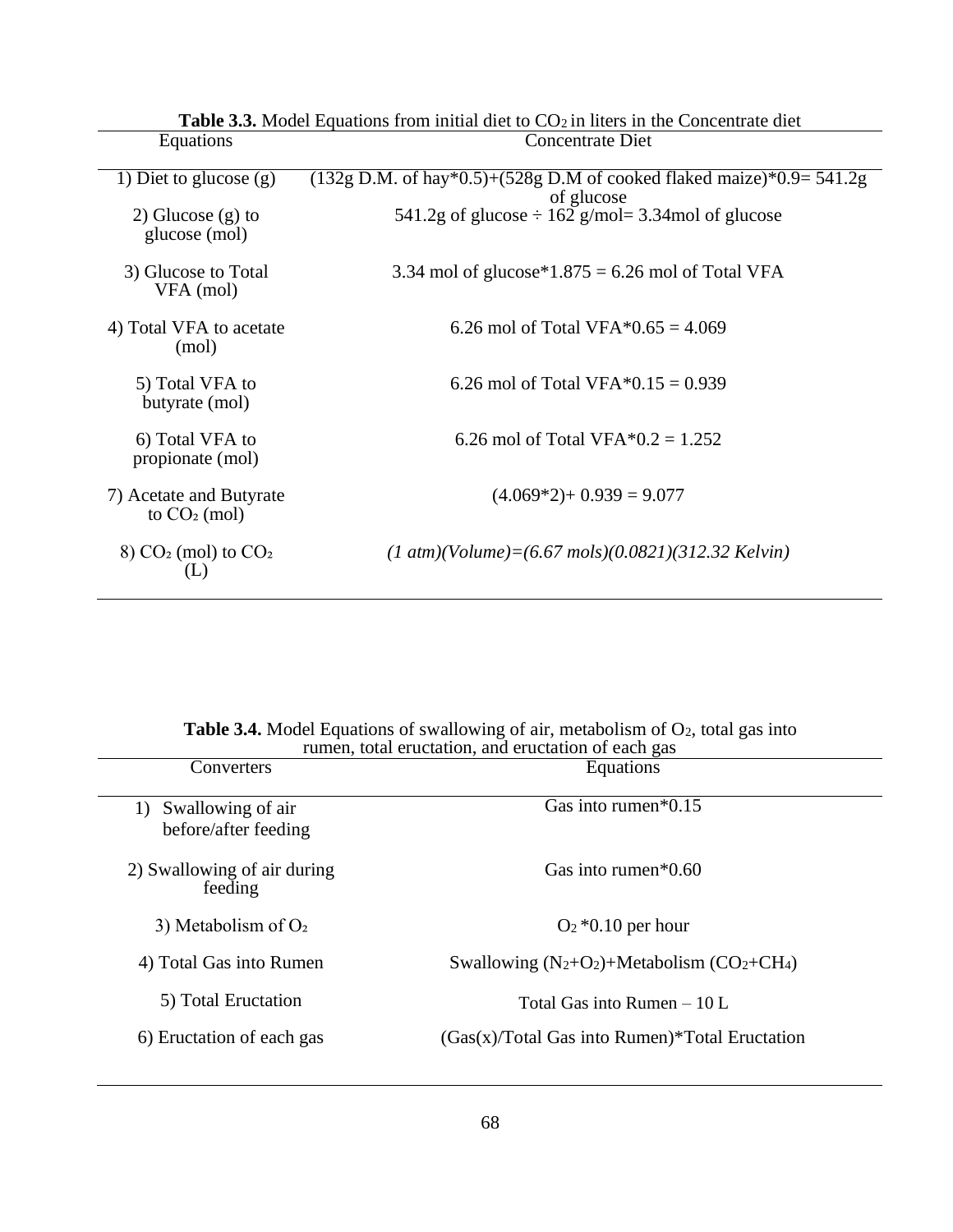**Table 3.3.** Model Equations from initial diet to $CO_2$ in liters in the Concentrate diet

| Equations | Concentrate Diet |
|---|---|
| 1) Diet to glucose (g) | (132g D.M. of hay*0.5)+(528g D.M of cooked flaked maize)*0.9= 541.2g of glucose |
| 2) Glucose (g) to glucose (mol) | 541.2g of glucose ÷ 162 g/mol= 3.34mol of glucose |
| 3) Glucose to Total VFA (mol) | 3.34 mol of glucose*1.875 = 6.26 mol of Total VFA |
| 4) Total VFA to acetate (mol) | 6.26 mol of Total VFA*0.65 = 4.069 |
| 5) Total VFA to butyrate (mol) | 6.26 mol of Total VFA*0.15 = 0.939 |
| 6) Total VFA to propionate (mol) | 6.26 mol of Total VFA*0.2 = 1.252 |
| 7) Acetate and Butyrate to $CO_2$ (mol) | (4.069*2)+ 0.939 = 9.077 |
| 8) $CO_2$ (mol) to $CO_2$ (L) | *(1 atm)(Volume)=(6.67 mols)(0.0821)(312.32 Kelvin)* |

**Table 3.4.** Model Equations of swallowing of air, metabolism of $O_2$, total gas into rumen, total eructation, and eructation of each gas

| Converters | Equations |
|---|---|
| 1) Swallowing of air before/after feeding | Gas into rumen*0.15 |
| 2) Swallowing of air during feeding | Gas into rumen*0.60 |
| 3) Metabolism of $O_2$ | $O_2$ *0.10 per hour |
| 4) Total Gas into Rumen | Swallowing ($N_2$+$O_2$)+Metabolism ($CO_2$+$CH_4$) |
| 5) Total Eructation | Total Gas into Rumen – 10 L |
| 6) Eructation of each gas | (Gas(x)/Total Gas into Rumen)*Total Eructation |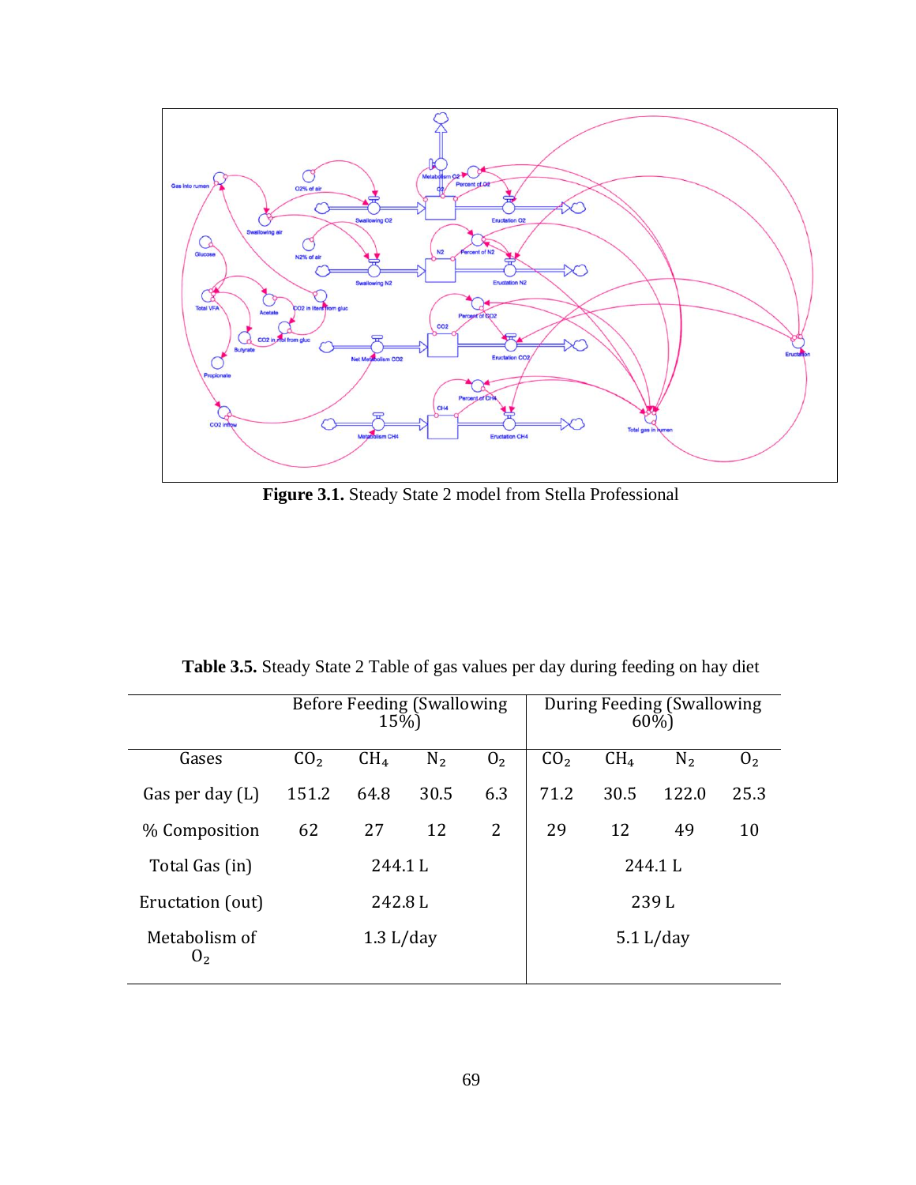**Figure 3.1.** Steady State 2 model from Stella Professional

**Table 3.5.** Steady State 2 Table of gas values per day during feeding on hay diet

| | Before Feeding (Swallowing 15%) | | | | During Feeding (Swallowing 60%) | | | |
|---|---|---|---|---|---|---|---|---|
| Gases | $CO_2$ | $CH_4$ | $N_2$ | $O_2$ | $CO_2$ | $CH_4$ | $N_2$ | $O_2$ |
| Gas per day (L) | 151.2 | 64.8 | 30.5 | 6.3 | 71.2 | 30.5 | 122.0 | 25.3 |
| % Composition | 62 | 27 | 12 | 2 | 29 | 12 | 49 | 10 |
| Total Gas (in) | 244.1 L | | | | 244.1 L | | | |
| Eructation (out) | 242.8 L | | | | 239 L | | | |
| Metabolism of $O_2$ | 1.3 L/day | | | | 5.1 L/day | | | |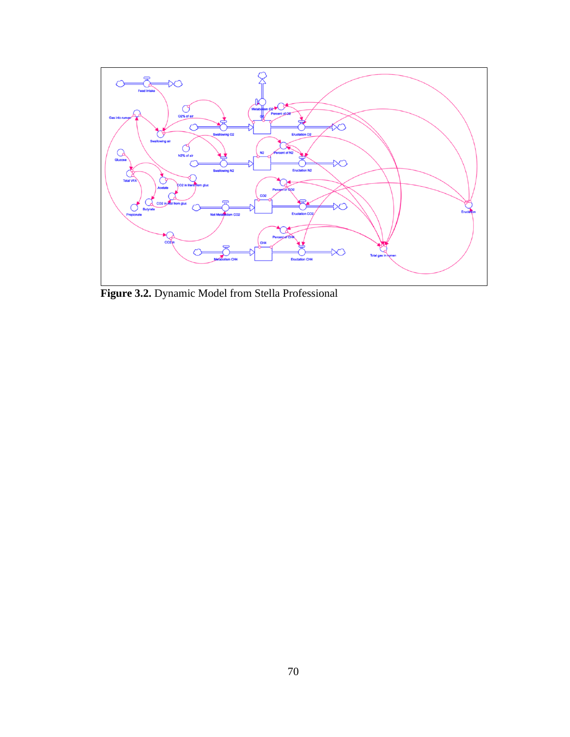**Figure 3.2.** Dynamic Model from Stella Professional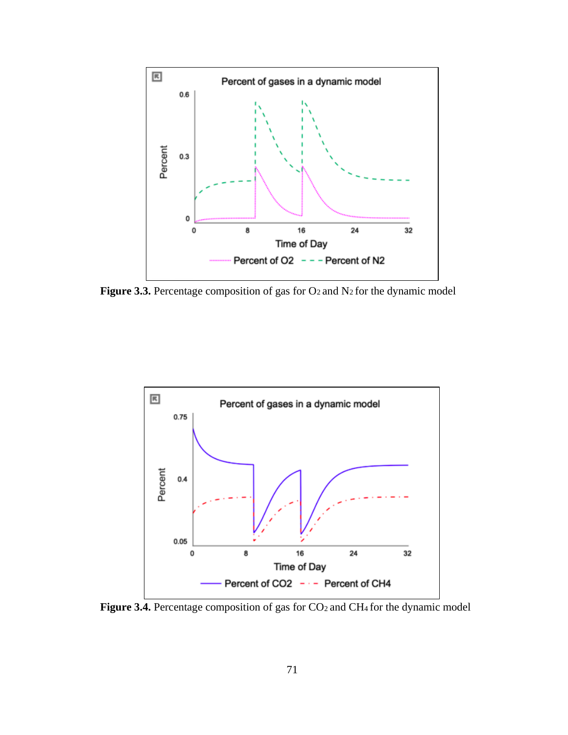**Figure 3.3.** Percentage composition of gas for $O_2$ and $N_2$ for the dynamic model

**Figure 3.4.** Percentage composition of gas for $CO_2$ and $CH_4$ for the dynamic model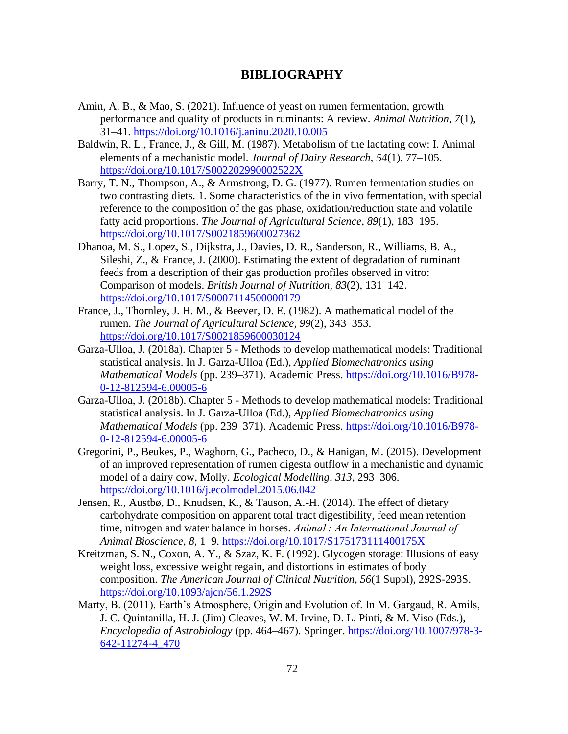# BIBLIOGRAPHY

Amin, A. B., & Mao, S. (2021). Influence of yeast on rumen fermentation, growth performance and quality of products in ruminants: A review. *Animal Nutrition*, *7*(1), 31–41. https://doi.org/10.1016/j.aninu.2020.10.005

Baldwin, R. L., France, J., & Gill, M. (1987). Metabolism of the lactating cow: I. Animal elements of a mechanistic model. *Journal of Dairy Research*, *54*(1), 77–105. https://doi.org/10.1017/S002202990002522X

Barry, T. N., Thompson, A., & Armstrong, D. G. (1977). Rumen fermentation studies on two contrasting diets. 1. Some characteristics of the in vivo fermentation, with special reference to the composition of the gas phase, oxidation/reduction state and volatile fatty acid proportions. *The Journal of Agricultural Science*, *89*(1), 183–195. https://doi.org/10.1017/S0021859600027362

Dhanoa, M. S., Lopez, S., Dijkstra, J., Davies, D. R., Sanderson, R., Williams, B. A., Sileshi, Z., & France, J. (2000). Estimating the extent of degradation of ruminant feeds from a description of their gas production profiles observed in vitro: Comparison of models. *British Journal of Nutrition*, *83*(2), 131–142. https://doi.org/10.1017/S0007114500000179

France, J., Thornley, J. H. M., & Beever, D. E. (1982). A mathematical model of the rumen. *The Journal of Agricultural Science*, *99*(2), 343–353. https://doi.org/10.1017/S0021859600030124

Garza-Ulloa, J. (2018a). Chapter 5 - Methods to develop mathematical models: Traditional statistical analysis. In J. Garza-Ulloa (Ed.), *Applied Biomechatronics using Mathematical Models* (pp. 239–371). Academic Press. https://doi.org/10.1016/B978-0-12-812594-6.00005-6

Garza-Ulloa, J. (2018b). Chapter 5 - Methods to develop mathematical models: Traditional statistical analysis. In J. Garza-Ulloa (Ed.), *Applied Biomechatronics using Mathematical Models* (pp. 239–371). Academic Press. https://doi.org/10.1016/B978-0-12-812594-6.00005-6

Gregorini, P., Beukes, P., Waghorn, G., Pacheco, D., & Hanigan, M. (2015). Development of an improved representation of rumen digesta outflow in a mechanistic and dynamic model of a dairy cow, Molly. *Ecological Modelling*, *313*, 293–306. https://doi.org/10.1016/j.ecolmodel.2015.06.042

Jensen, R., Austbø, D., Knudsen, K., & Tauson, A.-H. (2014). The effect of dietary carbohydrate composition on apparent total tract digestibility, feed mean retention time, nitrogen and water balance in horses. *Animal : An International Journal of Animal Bioscience*, *8*, 1–9. https://doi.org/10.1017/S175173111400175X

Kreitzman, S. N., Coxon, A. Y., & Szaz, K. F. (1992). Glycogen storage: Illusions of easy weight loss, excessive weight regain, and distortions in estimates of body composition. *The American Journal of Clinical Nutrition*, *56*(1 Suppl), 292S-293S. https://doi.org/10.1093/ajcn/56.1.292S

Marty, B. (2011). Earth's Atmosphere, Origin and Evolution of. In M. Gargaud, R. Amils, J. C. Quintanilla, H. J. (Jim) Cleaves, W. M. Irvine, D. L. Pinti, & M. Viso (Eds.), *Encyclopedia of Astrobiology* (pp. 464–467). Springer. https://doi.org/10.1007/978-3-642-11274-4_470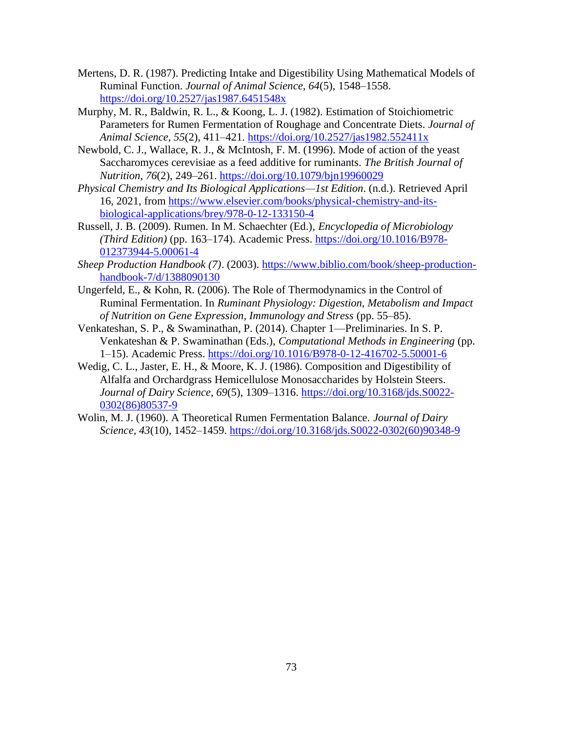Mertens, D. R. (1987). Predicting Intake and Digestibility Using Mathematical Models of Ruminal Function. *Journal of Animal Science*, *64*(5), 1548–1558. https://doi.org/10.2527/jas1987.6451548x

Murphy, M. R., Baldwin, R. L., & Koong, L. J. (1982). Estimation of Stoichiometric Parameters for Rumen Fermentation of Roughage and Concentrate Diets. *Journal of Animal Science*, *55*(2), 411–421. https://doi.org/10.2527/jas1982.552411x

Newbold, C. J., Wallace, R. J., & McIntosh, F. M. (1996). Mode of action of the yeast Saccharomyces cerevisiae as a feed additive for ruminants. *The British Journal of Nutrition*, *76*(2), 249–261. https://doi.org/10.1079/bjn19960029

*Physical Chemistry and Its Biological Applications—1st Edition*. (n.d.). Retrieved April 16, 2021, from https://www.elsevier.com/books/physical-chemistry-and-its-biological-applications/brey/978-0-12-133150-4

Russell, J. B. (2009). Rumen. In M. Schaechter (Ed.), *Encyclopedia of Microbiology (Third Edition)* (pp. 163–174). Academic Press. https://doi.org/10.1016/B978-012373944-5.00061-4

*Sheep Production Handbook (7)*. (2003). https://www.biblio.com/book/sheep-production-handbook-7/d/1388090130

Ungerfeld, E., & Kohn, R. (2006). The Role of Thermodynamics in the Control of Ruminal Fermentation. In *Ruminant Physiology: Digestion, Metabolism and Impact of Nutrition on Gene Expression, Immunology and Stress* (pp. 55–85).

Venkateshan, S. P., & Swaminathan, P. (2014). Chapter 1—Preliminaries. In S. P. Venkateshan & P. Swaminathan (Eds.), *Computational Methods in Engineering* (pp. 1–15). Academic Press. https://doi.org/10.1016/B978-0-12-416702-5.50001-6

Wedig, C. L., Jaster, E. H., & Moore, K. J. (1986). Composition and Digestibility of Alfalfa and Orchardgrass Hemicellulose Monosaccharides by Holstein Steers. *Journal of Dairy Science*, *69*(5), 1309–1316. https://doi.org/10.3168/jds.S0022-0302(86)80537-9

Wolin, M. J. (1960). A Theoretical Rumen Fermentation Balance. *Journal of Dairy Science*, *43*(10), 1452–1459. https://doi.org/10.3168/jds.S0022-0302(60)90348-9